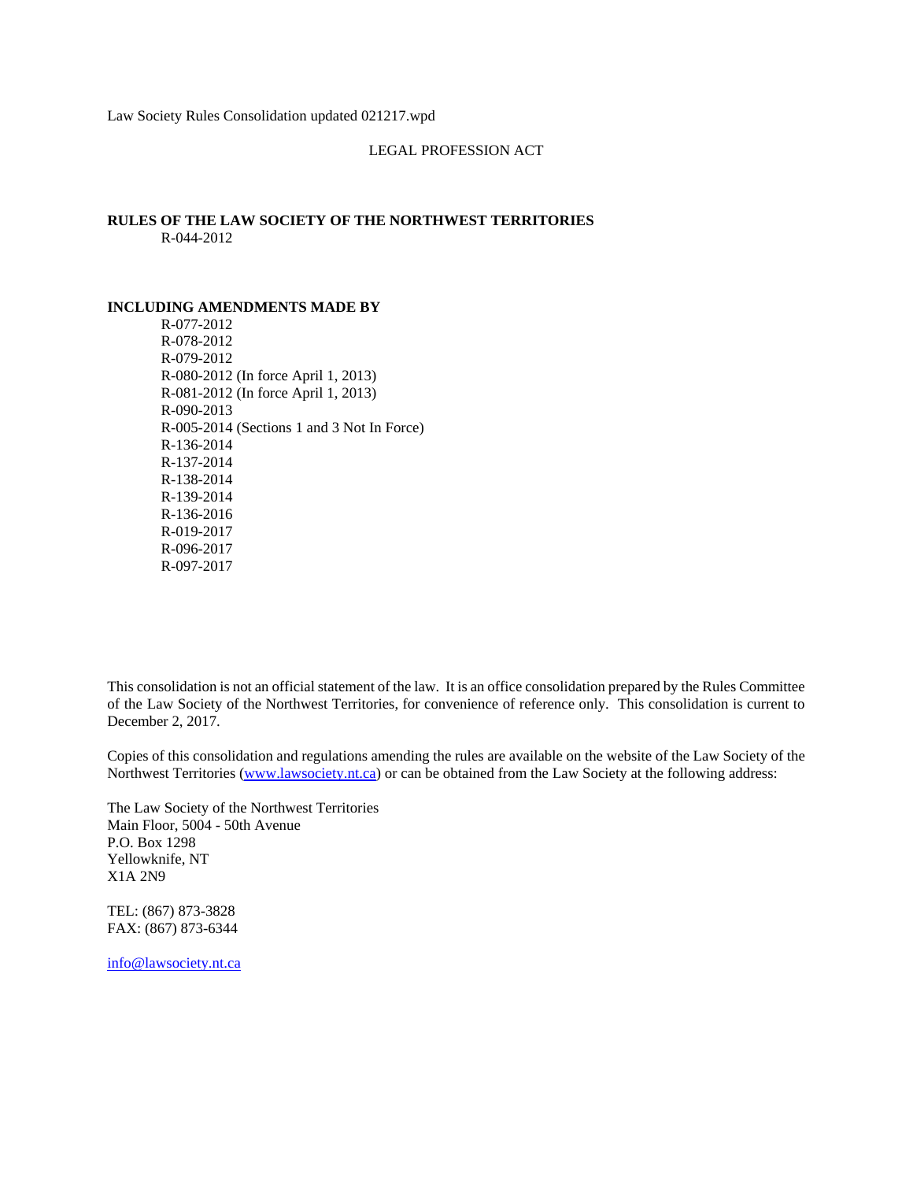Law Society Rules Consolidation updated 021217.wpd

LEGAL PROFESSION ACT

**RULES OF THE LAW SOCIETY OF THE NORTHWEST TERRITORIES**
R-044-2012

**INCLUDING AMENDMENTS MADE BY**

R-077-2012
R-078-2012
R-079-2012
R-080-2012 (In force April 1, 2013)
R-081-2012 (In force April 1, 2013)
R-090-2013
R-005-2014 (Sections 1 and 3 Not In Force)
R-136-2014
R-137-2014
R-138-2014
R-139-2014
R-136-2016
R-019-2017
R-096-2017
R-097-2017

This consolidation is not an official statement of the law. It is an office consolidation prepared by the Rules Committee of the Law Society of the Northwest Territories, for convenience of reference only. This consolidation is current to December 2, 2017.

Copies of this consolidation and regulations amending the rules are available on the website of the Law Society of the Northwest Territories (www.lawsociety.nt.ca) or can be obtained from the Law Society at the following address:

The Law Society of the Northwest Territories
Main Floor, 5004 - 50th Avenue
P.O. Box 1298
Yellowknife, NT
X1A 2N9

TEL: (867) 873-3828
FAX: (867) 873-6344

info@lawsociety.nt.ca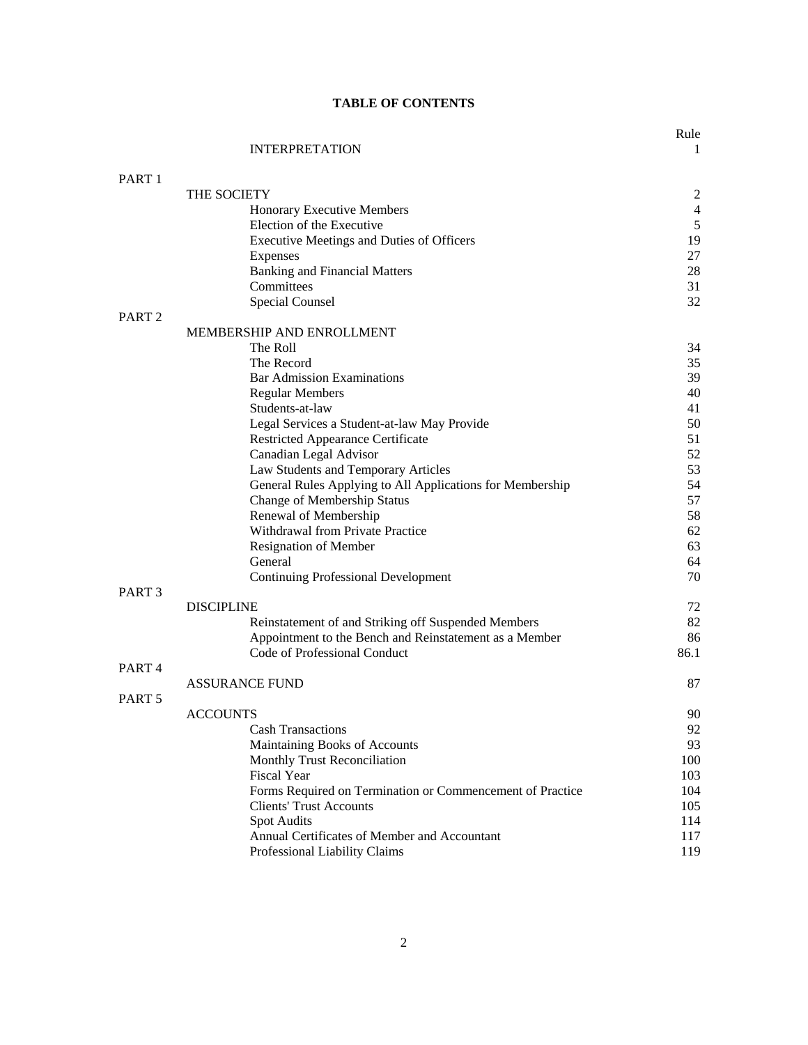# TABLE OF CONTENTS

| | | Rule |
|---|---|---|
| | INTERPRETATION | 1 |
| PART 1 | | |
| | THE SOCIETY | 2 |
| | Honorary Executive Members | 4 |
| | Election of the Executive | 5 |
| | Executive Meetings and Duties of Officers | 19 |
| | Expenses | 27 |
| | Banking and Financial Matters | 28 |
| | Committees | 31 |
| | Special Counsel | 32 |
| PART 2 | | |
| | MEMBERSHIP AND ENROLLMENT | |
| | The Roll | 34 |
| | The Record | 35 |
| | Bar Admission Examinations | 39 |
| | Regular Members | 40 |
| | Students-at-law | 41 |
| | Legal Services a Student-at-law May Provide | 50 |
| | Restricted Appearance Certificate | 51 |
| | Canadian Legal Advisor | 52 |
| | Law Students and Temporary Articles | 53 |
| | General Rules Applying to All Applications for Membership | 54 |
| | Change of Membership Status | 57 |
| | Renewal of Membership | 58 |
| | Withdrawal from Private Practice | 62 |
| | Resignation of Member | 63 |
| | General | 64 |
| | Continuing Professional Development | 70 |
| PART 3 | | |
| | DISCIPLINE | 72 |
| | Reinstatement of and Striking off Suspended Members | 82 |
| | Appointment to the Bench and Reinstatement as a Member | 86 |
| | Code of Professional Conduct | 86.1 |
| PART 4 | | |
| | ASSURANCE FUND | 87 |
| PART 5 | | |
| | ACCOUNTS | 90 |
| | Cash Transactions | 92 |
| | Maintaining Books of Accounts | 93 |
| | Monthly Trust Reconciliation | 100 |
| | Fiscal Year | 103 |
| | Forms Required on Termination or Commencement of Practice | 104 |
| | Clients' Trust Accounts | 105 |
| | Spot Audits | 114 |
| | Annual Certificates of Member and Accountant | 117 |
| | Professional Liability Claims | 119 |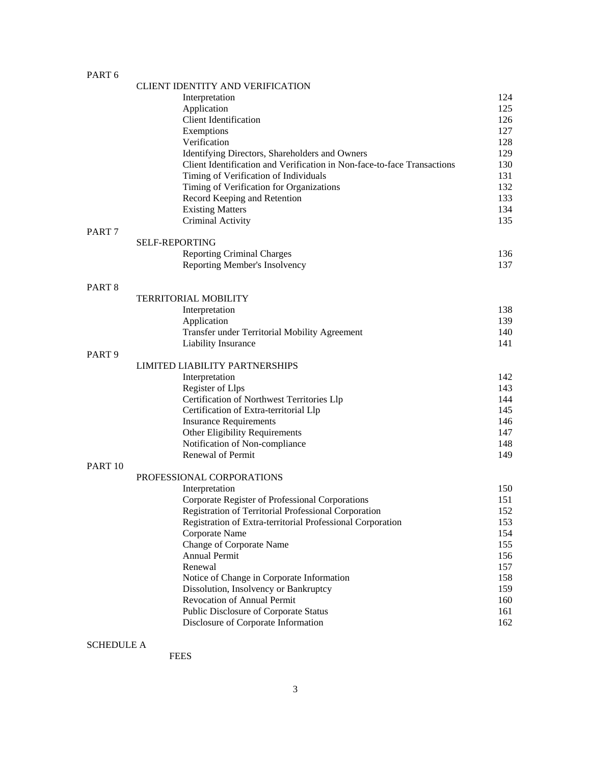PART 6

CLIENT IDENTITY AND VERIFICATION

| | |
|---|---|
| Interpretation | 124 |
| Application | 125 |
| Client Identification | 126 |
| Exemptions | 127 |
| Verification | 128 |
| Identifying Directors, Shareholders and Owners | 129 |
| Client Identification and Verification in Non-face-to-face Transactions | 130 |
| Timing of Verification of Individuals | 131 |
| Timing of Verification for Organizations | 132 |
| Record Keeping and Retention | 133 |
| Existing Matters | 134 |
| Criminal Activity | 135 |

PART 7

SELF-REPORTING

| | |
|---|---|
| Reporting Criminal Charges | 136 |
| Reporting Member's Insolvency | 137 |

PART 8

TERRITORIAL MOBILITY

| | |
|---|---|
| Interpretation | 138 |
| Application | 139 |
| Transfer under Territorial Mobility Agreement | 140 |
| Liability Insurance | 141 |

PART 9

LIMITED LIABILITY PARTNERSHIPS

| | |
|---|---|
| Interpretation | 142 |
| Register of Llps | 143 |
| Certification of Northwest Territories Llp | 144 |
| Certification of Extra-territorial Llp | 145 |
| Insurance Requirements | 146 |
| Other Eligibility Requirements | 147 |
| Notification of Non-compliance | 148 |
| Renewal of Permit | 149 |

PART 10

PROFESSIONAL CORPORATIONS

| | |
|---|---|
| Interpretation | 150 |
| Corporate Register of Professional Corporations | 151 |
| Registration of Territorial Professional Corporation | 152 |
| Registration of Extra-territorial Professional Corporation | 153 |
| Corporate Name | 154 |
| Change of Corporate Name | 155 |
| Annual Permit | 156 |
| Renewal | 157 |
| Notice of Change in Corporate Information | 158 |
| Dissolution, Insolvency or Bankruptcy | 159 |
| Revocation of Annual Permit | 160 |
| Public Disclosure of Corporate Status | 161 |
| Disclosure of Corporate Information | 162 |

SCHEDULE A

FEES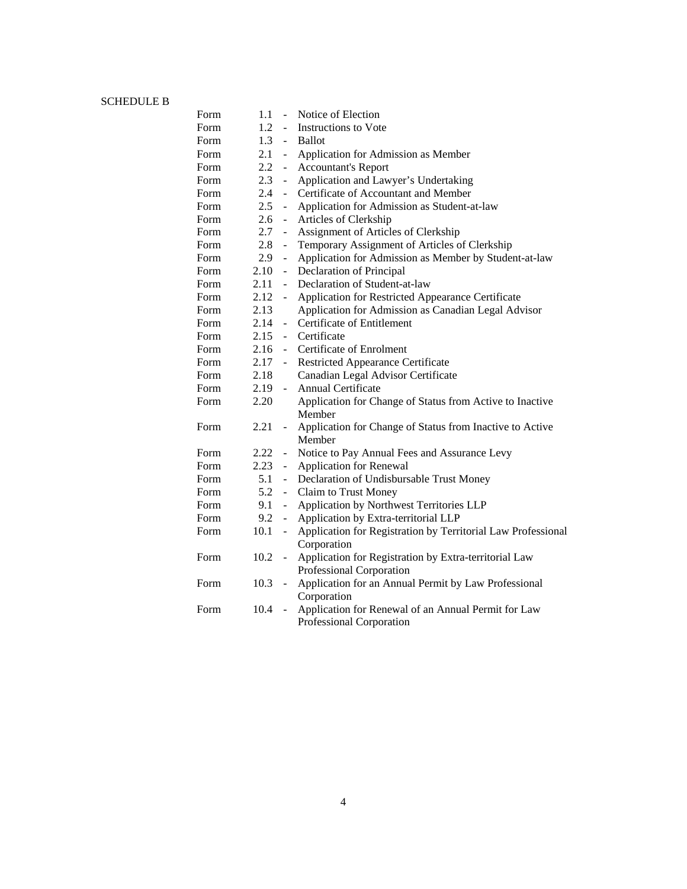SCHEDULE B

| | | | |
|---|---|---|---|
| Form | 1.1 | - | Notice of Election |
| Form | 1.2 | - | Instructions to Vote |
| Form | 1.3 | - | Ballot |
| Form | 2.1 | - | Application for Admission as Member |
| Form | 2.2 | - | Accountant's Report |
| Form | 2.3 | - | Application and Lawyer's Undertaking |
| Form | 2.4 | - | Certificate of Accountant and Member |
| Form | 2.5 | - | Application for Admission as Student-at-law |
| Form | 2.6 | - | Articles of Clerkship |
| Form | 2.7 | - | Assignment of Articles of Clerkship |
| Form | 2.8 | - | Temporary Assignment of Articles of Clerkship |
| Form | 2.9 | - | Application for Admission as Member by Student-at-law |
| Form | 2.10 | - | Declaration of Principal |
| Form | 2.11 | - | Declaration of Student-at-law |
| Form | 2.12 | - | Application for Restricted Appearance Certificate |
| Form | 2.13 | | Application for Admission as Canadian Legal Advisor |
| Form | 2.14 | - | Certificate of Entitlement |
| Form | 2.15 | - | Certificate |
| Form | 2.16 | - | Certificate of Enrolment |
| Form | 2.17 | - | Restricted Appearance Certificate |
| Form | 2.18 | | Canadian Legal Advisor Certificate |
| Form | 2.19 | - | Annual Certificate |
| Form | 2.20 | | Application for Change of Status from Active to Inactive Member |
| Form | 2.21 | - | Application for Change of Status from Inactive to Active Member |
| Form | 2.22 | - | Notice to Pay Annual Fees and Assurance Levy |
| Form | 2.23 | - | Application for Renewal |
| Form | 5.1 | - | Declaration of Undisbursable Trust Money |
| Form | 5.2 | - | Claim to Trust Money |
| Form | 9.1 | - | Application by Northwest Territories LLP |
| Form | 9.2 | - | Application by Extra-territorial LLP |
| Form | 10.1 | - | Application for Registration by Territorial Law Professional Corporation |
| Form | 10.2 | - | Application for Registration by Extra-territorial Law Professional Corporation |
| Form | 10.3 | - | Application for an Annual Permit by Law Professional Corporation |
| Form | 10.4 | - | Application for Renewal of an Annual Permit for Law Professional Corporation |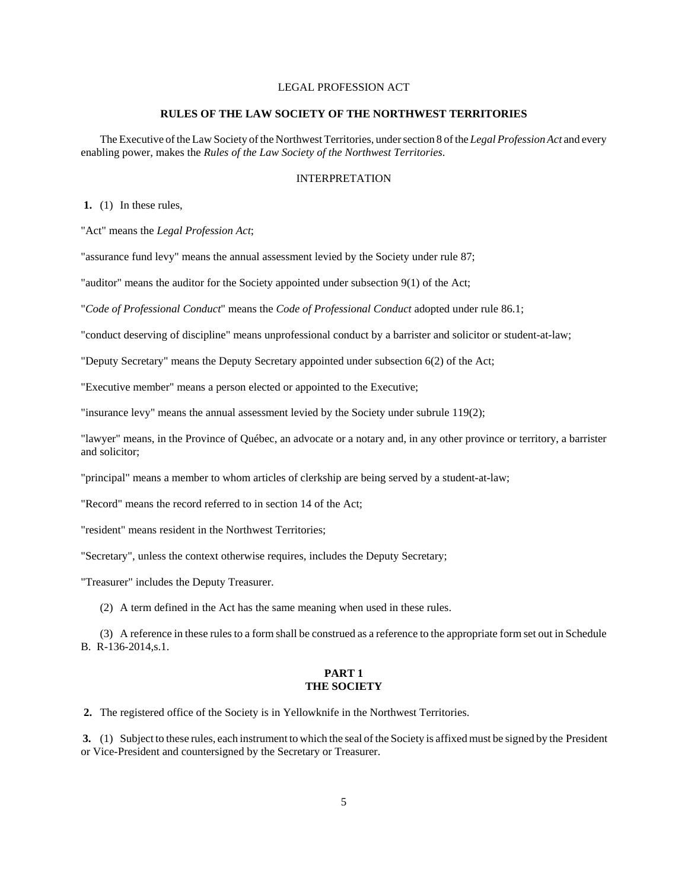LEGAL PROFESSION ACT

# RULES OF THE LAW SOCIETY OF THE NORTHWEST TERRITORIES

The Executive of the Law Society of the Northwest Territories, under section 8 of the *Legal Profession Act* and every enabling power, makes the *Rules of the Law Society of the Northwest Territories*.

## INTERPRETATION

**1.** (1) In these rules,

"Act" means the *Legal Profession Act*;

"assurance fund levy" means the annual assessment levied by the Society under rule 87;

"auditor" means the auditor for the Society appointed under subsection 9(1) of the Act;

"*Code of Professional Conduct*" means the *Code of Professional Conduct* adopted under rule 86.1;

"conduct deserving of discipline" means unprofessional conduct by a barrister and solicitor or student-at-law;

"Deputy Secretary" means the Deputy Secretary appointed under subsection 6(2) of the Act;

"Executive member" means a person elected or appointed to the Executive;

"insurance levy" means the annual assessment levied by the Society under subrule 119(2);

"lawyer" means, in the Province of Québec, an advocate or a notary and, in any other province or territory, a barrister and solicitor;

"principal" means a member to whom articles of clerkship are being served by a student-at-law;

"Record" means the record referred to in section 14 of the Act;

"resident" means resident in the Northwest Territories;

"Secretary", unless the context otherwise requires, includes the Deputy Secretary;

"Treasurer" includes the Deputy Treasurer.

(2) A term defined in the Act has the same meaning when used in these rules.

(3) A reference in these rules to a form shall be construed as a reference to the appropriate form set out in Schedule B. R-136-2014,s.1.

## PART 1
## THE SOCIETY

**2.** The registered office of the Society is in Yellowknife in the Northwest Territories.

**3.** (1) Subject to these rules, each instrument to which the seal of the Society is affixed must be signed by the President or Vice-President and countersigned by the Secretary or Treasurer.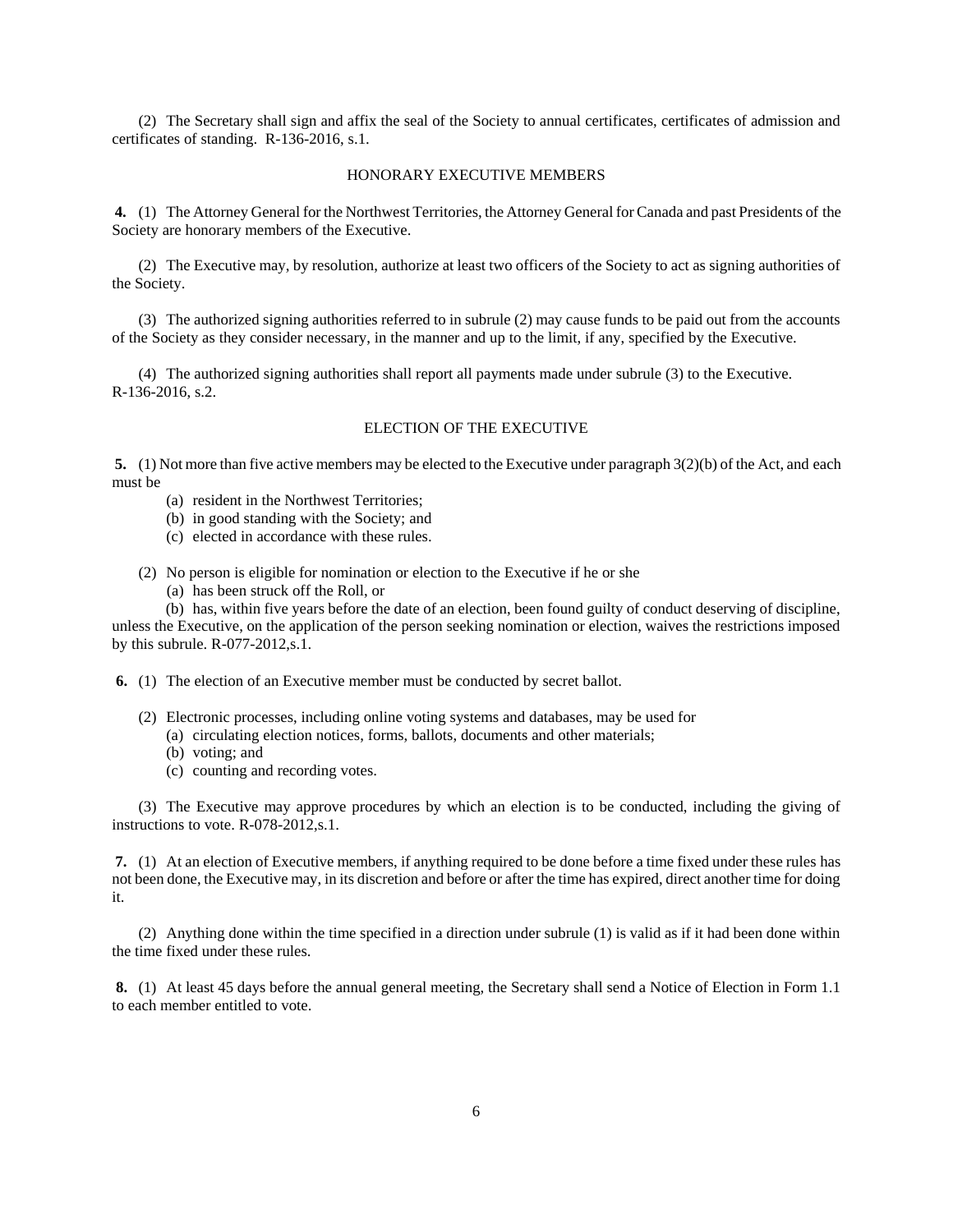(2) The Secretary shall sign and affix the seal of the Society to annual certificates, certificates of admission and certificates of standing. R-136-2016, s.1.

## HONORARY EXECUTIVE MEMBERS

**4.** (1) The Attorney General for the Northwest Territories, the Attorney General for Canada and past Presidents of the Society are honorary members of the Executive.

(2) The Executive may, by resolution, authorize at least two officers of the Society to act as signing authorities of the Society.

(3) The authorized signing authorities referred to in subrule (2) may cause funds to be paid out from the accounts of the Society as they consider necessary, in the manner and up to the limit, if any, specified by the Executive.

(4) The authorized signing authorities shall report all payments made under subrule (3) to the Executive. R-136-2016, s.2.

## ELECTION OF THE EXECUTIVE

**5.** (1) Not more than five active members may be elected to the Executive under paragraph 3(2)(b) of the Act, and each must be

- (a) resident in the Northwest Territories;
- (b) in good standing with the Society; and
- (c) elected in accordance with these rules.

(2) No person is eligible for nomination or election to the Executive if he or she

- (a) has been struck off the Roll, or
- (b) has, within five years before the date of an election, been found guilty of conduct deserving of discipline,

unless the Executive, on the application of the person seeking nomination or election, waives the restrictions imposed by this subrule. R-077-2012,s.1.

**6.** (1) The election of an Executive member must be conducted by secret ballot.

(2) Electronic processes, including online voting systems and databases, may be used for

- (a) circulating election notices, forms, ballots, documents and other materials;
- (b) voting; and
- (c) counting and recording votes.

(3) The Executive may approve procedures by which an election is to be conducted, including the giving of instructions to vote. R-078-2012,s.1.

**7.** (1) At an election of Executive members, if anything required to be done before a time fixed under these rules has not been done, the Executive may, in its discretion and before or after the time has expired, direct another time for doing it.

(2) Anything done within the time specified in a direction under subrule (1) is valid as if it had been done within the time fixed under these rules.

**8.** (1) At least 45 days before the annual general meeting, the Secretary shall send a Notice of Election in Form 1.1 to each member entitled to vote.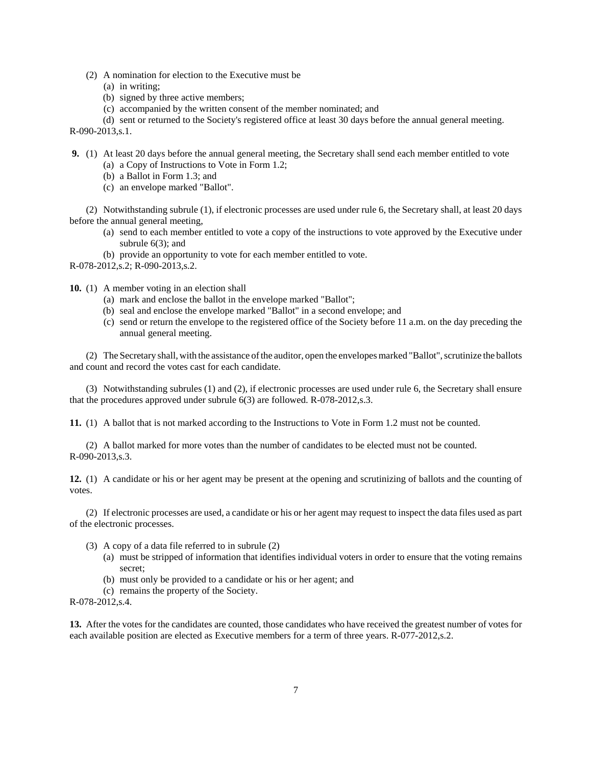(2) A nomination for election to the Executive must be

(a) in writing;

(b) signed by three active members;

(c) accompanied by the written consent of the member nominated; and

(d) sent or returned to the Society's registered office at least 30 days before the annual general meeting.

R-090-2013,s.1.

**9.** (1) At least 20 days before the annual general meeting, the Secretary shall send each member entitled to vote

(a) a Copy of Instructions to Vote in Form 1.2;

(b) a Ballot in Form 1.3; and

(c) an envelope marked "Ballot".

(2) Notwithstanding subrule (1), if electronic processes are used under rule 6, the Secretary shall, at least 20 days before the annual general meeting,

(a) send to each member entitled to vote a copy of the instructions to vote approved by the Executive under subrule 6(3); and

(b) provide an opportunity to vote for each member entitled to vote.

R-078-2012,s.2; R-090-2013,s.2.

**10.** (1) A member voting in an election shall

(a) mark and enclose the ballot in the envelope marked "Ballot";

(b) seal and enclose the envelope marked "Ballot" in a second envelope; and

(c) send or return the envelope to the registered office of the Society before 11 a.m. on the day preceding the annual general meeting.

(2) The Secretary shall, with the assistance of the auditor, open the envelopes marked "Ballot", scrutinize the ballots and count and record the votes cast for each candidate.

(3) Notwithstanding subrules (1) and (2), if electronic processes are used under rule 6, the Secretary shall ensure that the procedures approved under subrule 6(3) are followed. R-078-2012,s.3.

**11.** (1) A ballot that is not marked according to the Instructions to Vote in Form 1.2 must not be counted.

(2) A ballot marked for more votes than the number of candidates to be elected must not be counted.

R-090-2013,s.3.

**12.** (1) A candidate or his or her agent may be present at the opening and scrutinizing of ballots and the counting of votes.

(2) If electronic processes are used, a candidate or his or her agent may request to inspect the data files used as part of the electronic processes.

(3) A copy of a data file referred to in subrule (2)

(a) must be stripped of information that identifies individual voters in order to ensure that the voting remains secret;

(b) must only be provided to a candidate or his or her agent; and

(c) remains the property of the Society.

R-078-2012,s.4.

**13.** After the votes for the candidates are counted, those candidates who have received the greatest number of votes for each available position are elected as Executive members for a term of three years. R-077-2012,s.2.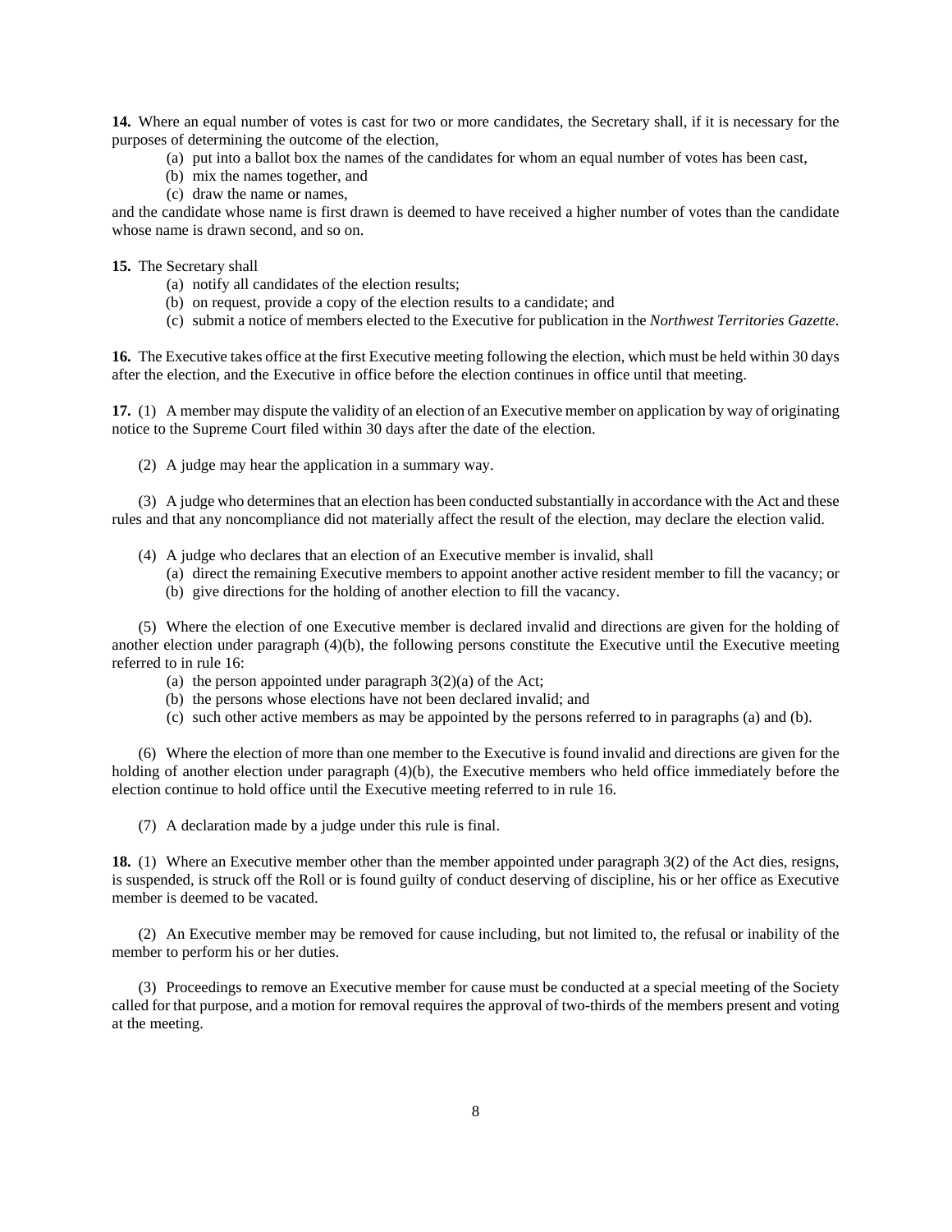**14.** Where an equal number of votes is cast for two or more candidates, the Secretary shall, if it is necessary for the purposes of determining the outcome of the election,

(a) put into a ballot box the names of the candidates for whom an equal number of votes has been cast,

(b) mix the names together, and

(c) draw the name or names,

and the candidate whose name is first drawn is deemed to have received a higher number of votes than the candidate whose name is drawn second, and so on.

**15.** The Secretary shall

(a) notify all candidates of the election results;

(b) on request, provide a copy of the election results to a candidate; and

(c) submit a notice of members elected to the Executive for publication in the *Northwest Territories Gazette*.

**16.** The Executive takes office at the first Executive meeting following the election, which must be held within 30 days after the election, and the Executive in office before the election continues in office until that meeting.

**17.** (1) A member may dispute the validity of an election of an Executive member on application by way of originating notice to the Supreme Court filed within 30 days after the date of the election.

(2) A judge may hear the application in a summary way.

(3) A judge who determines that an election has been conducted substantially in accordance with the Act and these rules and that any noncompliance did not materially affect the result of the election, may declare the election valid.

(4) A judge who declares that an election of an Executive member is invalid, shall

(a) direct the remaining Executive members to appoint another active resident member to fill the vacancy; or

(b) give directions for the holding of another election to fill the vacancy.

(5) Where the election of one Executive member is declared invalid and directions are given for the holding of another election under paragraph (4)(b), the following persons constitute the Executive until the Executive meeting referred to in rule 16:

(a) the person appointed under paragraph 3(2)(a) of the Act;

(b) the persons whose elections have not been declared invalid; and

(c) such other active members as may be appointed by the persons referred to in paragraphs (a) and (b).

(6) Where the election of more than one member to the Executive is found invalid and directions are given for the holding of another election under paragraph (4)(b), the Executive members who held office immediately before the election continue to hold office until the Executive meeting referred to in rule 16.

(7) A declaration made by a judge under this rule is final.

**18.** (1) Where an Executive member other than the member appointed under paragraph 3(2) of the Act dies, resigns, is suspended, is struck off the Roll or is found guilty of conduct deserving of discipline, his or her office as Executive member is deemed to be vacated.

(2) An Executive member may be removed for cause including, but not limited to, the refusal or inability of the member to perform his or her duties.

(3) Proceedings to remove an Executive member for cause must be conducted at a special meeting of the Society called for that purpose, and a motion for removal requires the approval of two-thirds of the members present and voting at the meeting.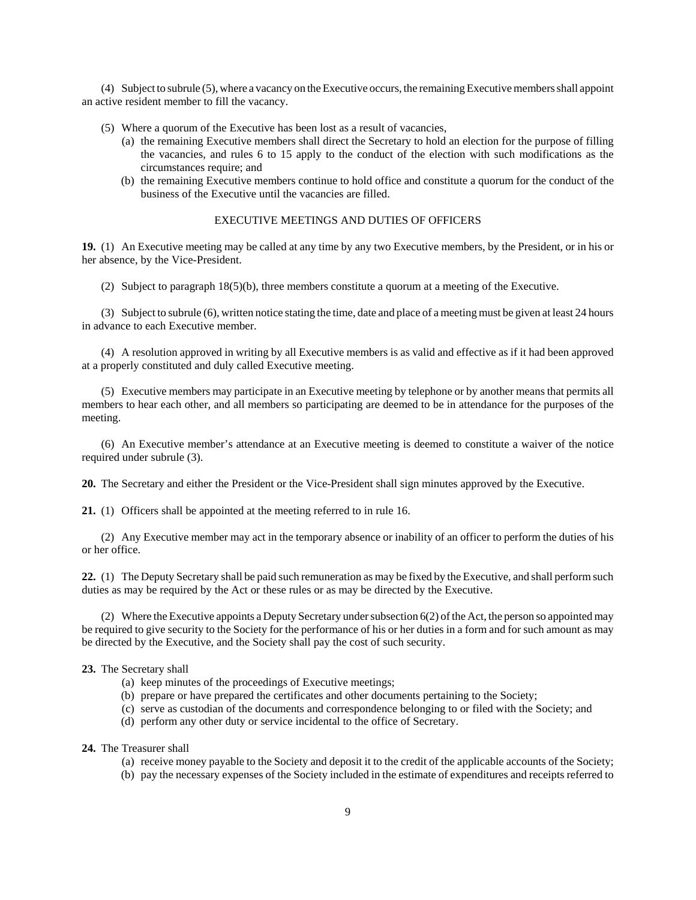(4) Subject to subrule (5), where a vacancy on the Executive occurs, the remaining Executive members shall appoint an active resident member to fill the vacancy.

(5) Where a quorum of the Executive has been lost as a result of vacancies,

- (a) the remaining Executive members shall direct the Secretary to hold an election for the purpose of filling the vacancies, and rules 6 to 15 apply to the conduct of the election with such modifications as the circumstances require; and
- (b) the remaining Executive members continue to hold office and constitute a quorum for the conduct of the business of the Executive until the vacancies are filled.

## EXECUTIVE MEETINGS AND DUTIES OF OFFICERS

**19.** (1) An Executive meeting may be called at any time by any two Executive members, by the President, or in his or her absence, by the Vice-President.

(2) Subject to paragraph 18(5)(b), three members constitute a quorum at a meeting of the Executive.

(3) Subject to subrule (6), written notice stating the time, date and place of a meeting must be given at least 24 hours in advance to each Executive member.

(4) A resolution approved in writing by all Executive members is as valid and effective as if it had been approved at a properly constituted and duly called Executive meeting.

(5) Executive members may participate in an Executive meeting by telephone or by another means that permits all members to hear each other, and all members so participating are deemed to be in attendance for the purposes of the meeting.

(6) An Executive member's attendance at an Executive meeting is deemed to constitute a waiver of the notice required under subrule (3).

**20.** The Secretary and either the President or the Vice-President shall sign minutes approved by the Executive.

**21.** (1) Officers shall be appointed at the meeting referred to in rule 16.

(2) Any Executive member may act in the temporary absence or inability of an officer to perform the duties of his or her office.

**22.** (1) The Deputy Secretary shall be paid such remuneration as may be fixed by the Executive, and shall perform such duties as may be required by the Act or these rules or as may be directed by the Executive.

(2) Where the Executive appoints a Deputy Secretary under subsection 6(2) of the Act, the person so appointed may be required to give security to the Society for the performance of his or her duties in a form and for such amount as may be directed by the Executive, and the Society shall pay the cost of such security.

**23.** The Secretary shall

- (a) keep minutes of the proceedings of Executive meetings;
- (b) prepare or have prepared the certificates and other documents pertaining to the Society;
- (c) serve as custodian of the documents and correspondence belonging to or filed with the Society; and
- (d) perform any other duty or service incidental to the office of Secretary.

**24.** The Treasurer shall

- (a) receive money payable to the Society and deposit it to the credit of the applicable accounts of the Society;
- (b) pay the necessary expenses of the Society included in the estimate of expenditures and receipts referred to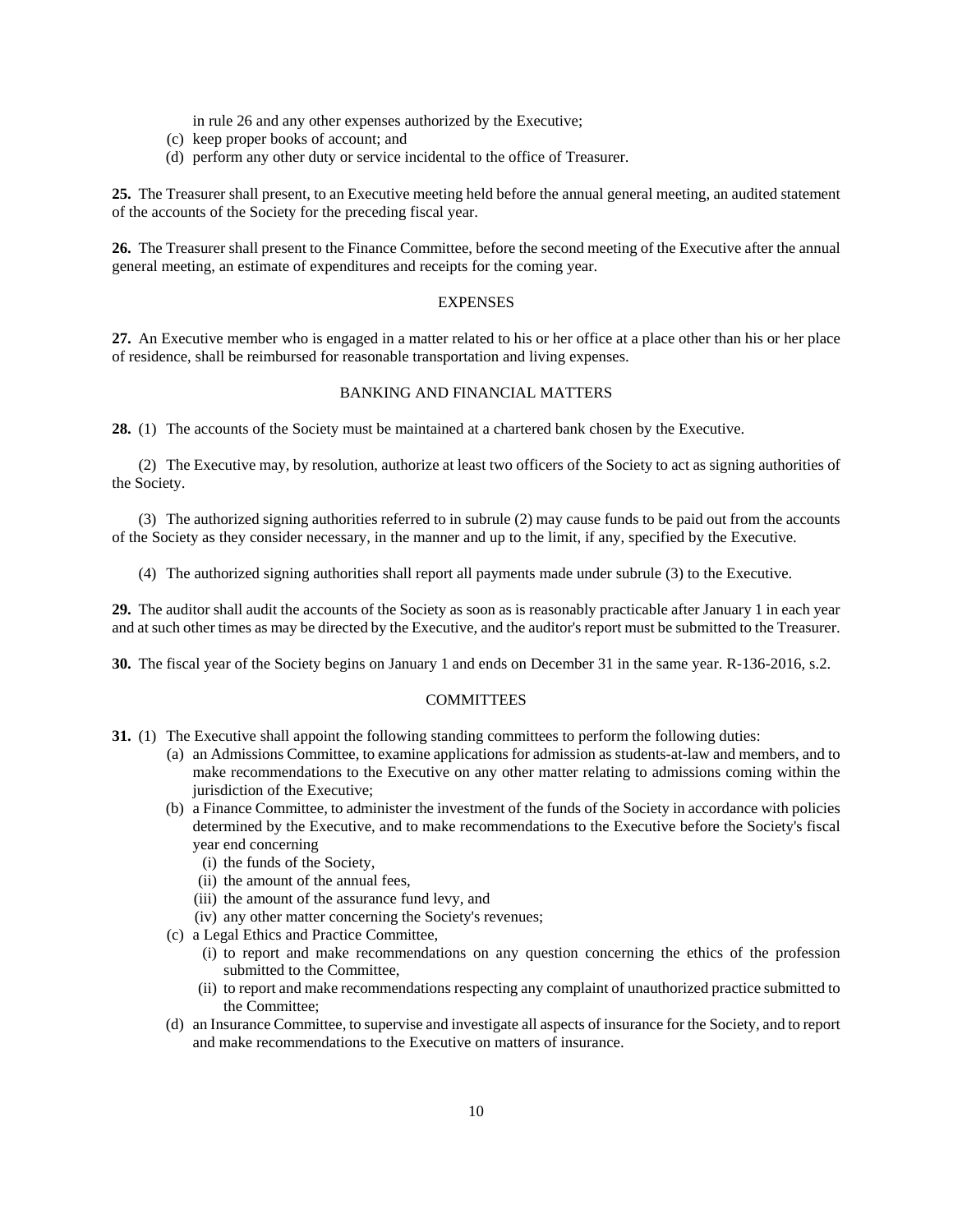in rule 26 and any other expenses authorized by the Executive;

(c) keep proper books of account; and

(d) perform any other duty or service incidental to the office of Treasurer.

**25.** The Treasurer shall present, to an Executive meeting held before the annual general meeting, an audited statement of the accounts of the Society for the preceding fiscal year.

**26.** The Treasurer shall present to the Finance Committee, before the second meeting of the Executive after the annual general meeting, an estimate of expenditures and receipts for the coming year.

## EXPENSES

**27.** An Executive member who is engaged in a matter related to his or her office at a place other than his or her place of residence, shall be reimbursed for reasonable transportation and living expenses.

## BANKING AND FINANCIAL MATTERS

**28.** (1) The accounts of the Society must be maintained at a chartered bank chosen by the Executive.

(2) The Executive may, by resolution, authorize at least two officers of the Society to act as signing authorities of the Society.

(3) The authorized signing authorities referred to in subrule (2) may cause funds to be paid out from the accounts of the Society as they consider necessary, in the manner and up to the limit, if any, specified by the Executive.

(4) The authorized signing authorities shall report all payments made under subrule (3) to the Executive.

**29.** The auditor shall audit the accounts of the Society as soon as is reasonably practicable after January 1 in each year and at such other times as may be directed by the Executive, and the auditor's report must be submitted to the Treasurer.

**30.** The fiscal year of the Society begins on January 1 and ends on December 31 in the same year. R-136-2016, s.2.

## COMMITTEES

**31.** (1) The Executive shall appoint the following standing committees to perform the following duties:

(a) an Admissions Committee, to examine applications for admission as students-at-law and members, and to make recommendations to the Executive on any other matter relating to admissions coming within the jurisdiction of the Executive;

(b) a Finance Committee, to administer the investment of the funds of the Society in accordance with policies determined by the Executive, and to make recommendations to the Executive before the Society's fiscal year end concerning

   (i) the funds of the Society,

   (ii) the amount of the annual fees,

   (iii) the amount of the assurance fund levy, and

   (iv) any other matter concerning the Society's revenues;

(c) a Legal Ethics and Practice Committee,

   (i) to report and make recommendations on any question concerning the ethics of the profession submitted to the Committee,

   (ii) to report and make recommendations respecting any complaint of unauthorized practice submitted to the Committee;

(d) an Insurance Committee, to supervise and investigate all aspects of insurance for the Society, and to report and make recommendations to the Executive on matters of insurance.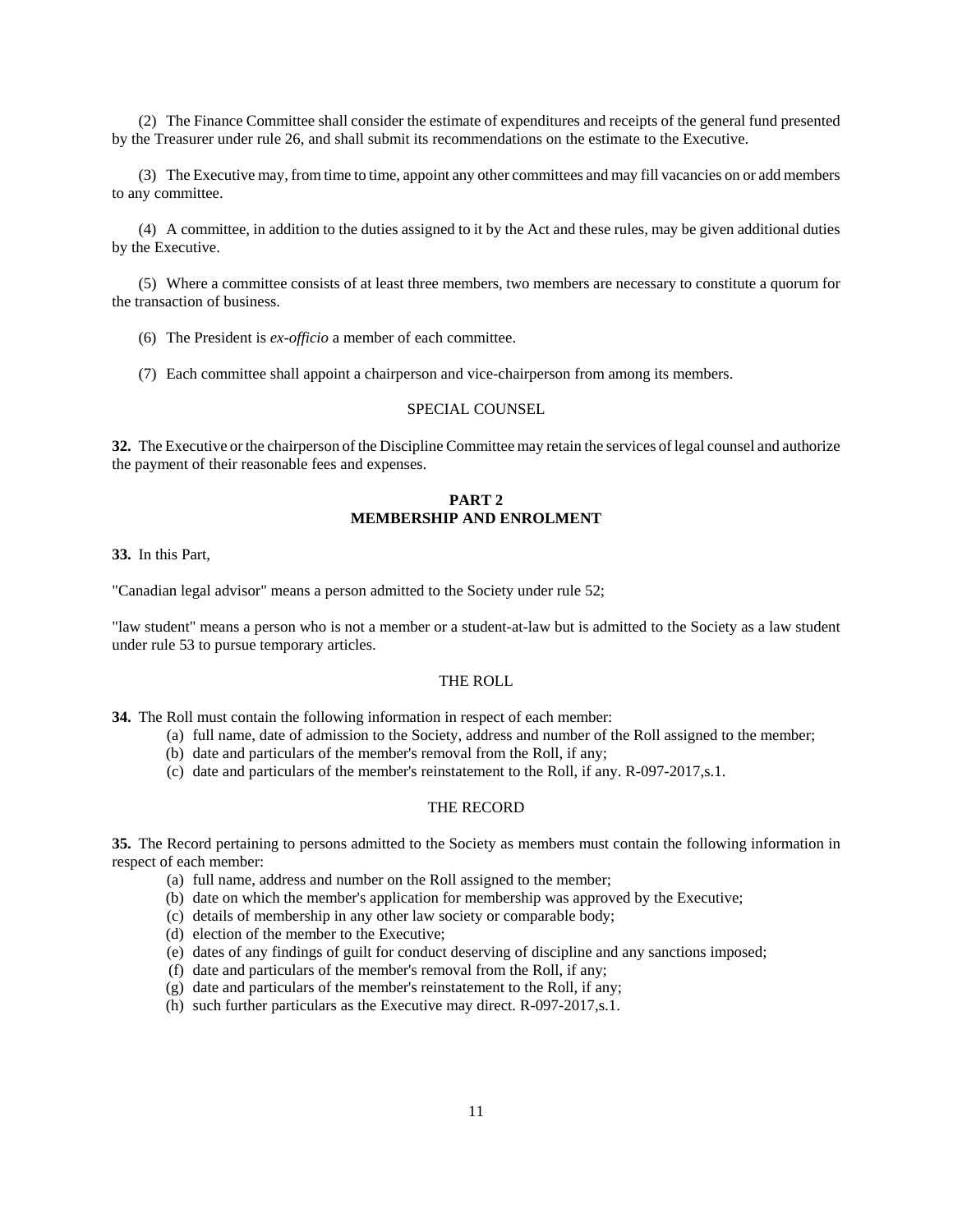(2) The Finance Committee shall consider the estimate of expenditures and receipts of the general fund presented by the Treasurer under rule 26, and shall submit its recommendations on the estimate to the Executive.

(3) The Executive may, from time to time, appoint any other committees and may fill vacancies on or add members to any committee.

(4) A committee, in addition to the duties assigned to it by the Act and these rules, may be given additional duties by the Executive.

(5) Where a committee consists of at least three members, two members are necessary to constitute a quorum for the transaction of business.

(6) The President is *ex-officio* a member of each committee.

(7) Each committee shall appoint a chairperson and vice-chairperson from among its members.

SPECIAL COUNSEL

**32.** The Executive or the chairperson of the Discipline Committee may retain the services of legal counsel and authorize the payment of their reasonable fees and expenses.

## PART 2
## MEMBERSHIP AND ENROLMENT

**33.** In this Part,

"Canadian legal advisor" means a person admitted to the Society under rule 52;

"law student" means a person who is not a member or a student-at-law but is admitted to the Society as a law student under rule 53 to pursue temporary articles.

THE ROLL

**34.** The Roll must contain the following information in respect of each member:

(a) full name, date of admission to the Society, address and number of the Roll assigned to the member;
(b) date and particulars of the member's removal from the Roll, if any;
(c) date and particulars of the member's reinstatement to the Roll, if any. R-097-2017,s.1.

THE RECORD

**35.** The Record pertaining to persons admitted to the Society as members must contain the following information in respect of each member:

(a) full name, address and number on the Roll assigned to the member;
(b) date on which the member's application for membership was approved by the Executive;
(c) details of membership in any other law society or comparable body;
(d) election of the member to the Executive;
(e) dates of any findings of guilt for conduct deserving of discipline and any sanctions imposed;
(f) date and particulars of the member's removal from the Roll, if any;
(g) date and particulars of the member's reinstatement to the Roll, if any;
(h) such further particulars as the Executive may direct. R-097-2017,s.1.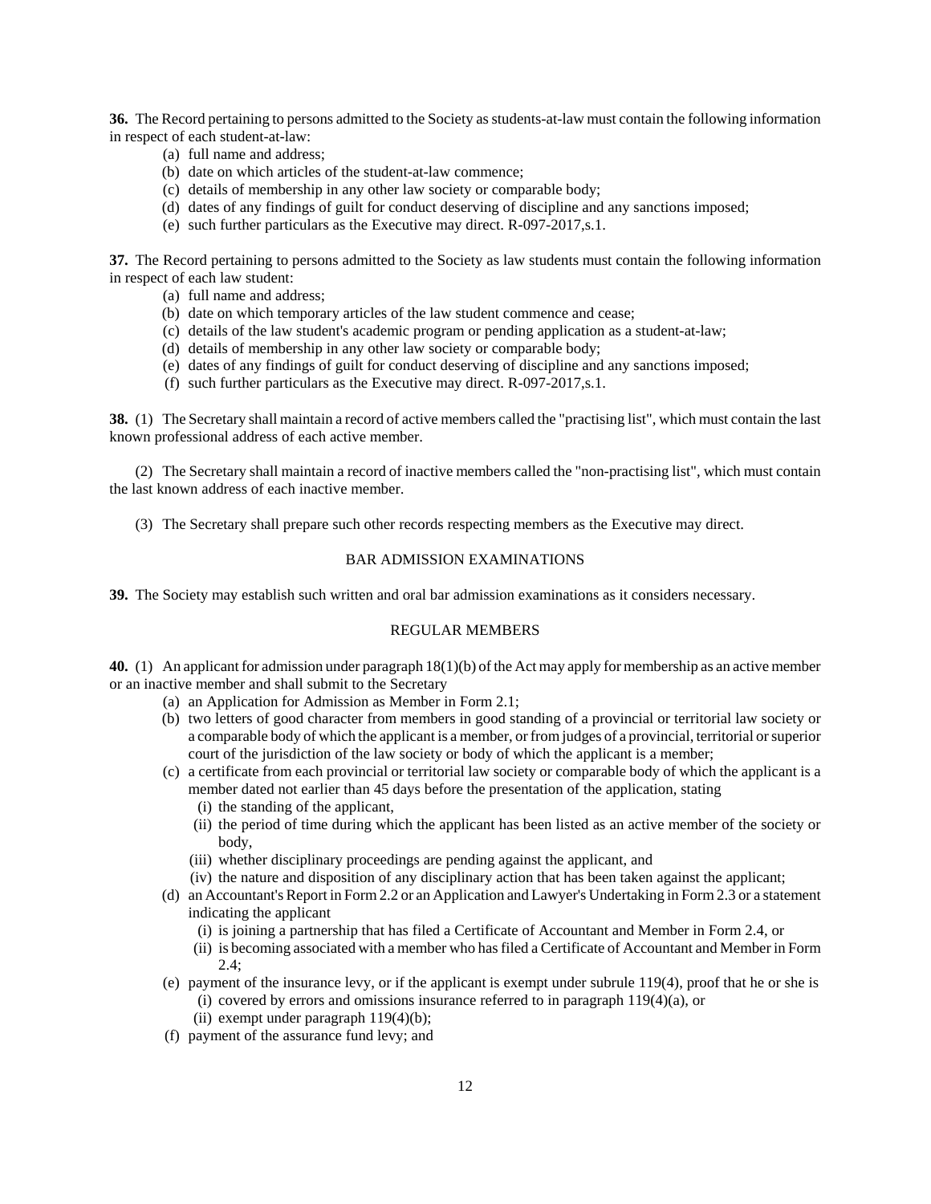**36.** The Record pertaining to persons admitted to the Society as students-at-law must contain the following information in respect of each student-at-law:

(a) full name and address;
(b) date on which articles of the student-at-law commence;
(c) details of membership in any other law society or comparable body;
(d) dates of any findings of guilt for conduct deserving of discipline and any sanctions imposed;
(e) such further particulars as the Executive may direct. R-097-2017,s.1.

**37.** The Record pertaining to persons admitted to the Society as law students must contain the following information in respect of each law student:

(a) full name and address;
(b) date on which temporary articles of the law student commence and cease;
(c) details of the law student's academic program or pending application as a student-at-law;
(d) details of membership in any other law society or comparable body;
(e) dates of any findings of guilt for conduct deserving of discipline and any sanctions imposed;
(f) such further particulars as the Executive may direct. R-097-2017,s.1.

**38.** (1) The Secretary shall maintain a record of active members called the "practising list", which must contain the last known professional address of each active member.

(2) The Secretary shall maintain a record of inactive members called the "non-practising list", which must contain the last known address of each inactive member.

(3) The Secretary shall prepare such other records respecting members as the Executive may direct.

## BAR ADMISSION EXAMINATIONS

**39.** The Society may establish such written and oral bar admission examinations as it considers necessary.

## REGULAR MEMBERS

**40.** (1) An applicant for admission under paragraph 18(1)(b) of the Act may apply for membership as an active member or an inactive member and shall submit to the Secretary

(a) an Application for Admission as Member in Form 2.1;
(b) two letters of good character from members in good standing of a provincial or territorial law society or a comparable body of which the applicant is a member, or from judges of a provincial, territorial or superior court of the jurisdiction of the law society or body of which the applicant is a member;
(c) a certificate from each provincial or territorial law society or comparable body of which the applicant is a member dated not earlier than 45 days before the presentation of the application, stating
  (i) the standing of the applicant,
  (ii) the period of time during which the applicant has been listed as an active member of the society or body,
  (iii) whether disciplinary proceedings are pending against the applicant, and
  (iv) the nature and disposition of any disciplinary action that has been taken against the applicant;
(d) an Accountant's Report in Form 2.2 or an Application and Lawyer's Undertaking in Form 2.3 or a statement indicating the applicant
  (i) is joining a partnership that has filed a Certificate of Accountant and Member in Form 2.4, or
  (ii) is becoming associated with a member who has filed a Certificate of Accountant and Member in Form 2.4;
(e) payment of the insurance levy, or if the applicant is exempt under subrule 119(4), proof that he or she is
  (i) covered by errors and omissions insurance referred to in paragraph 119(4)(a), or
  (ii) exempt under paragraph 119(4)(b);
(f) payment of the assurance fund levy; and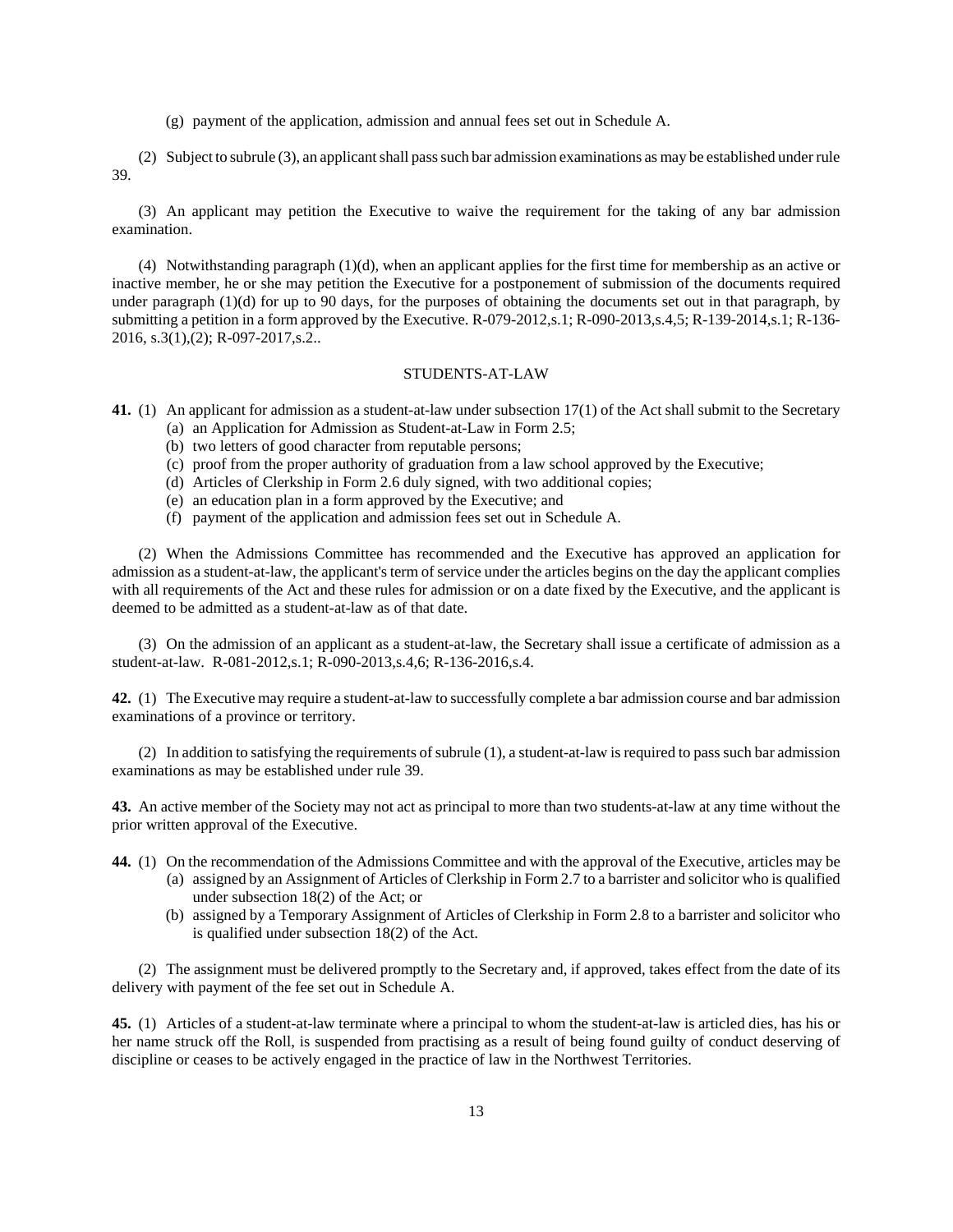(g) payment of the application, admission and annual fees set out in Schedule A.

(2) Subject to subrule (3), an applicant shall pass such bar admission examinations as may be established under rule 39.

(3) An applicant may petition the Executive to waive the requirement for the taking of any bar admission examination.

(4) Notwithstanding paragraph (1)(d), when an applicant applies for the first time for membership as an active or inactive member, he or she may petition the Executive for a postponement of submission of the documents required under paragraph (1)(d) for up to 90 days, for the purposes of obtaining the documents set out in that paragraph, by submitting a petition in a form approved by the Executive. R-079-2012,s.1; R-090-2013,s.4,5; R-139-2014,s.1; R-136-2016, s.3(1),(2); R-097-2017,s.2..

## STUDENTS-AT-LAW

**41.** (1) An applicant for admission as a student-at-law under subsection 17(1) of the Act shall submit to the Secretary

- (a) an Application for Admission as Student-at-Law in Form 2.5;
- (b) two letters of good character from reputable persons;
- (c) proof from the proper authority of graduation from a law school approved by the Executive;
- (d) Articles of Clerkship in Form 2.6 duly signed, with two additional copies;
- (e) an education plan in a form approved by the Executive; and
- (f) payment of the application and admission fees set out in Schedule A.

(2) When the Admissions Committee has recommended and the Executive has approved an application for admission as a student-at-law, the applicant's term of service under the articles begins on the day the applicant complies with all requirements of the Act and these rules for admission or on a date fixed by the Executive, and the applicant is deemed to be admitted as a student-at-law as of that date.

(3) On the admission of an applicant as a student-at-law, the Secretary shall issue a certificate of admission as a student-at-law. R-081-2012,s.1; R-090-2013,s.4,6; R-136-2016,s.4.

**42.** (1) The Executive may require a student-at-law to successfully complete a bar admission course and bar admission examinations of a province or territory.

(2) In addition to satisfying the requirements of subrule (1), a student-at-law is required to pass such bar admission examinations as may be established under rule 39.

**43.** An active member of the Society may not act as principal to more than two students-at-law at any time without the prior written approval of the Executive.

**44.** (1) On the recommendation of the Admissions Committee and with the approval of the Executive, articles may be

- (a) assigned by an Assignment of Articles of Clerkship in Form 2.7 to a barrister and solicitor who is qualified under subsection 18(2) of the Act; or
- (b) assigned by a Temporary Assignment of Articles of Clerkship in Form 2.8 to a barrister and solicitor who is qualified under subsection 18(2) of the Act.

(2) The assignment must be delivered promptly to the Secretary and, if approved, takes effect from the date of its delivery with payment of the fee set out in Schedule A.

**45.** (1) Articles of a student-at-law terminate where a principal to whom the student-at-law is articled dies, has his or her name struck off the Roll, is suspended from practising as a result of being found guilty of conduct deserving of discipline or ceases to be actively engaged in the practice of law in the Northwest Territories.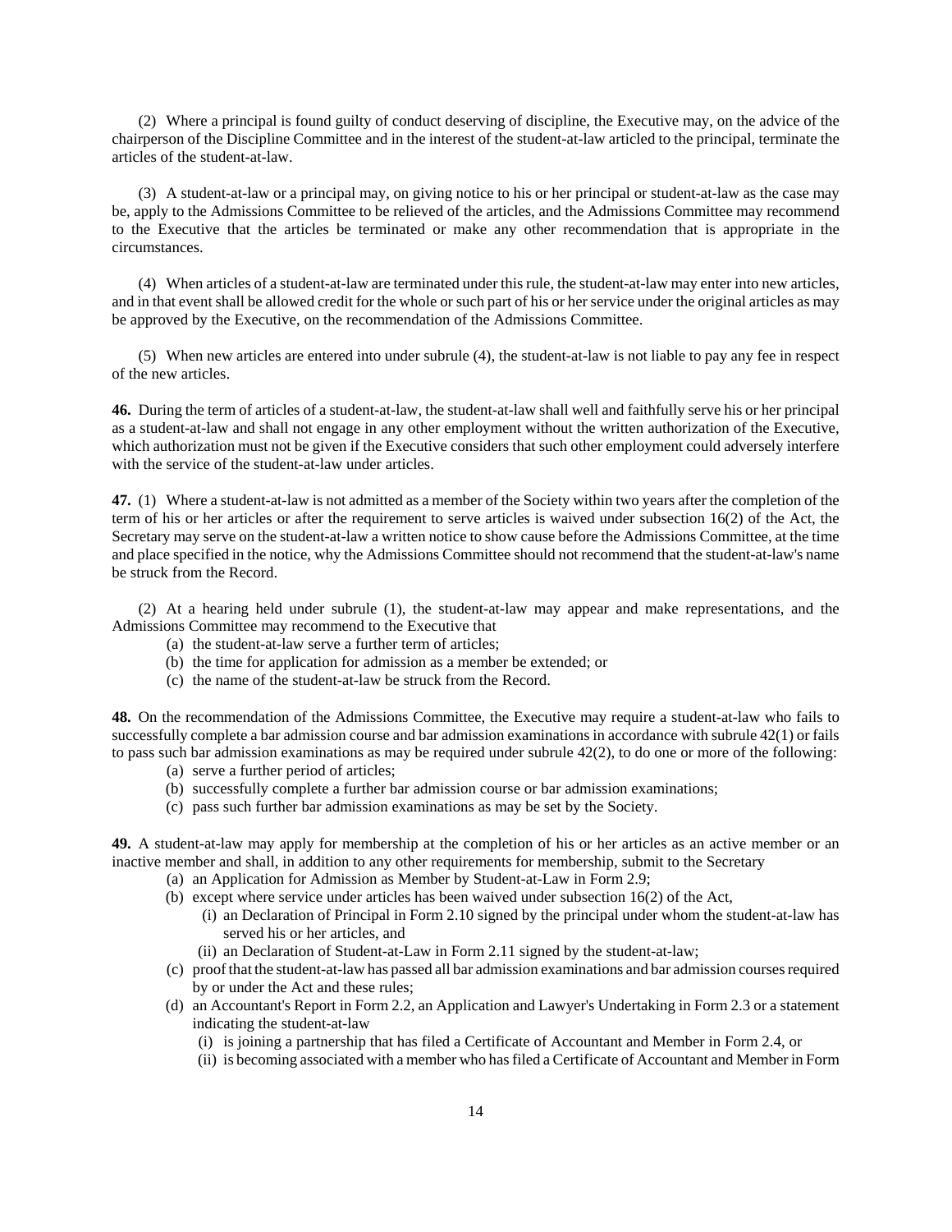(2) Where a principal is found guilty of conduct deserving of discipline, the Executive may, on the advice of the chairperson of the Discipline Committee and in the interest of the student-at-law articled to the principal, terminate the articles of the student-at-law.

(3) A student-at-law or a principal may, on giving notice to his or her principal or student-at-law as the case may be, apply to the Admissions Committee to be relieved of the articles, and the Admissions Committee may recommend to the Executive that the articles be terminated or make any other recommendation that is appropriate in the circumstances.

(4) When articles of a student-at-law are terminated under this rule, the student-at-law may enter into new articles, and in that event shall be allowed credit for the whole or such part of his or her service under the original articles as may be approved by the Executive, on the recommendation of the Admissions Committee.

(5) When new articles are entered into under subrule (4), the student-at-law is not liable to pay any fee in respect of the new articles.

**46.** During the term of articles of a student-at-law, the student-at-law shall well and faithfully serve his or her principal as a student-at-law and shall not engage in any other employment without the written authorization of the Executive, which authorization must not be given if the Executive considers that such other employment could adversely interfere with the service of the student-at-law under articles.

**47.** (1) Where a student-at-law is not admitted as a member of the Society within two years after the completion of the term of his or her articles or after the requirement to serve articles is waived under subsection 16(2) of the Act, the Secretary may serve on the student-at-law a written notice to show cause before the Admissions Committee, at the time and place specified in the notice, why the Admissions Committee should not recommend that the student-at-law's name be struck from the Record.

(2) At a hearing held under subrule (1), the student-at-law may appear and make representations, and the Admissions Committee may recommend to the Executive that

- (a) the student-at-law serve a further term of articles;
- (b) the time for application for admission as a member be extended; or
- (c) the name of the student-at-law be struck from the Record.

**48.** On the recommendation of the Admissions Committee, the Executive may require a student-at-law who fails to successfully complete a bar admission course and bar admission examinations in accordance with subrule 42(1) or fails to pass such bar admission examinations as may be required under subrule 42(2), to do one or more of the following:

- (a) serve a further period of articles;
- (b) successfully complete a further bar admission course or bar admission examinations;
- (c) pass such further bar admission examinations as may be set by the Society.

**49.** A student-at-law may apply for membership at the completion of his or her articles as an active member or an inactive member and shall, in addition to any other requirements for membership, submit to the Secretary

- (a) an Application for Admission as Member by Student-at-Law in Form 2.9;
- (b) except where service under articles has been waived under subsection 16(2) of the Act,
  - (i) an Declaration of Principal in Form 2.10 signed by the principal under whom the student-at-law has served his or her articles, and
  - (ii) an Declaration of Student-at-Law in Form 2.11 signed by the student-at-law;
- (c) proof that the student-at-law has passed all bar admission examinations and bar admission courses required by or under the Act and these rules;
- (d) an Accountant's Report in Form 2.2, an Application and Lawyer's Undertaking in Form 2.3 or a statement indicating the student-at-law
  - (i) is joining a partnership that has filed a Certificate of Accountant and Member in Form 2.4, or
  - (ii) is becoming associated with a member who has filed a Certificate of Accountant and Member in Form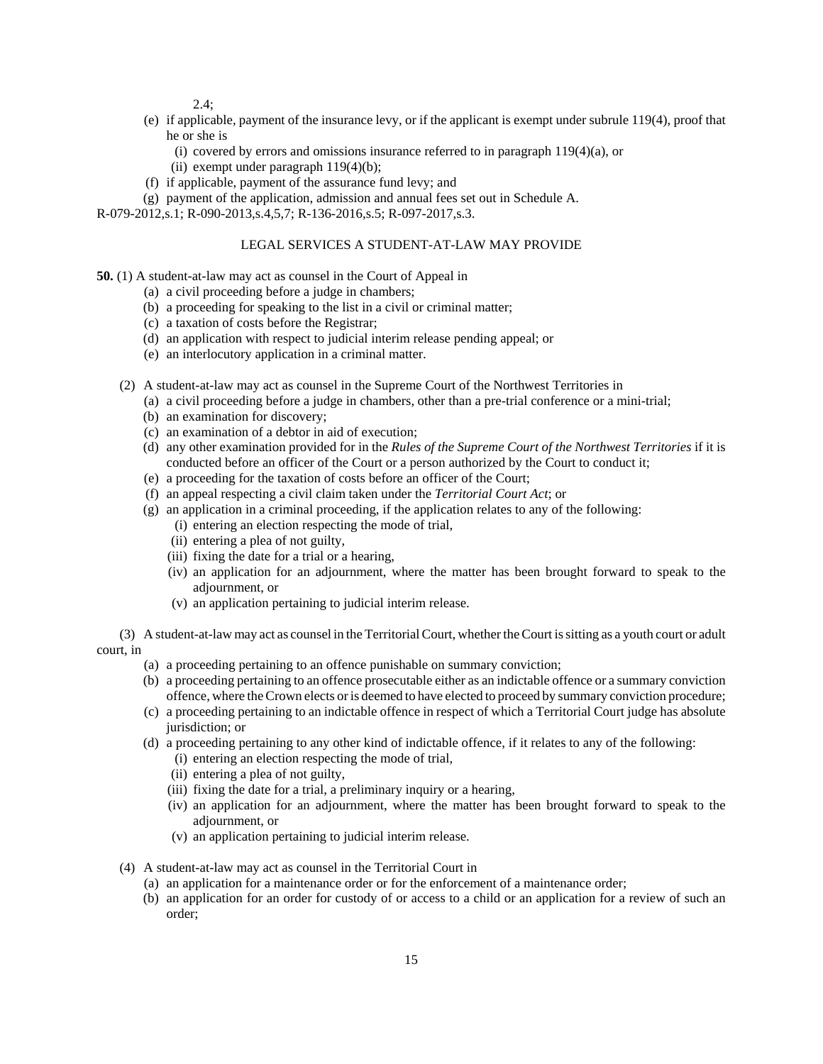2.4;

(e) if applicable, payment of the insurance levy, or if the applicant is exempt under subrule 119(4), proof that he or she is

(i) covered by errors and omissions insurance referred to in paragraph 119(4)(a), or

(ii) exempt under paragraph 119(4)(b);

(f) if applicable, payment of the assurance fund levy; and

(g) payment of the application, admission and annual fees set out in Schedule A.

R-079-2012,s.1; R-090-2013,s.4,5,7; R-136-2016,s.5; R-097-2017,s.3.

## LEGAL SERVICES A STUDENT-AT-LAW MAY PROVIDE

**50.** (1) A student-at-law may act as counsel in the Court of Appeal in

(a) a civil proceeding before a judge in chambers;

(b) a proceeding for speaking to the list in a civil or criminal matter;

(c) a taxation of costs before the Registrar;

(d) an application with respect to judicial interim release pending appeal; or

(e) an interlocutory application in a criminal matter.

(2) A student-at-law may act as counsel in the Supreme Court of the Northwest Territories in

(a) a civil proceeding before a judge in chambers, other than a pre-trial conference or a mini-trial;

(b) an examination for discovery;

(c) an examination of a debtor in aid of execution;

(d) any other examination provided for in the *Rules of the Supreme Court of the Northwest Territories* if it is conducted before an officer of the Court or a person authorized by the Court to conduct it;

(e) a proceeding for the taxation of costs before an officer of the Court;

(f) an appeal respecting a civil claim taken under the *Territorial Court Act*; or

(g) an application in a criminal proceeding, if the application relates to any of the following:

(i) entering an election respecting the mode of trial,

(ii) entering a plea of not guilty,

(iii) fixing the date for a trial or a hearing,

(iv) an application for an adjournment, where the matter has been brought forward to speak to the adjournment, or

(v) an application pertaining to judicial interim release.

(3) A student-at-law may act as counsel in the Territorial Court, whether the Court is sitting as a youth court or adult court, in

(a) a proceeding pertaining to an offence punishable on summary conviction;

(b) a proceeding pertaining to an offence prosecutable either as an indictable offence or a summary conviction offence, where the Crown elects or is deemed to have elected to proceed by summary conviction procedure;

(c) a proceeding pertaining to an indictable offence in respect of which a Territorial Court judge has absolute jurisdiction; or

(d) a proceeding pertaining to any other kind of indictable offence, if it relates to any of the following:

(i) entering an election respecting the mode of trial,

(ii) entering a plea of not guilty,

(iii) fixing the date for a trial, a preliminary inquiry or a hearing,

(iv) an application for an adjournment, where the matter has been brought forward to speak to the adjournment, or

(v) an application pertaining to judicial interim release.

(4) A student-at-law may act as counsel in the Territorial Court in

(a) an application for a maintenance order or for the enforcement of a maintenance order;

(b) an application for an order for custody of or access to a child or an application for a review of such an order;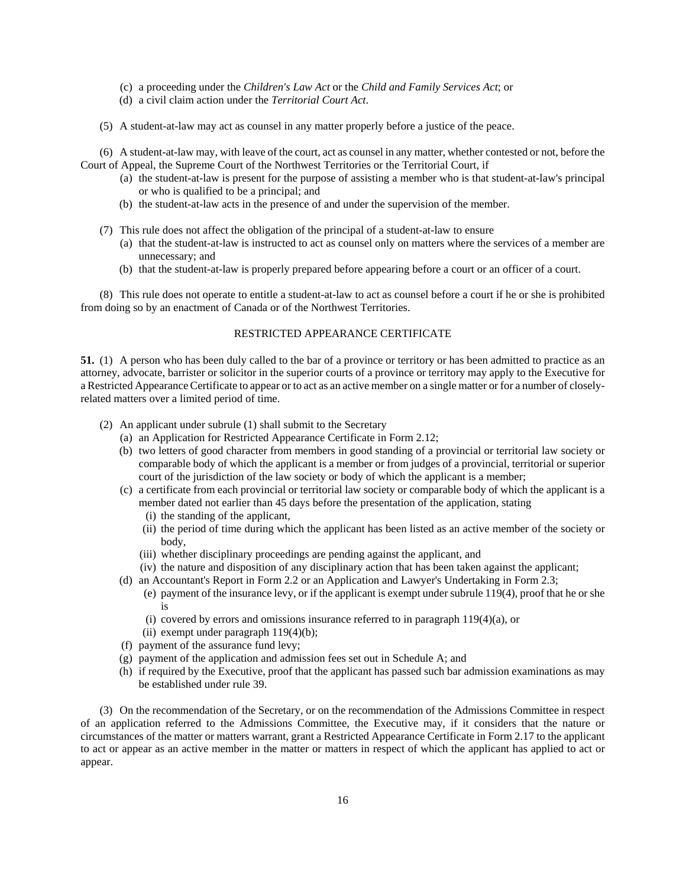(c) a proceeding under the *Children's Law Act* or the *Child and Family Services Act*; or

(d) a civil claim action under the *Territorial Court Act*.

(5) A student-at-law may act as counsel in any matter properly before a justice of the peace.

(6) A student-at-law may, with leave of the court, act as counsel in any matter, whether contested or not, before the Court of Appeal, the Supreme Court of the Northwest Territories or the Territorial Court, if

(a) the student-at-law is present for the purpose of assisting a member who is that student-at-law's principal or who is qualified to be a principal; and

(b) the student-at-law acts in the presence of and under the supervision of the member.

(7) This rule does not affect the obligation of the principal of a student-at-law to ensure

(a) that the student-at-law is instructed to act as counsel only on matters where the services of a member are unnecessary; and

(b) that the student-at-law is properly prepared before appearing before a court or an officer of a court.

(8) This rule does not operate to entitle a student-at-law to act as counsel before a court if he or she is prohibited from doing so by an enactment of Canada or of the Northwest Territories.

## RESTRICTED APPEARANCE CERTIFICATE

**51.** (1) A person who has been duly called to the bar of a province or territory or has been admitted to practice as an attorney, advocate, barrister or solicitor in the superior courts of a province or territory may apply to the Executive for a Restricted Appearance Certificate to appear or to act as an active member on a single matter or for a number of closely-related matters over a limited period of time.

(2) An applicant under subrule (1) shall submit to the Secretary

(a) an Application for Restricted Appearance Certificate in Form 2.12;

(b) two letters of good character from members in good standing of a provincial or territorial law society or comparable body of which the applicant is a member or from judges of a provincial, territorial or superior court of the jurisdiction of the law society or body of which the applicant is a member;

(c) a certificate from each provincial or territorial law society or comparable body of which the applicant is a member dated not earlier than 45 days before the presentation of the application, stating

(i) the standing of the applicant,

(ii) the period of time during which the applicant has been listed as an active member of the society or body,

(iii) whether disciplinary proceedings are pending against the applicant, and

(iv) the nature and disposition of any disciplinary action that has been taken against the applicant;

(d) an Accountant's Report in Form 2.2 or an Application and Lawyer's Undertaking in Form 2.3;

(e) payment of the insurance levy, or if the applicant is exempt under subrule 119(4), proof that he or she is

(i) covered by errors and omissions insurance referred to in paragraph 119(4)(a), or

(ii) exempt under paragraph 119(4)(b);

(f) payment of the assurance fund levy;

(g) payment of the application and admission fees set out in Schedule A; and

(h) if required by the Executive, proof that the applicant has passed such bar admission examinations as may be established under rule 39.

(3) On the recommendation of the Secretary, or on the recommendation of the Admissions Committee in respect of an application referred to the Admissions Committee, the Executive may, if it considers that the nature or circumstances of the matter or matters warrant, grant a Restricted Appearance Certificate in Form 2.17 to the applicant to act or appear as an active member in the matter or matters in respect of which the applicant has applied to act or appear.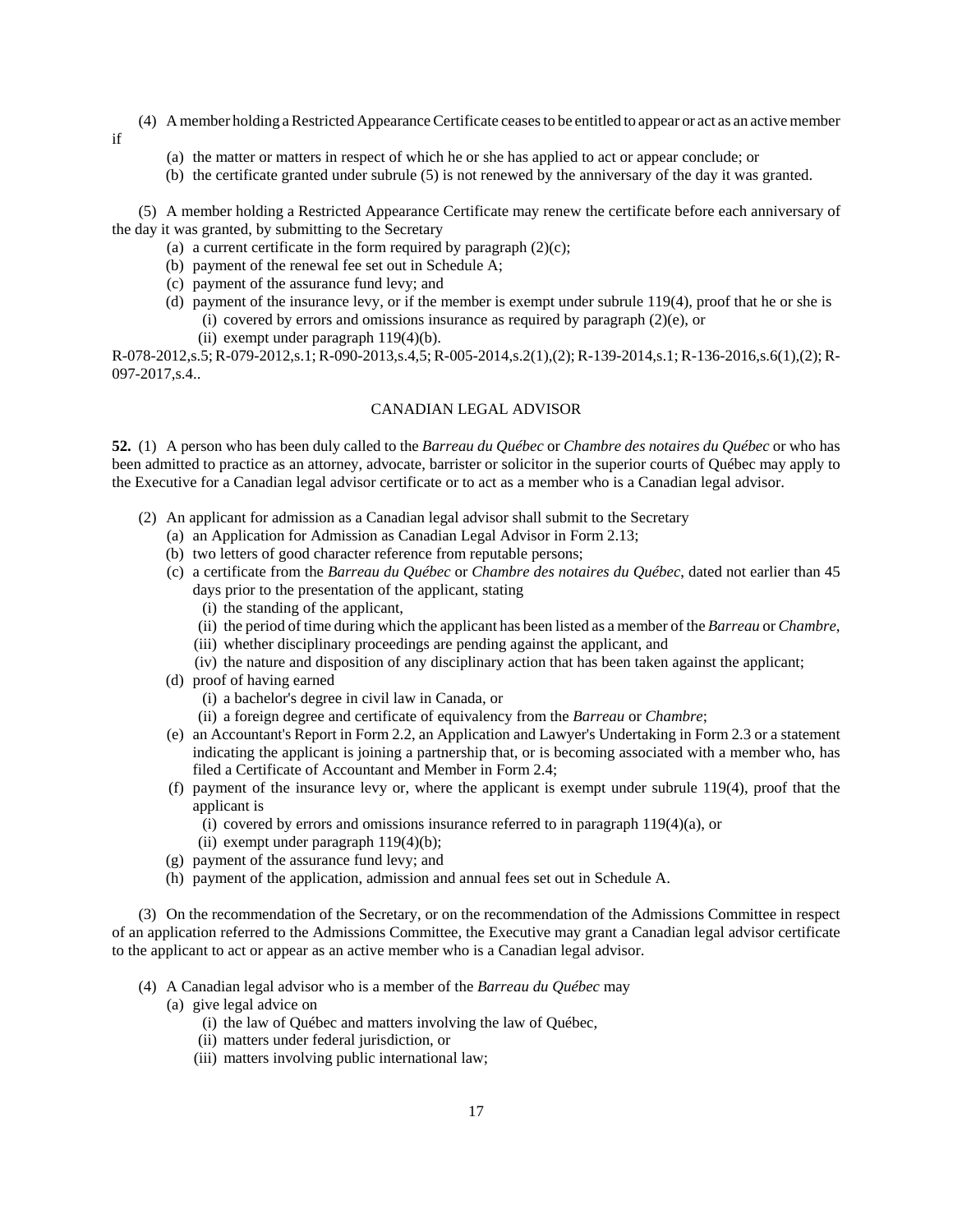(4) A member holding a Restricted Appearance Certificate ceases to be entitled to appear or act as an active member if

- (a) the matter or matters in respect of which he or she has applied to act or appear conclude; or
- (b) the certificate granted under subrule (5) is not renewed by the anniversary of the day it was granted.

(5) A member holding a Restricted Appearance Certificate may renew the certificate before each anniversary of the day it was granted, by submitting to the Secretary

- (a) a current certificate in the form required by paragraph (2)(c);
- (b) payment of the renewal fee set out in Schedule A;
- (c) payment of the assurance fund levy; and
- (d) payment of the insurance levy, or if the member is exempt under subrule 119(4), proof that he or she is
  - (i) covered by errors and omissions insurance as required by paragraph (2)(e), or
  - (ii) exempt under paragraph 119(4)(b).

R-078-2012,s.5; R-079-2012,s.1; R-090-2013,s.4,5; R-005-2014,s.2(1),(2); R-139-2014,s.1; R-136-2016,s.6(1),(2); R-097-2017,s.4..

## CANADIAN LEGAL ADVISOR

**52.** (1) A person who has been duly called to the *Barreau du Québec* or *Chambre des notaires du Québec* or who has been admitted to practice as an attorney, advocate, barrister or solicitor in the superior courts of Québec may apply to the Executive for a Canadian legal advisor certificate or to act as a member who is a Canadian legal advisor.

(2) An applicant for admission as a Canadian legal advisor shall submit to the Secretary

- (a) an Application for Admission as Canadian Legal Advisor in Form 2.13;
- (b) two letters of good character reference from reputable persons;
- (c) a certificate from the *Barreau du Québec* or *Chambre des notaires du Québec*, dated not earlier than 45 days prior to the presentation of the applicant, stating
  - (i) the standing of the applicant,
  - (ii) the period of time during which the applicant has been listed as a member of the *Barreau* or *Chambre*,
  - (iii) whether disciplinary proceedings are pending against the applicant, and
  - (iv) the nature and disposition of any disciplinary action that has been taken against the applicant;
- (d) proof of having earned
  - (i) a bachelor's degree in civil law in Canada, or
  - (ii) a foreign degree and certificate of equivalency from the *Barreau* or *Chambre*;
- (e) an Accountant's Report in Form 2.2, an Application and Lawyer's Undertaking in Form 2.3 or a statement indicating the applicant is joining a partnership that, or is becoming associated with a member who, has filed a Certificate of Accountant and Member in Form 2.4;
- (f) payment of the insurance levy or, where the applicant is exempt under subrule 119(4), proof that the applicant is
  - (i) covered by errors and omissions insurance referred to in paragraph 119(4)(a), or
  - (ii) exempt under paragraph 119(4)(b);
- (g) payment of the assurance fund levy; and
- (h) payment of the application, admission and annual fees set out in Schedule A.

(3) On the recommendation of the Secretary, or on the recommendation of the Admissions Committee in respect of an application referred to the Admissions Committee, the Executive may grant a Canadian legal advisor certificate to the applicant to act or appear as an active member who is a Canadian legal advisor.

(4) A Canadian legal advisor who is a member of the *Barreau du Québec* may

- (a) give legal advice on
  - (i) the law of Québec and matters involving the law of Québec,
  - (ii) matters under federal jurisdiction, or
  - (iii) matters involving public international law;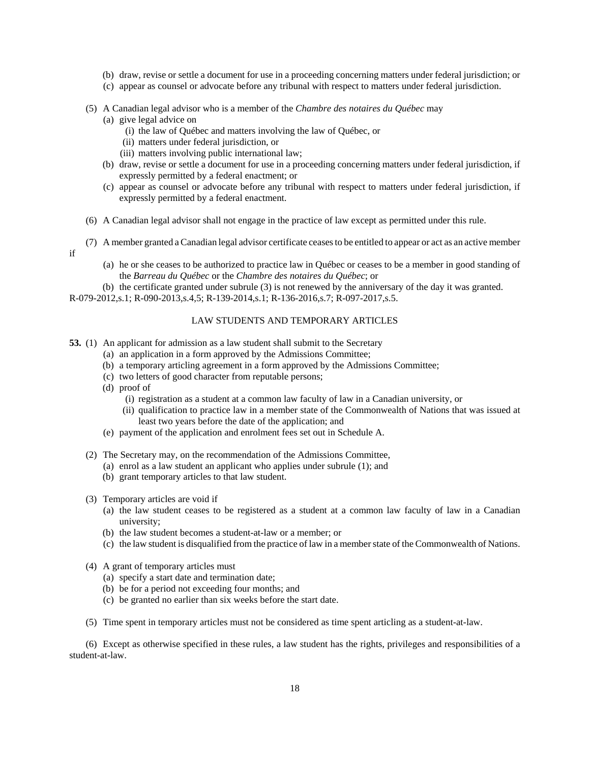(b) draw, revise or settle a document for use in a proceeding concerning matters under federal jurisdiction; or

(c) appear as counsel or advocate before any tribunal with respect to matters under federal jurisdiction.

(5) A Canadian legal advisor who is a member of the *Chambre des notaires du Québec* may

(a) give legal advice on

(i) the law of Québec and matters involving the law of Québec, or

(ii) matters under federal jurisdiction, or

(iii) matters involving public international law;

(b) draw, revise or settle a document for use in a proceeding concerning matters under federal jurisdiction, if expressly permitted by a federal enactment; or

(c) appear as counsel or advocate before any tribunal with respect to matters under federal jurisdiction, if expressly permitted by a federal enactment.

(6) A Canadian legal advisor shall not engage in the practice of law except as permitted under this rule.

(7) A member granted a Canadian legal advisor certificate ceases to be entitled to appear or act as an active member if

(a) he or she ceases to be authorized to practice law in Québec or ceases to be a member in good standing of the *Barreau du Québec* or the *Chambre des notaires du Québec*; or

(b) the certificate granted under subrule (3) is not renewed by the anniversary of the day it was granted.

R-079-2012,s.1; R-090-2013,s.4,5; R-139-2014,s.1; R-136-2016,s.7; R-097-2017,s.5.

LAW STUDENTS AND TEMPORARY ARTICLES

**53.** (1) An applicant for admission as a law student shall submit to the Secretary

(a) an application in a form approved by the Admissions Committee;

(b) a temporary articling agreement in a form approved by the Admissions Committee;

(c) two letters of good character from reputable persons;

(d) proof of

(i) registration as a student at a common law faculty of law in a Canadian university, or

(ii) qualification to practice law in a member state of the Commonwealth of Nations that was issued at least two years before the date of the application; and

(e) payment of the application and enrolment fees set out in Schedule A.

(2) The Secretary may, on the recommendation of the Admissions Committee,

(a) enrol as a law student an applicant who applies under subrule (1); and

(b) grant temporary articles to that law student.

(3) Temporary articles are void if

(a) the law student ceases to be registered as a student at a common law faculty of law in a Canadian university;

(b) the law student becomes a student-at-law or a member; or

(c) the law student is disqualified from the practice of law in a member state of the Commonwealth of Nations.

(4) A grant of temporary articles must

(a) specify a start date and termination date;

(b) be for a period not exceeding four months; and

(c) be granted no earlier than six weeks before the start date.

(5) Time spent in temporary articles must not be considered as time spent articling as a student-at-law.

(6) Except as otherwise specified in these rules, a law student has the rights, privileges and responsibilities of a student-at-law.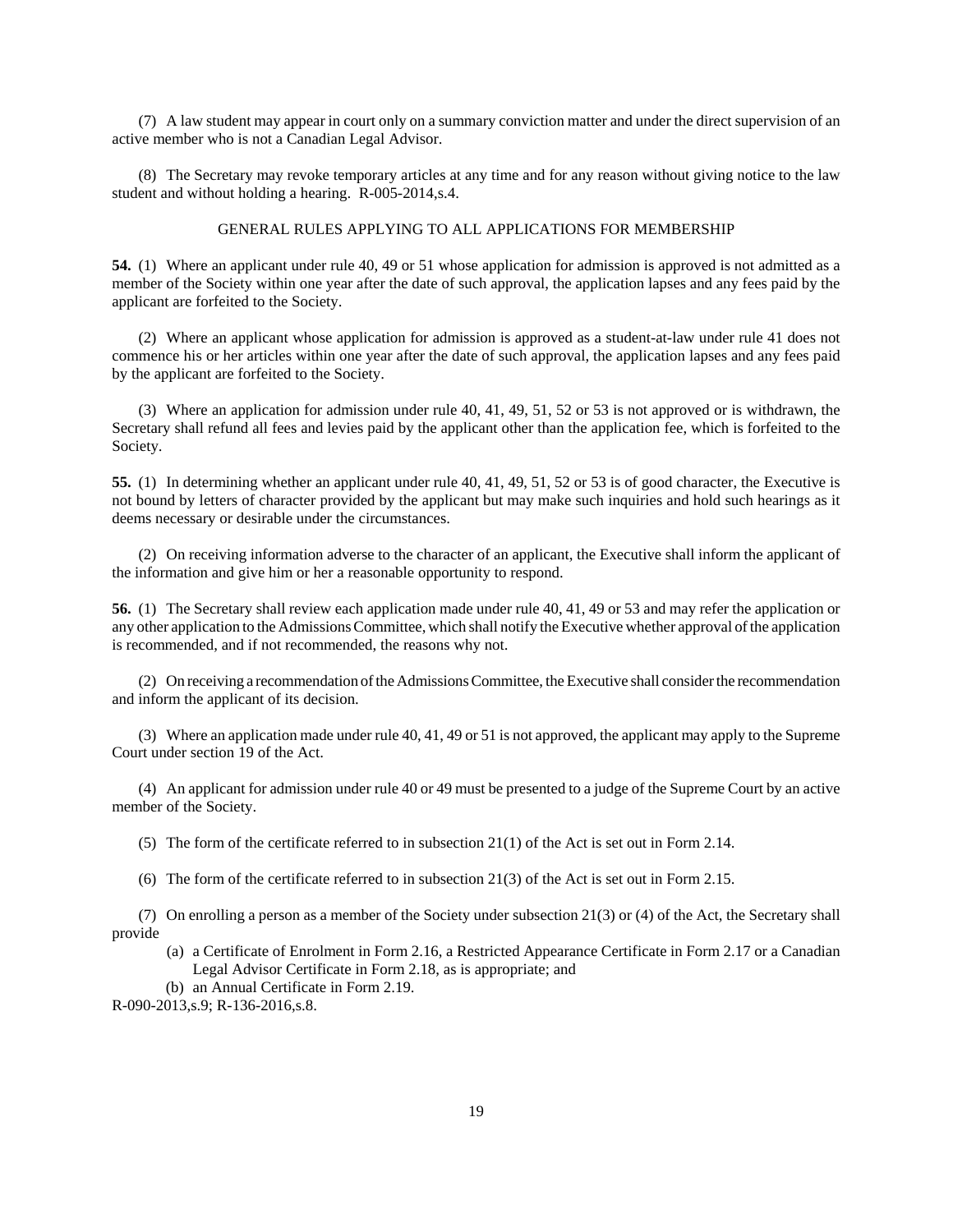(7) A law student may appear in court only on a summary conviction matter and under the direct supervision of an active member who is not a Canadian Legal Advisor.

(8) The Secretary may revoke temporary articles at any time and for any reason without giving notice to the law student and without holding a hearing. R-005-2014,s.4.

GENERAL RULES APPLYING TO ALL APPLICATIONS FOR MEMBERSHIP

**54.** (1) Where an applicant under rule 40, 49 or 51 whose application for admission is approved is not admitted as a member of the Society within one year after the date of such approval, the application lapses and any fees paid by the applicant are forfeited to the Society.

(2) Where an applicant whose application for admission is approved as a student-at-law under rule 41 does not commence his or her articles within one year after the date of such approval, the application lapses and any fees paid by the applicant are forfeited to the Society.

(3) Where an application for admission under rule 40, 41, 49, 51, 52 or 53 is not approved or is withdrawn, the Secretary shall refund all fees and levies paid by the applicant other than the application fee, which is forfeited to the Society.

**55.** (1) In determining whether an applicant under rule 40, 41, 49, 51, 52 or 53 is of good character, the Executive is not bound by letters of character provided by the applicant but may make such inquiries and hold such hearings as it deems necessary or desirable under the circumstances.

(2) On receiving information adverse to the character of an applicant, the Executive shall inform the applicant of the information and give him or her a reasonable opportunity to respond.

**56.** (1) The Secretary shall review each application made under rule 40, 41, 49 or 53 and may refer the application or any other application to the Admissions Committee, which shall notify the Executive whether approval of the application is recommended, and if not recommended, the reasons why not.

(2) On receiving a recommendation of the Admissions Committee, the Executive shall consider the recommendation and inform the applicant of its decision.

(3) Where an application made under rule 40, 41, 49 or 51 is not approved, the applicant may apply to the Supreme Court under section 19 of the Act.

(4) An applicant for admission under rule 40 or 49 must be presented to a judge of the Supreme Court by an active member of the Society.

(5) The form of the certificate referred to in subsection 21(1) of the Act is set out in Form 2.14.

(6) The form of the certificate referred to in subsection 21(3) of the Act is set out in Form 2.15.

(7) On enrolling a person as a member of the Society under subsection 21(3) or (4) of the Act, the Secretary shall provide

- (a) a Certificate of Enrolment in Form 2.16, a Restricted Appearance Certificate in Form 2.17 or a Canadian Legal Advisor Certificate in Form 2.18, as is appropriate; and
- (b) an Annual Certificate in Form 2.19.

R-090-2013,s.9; R-136-2016,s.8.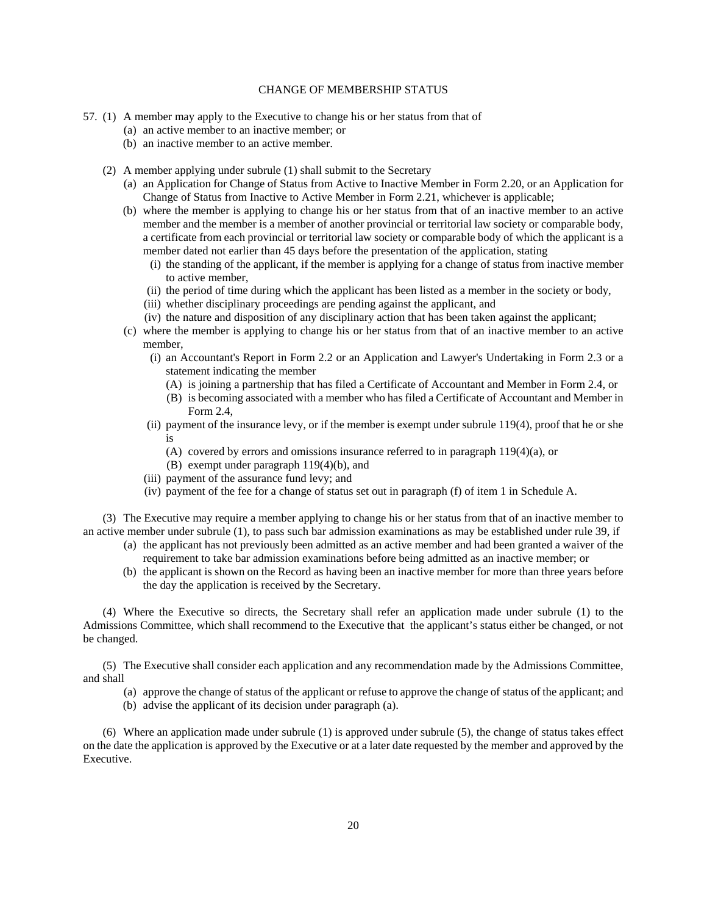## CHANGE OF MEMBERSHIP STATUS

57. (1) A member may apply to the Executive to change his or her status from that of
   - (a) an active member to an inactive member; or
   - (b) an inactive member to an active member.

(2) A member applying under subrule (1) shall submit to the Secretary

- (a) an Application for Change of Status from Active to Inactive Member in Form 2.20, or an Application for Change of Status from Inactive to Active Member in Form 2.21, whichever is applicable;
- (b) where the member is applying to change his or her status from that of an inactive member to an active member and the member is a member of another provincial or territorial law society or comparable body, a certificate from each provincial or territorial law society or comparable body of which the applicant is a member dated not earlier than 45 days before the presentation of the application, stating
  - (i) the standing of the applicant, if the member is applying for a change of status from inactive member to active member,
  - (ii) the period of time during which the applicant has been listed as a member in the society or body,
  - (iii) whether disciplinary proceedings are pending against the applicant, and
  - (iv) the nature and disposition of any disciplinary action that has been taken against the applicant;
- (c) where the member is applying to change his or her status from that of an inactive member to an active member,
  - (i) an Accountant's Report in Form 2.2 or an Application and Lawyer's Undertaking in Form 2.3 or a statement indicating the member
    - (A) is joining a partnership that has filed a Certificate of Accountant and Member in Form 2.4, or
    - (B) is becoming associated with a member who has filed a Certificate of Accountant and Member in Form 2.4,
  - (ii) payment of the insurance levy, or if the member is exempt under subrule 119(4), proof that he or she is
    - (A) covered by errors and omissions insurance referred to in paragraph 119(4)(a), or
    - (B) exempt under paragraph 119(4)(b), and
  - (iii) payment of the assurance fund levy; and
  - (iv) payment of the fee for a change of status set out in paragraph (f) of item 1 in Schedule A.

(3) The Executive may require a member applying to change his or her status from that of an inactive member to an active member under subrule (1), to pass such bar admission examinations as may be established under rule 39, if

- (a) the applicant has not previously been admitted as an active member and had been granted a waiver of the requirement to take bar admission examinations before being admitted as an inactive member; or
- (b) the applicant is shown on the Record as having been an inactive member for more than three years before the day the application is received by the Secretary.

(4) Where the Executive so directs, the Secretary shall refer an application made under subrule (1) to the Admissions Committee, which shall recommend to the Executive that the applicant's status either be changed, or not be changed.

(5) The Executive shall consider each application and any recommendation made by the Admissions Committee, and shall

- (a) approve the change of status of the applicant or refuse to approve the change of status of the applicant; and
- (b) advise the applicant of its decision under paragraph (a).

(6) Where an application made under subrule (1) is approved under subrule (5), the change of status takes effect on the date the application is approved by the Executive or at a later date requested by the member and approved by the Executive.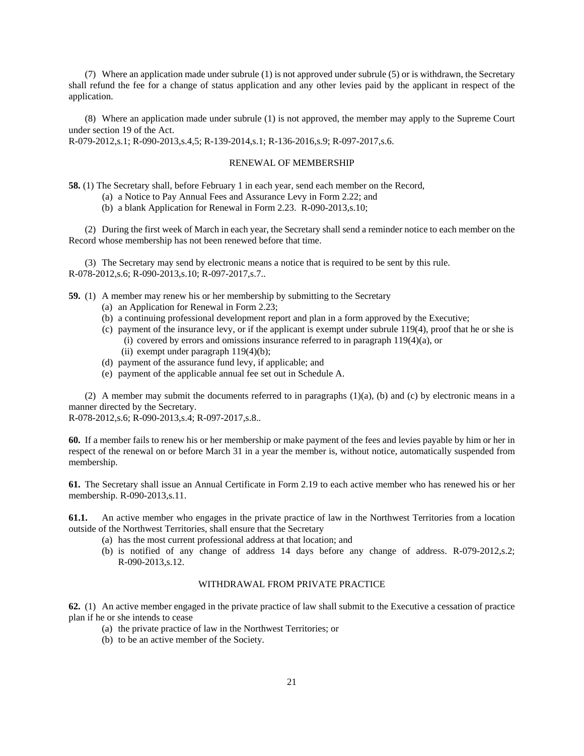(7) Where an application made under subrule (1) is not approved under subrule (5) or is withdrawn, the Secretary shall refund the fee for a change of status application and any other levies paid by the applicant in respect of the application.

(8) Where an application made under subrule (1) is not approved, the member may apply to the Supreme Court under section 19 of the Act.
R-079-2012,s.1; R-090-2013,s.4,5; R-139-2014,s.1; R-136-2016,s.9; R-097-2017,s.6.

## RENEWAL OF MEMBERSHIP

**58.** (1) The Secretary shall, before February 1 in each year, send each member on the Record,

- (a) a Notice to Pay Annual Fees and Assurance Levy in Form 2.22; and
- (b) a blank Application for Renewal in Form 2.23. R-090-2013,s.10;

(2) During the first week of March in each year, the Secretary shall send a reminder notice to each member on the Record whose membership has not been renewed before that time.

(3) The Secretary may send by electronic means a notice that is required to be sent by this rule.
R-078-2012,s.6; R-090-2013,s.10; R-097-2017,s.7..

**59.** (1) A member may renew his or her membership by submitting to the Secretary

- (a) an Application for Renewal in Form 2.23;
- (b) a continuing professional development report and plan in a form approved by the Executive;
- (c) payment of the insurance levy, or if the applicant is exempt under subrule 119(4), proof that he or she is
  - (i) covered by errors and omissions insurance referred to in paragraph 119(4)(a), or
  - (ii) exempt under paragraph 119(4)(b);
- (d) payment of the assurance fund levy, if applicable; and
- (e) payment of the applicable annual fee set out in Schedule A.

(2) A member may submit the documents referred to in paragraphs (1)(a), (b) and (c) by electronic means in a manner directed by the Secretary.
R-078-2012,s.6; R-090-2013,s.4; R-097-2017,s.8..

**60.** If a member fails to renew his or her membership or make payment of the fees and levies payable by him or her in respect of the renewal on or before March 31 in a year the member is, without notice, automatically suspended from membership.

**61.** The Secretary shall issue an Annual Certificate in Form 2.19 to each active member who has renewed his or her membership. R-090-2013,s.11.

**61.1.** An active member who engages in the private practice of law in the Northwest Territories from a location outside of the Northwest Territories, shall ensure that the Secretary

- (a) has the most current professional address at that location; and
- (b) is notified of any change of address 14 days before any change of address. R-079-2012,s.2; R-090-2013,s.12.

## WITHDRAWAL FROM PRIVATE PRACTICE

**62.** (1) An active member engaged in the private practice of law shall submit to the Executive a cessation of practice plan if he or she intends to cease

- (a) the private practice of law in the Northwest Territories; or
- (b) to be an active member of the Society.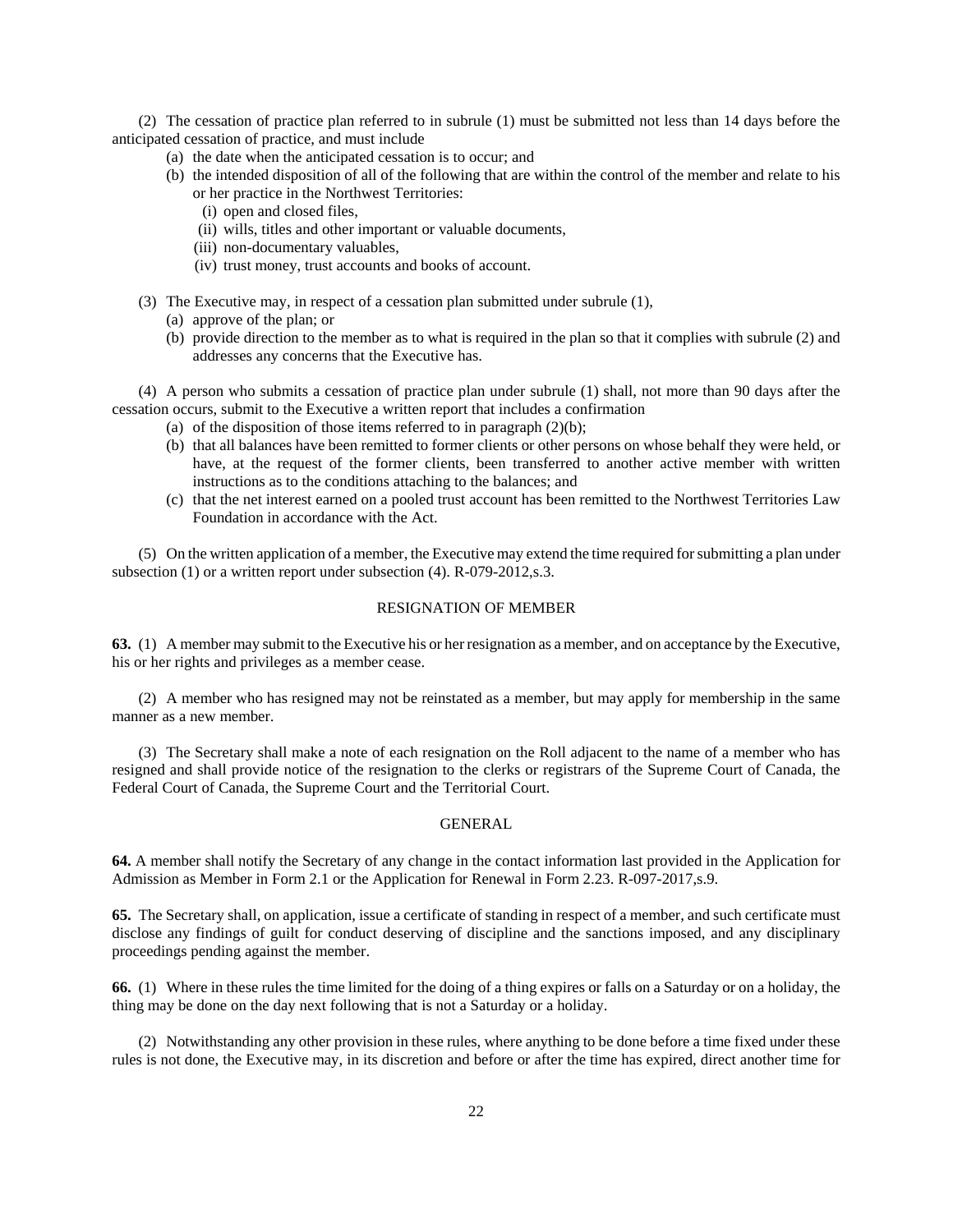(2) The cessation of practice plan referred to in subrule (1) must be submitted not less than 14 days before the anticipated cessation of practice, and must include

- (a) the date when the anticipated cessation is to occur; and
- (b) the intended disposition of all of the following that are within the control of the member and relate to his or her practice in the Northwest Territories:
  - (i) open and closed files,
  - (ii) wills, titles and other important or valuable documents,
  - (iii) non-documentary valuables,
  - (iv) trust money, trust accounts and books of account.

(3) The Executive may, in respect of a cessation plan submitted under subrule (1),

- (a) approve of the plan; or
- (b) provide direction to the member as to what is required in the plan so that it complies with subrule (2) and addresses any concerns that the Executive has.

(4) A person who submits a cessation of practice plan under subrule (1) shall, not more than 90 days after the cessation occurs, submit to the Executive a written report that includes a confirmation

- (a) of the disposition of those items referred to in paragraph (2)(b);
- (b) that all balances have been remitted to former clients or other persons on whose behalf they were held, or have, at the request of the former clients, been transferred to another active member with written instructions as to the conditions attaching to the balances; and
- (c) that the net interest earned on a pooled trust account has been remitted to the Northwest Territories Law Foundation in accordance with the Act.

(5) On the written application of a member, the Executive may extend the time required for submitting a plan under subsection (1) or a written report under subsection (4). R-079-2012,s.3.

## RESIGNATION OF MEMBER

**63.** (1) A member may submit to the Executive his or her resignation as a member, and on acceptance by the Executive, his or her rights and privileges as a member cease.

(2) A member who has resigned may not be reinstated as a member, but may apply for membership in the same manner as a new member.

(3) The Secretary shall make a note of each resignation on the Roll adjacent to the name of a member who has resigned and shall provide notice of the resignation to the clerks or registrars of the Supreme Court of Canada, the Federal Court of Canada, the Supreme Court and the Territorial Court.

## GENERAL

**64.** A member shall notify the Secretary of any change in the contact information last provided in the Application for Admission as Member in Form 2.1 or the Application for Renewal in Form 2.23. R-097-2017,s.9.

**65.** The Secretary shall, on application, issue a certificate of standing in respect of a member, and such certificate must disclose any findings of guilt for conduct deserving of discipline and the sanctions imposed, and any disciplinary proceedings pending against the member.

**66.** (1) Where in these rules the time limited for the doing of a thing expires or falls on a Saturday or on a holiday, the thing may be done on the day next following that is not a Saturday or a holiday.

(2) Notwithstanding any other provision in these rules, where anything to be done before a time fixed under these rules is not done, the Executive may, in its discretion and before or after the time has expired, direct another time for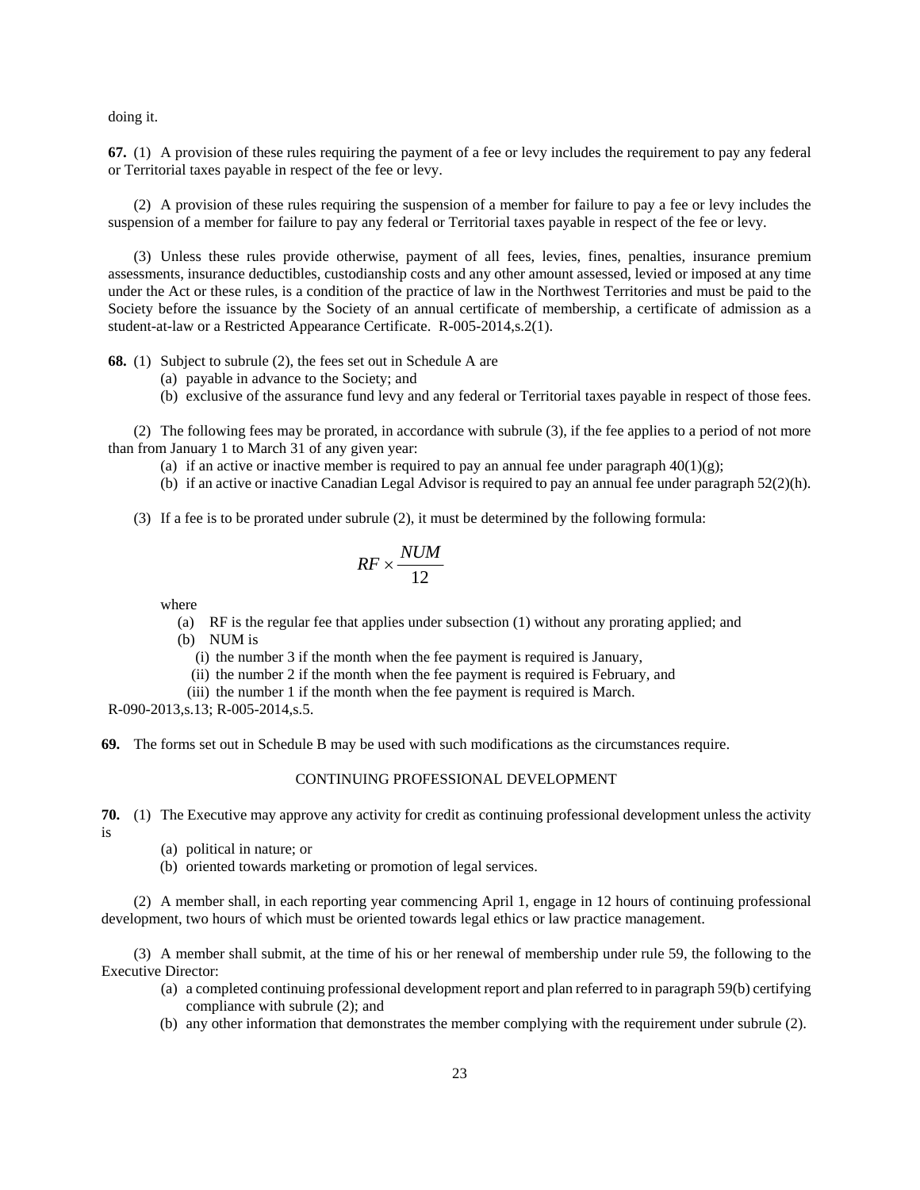doing it.

**67.** (1) A provision of these rules requiring the payment of a fee or levy includes the requirement to pay any federal or Territorial taxes payable in respect of the fee or levy.

(2) A provision of these rules requiring the suspension of a member for failure to pay a fee or levy includes the suspension of a member for failure to pay any federal or Territorial taxes payable in respect of the fee or levy.

(3) Unless these rules provide otherwise, payment of all fees, levies, fines, penalties, insurance premium assessments, insurance deductibles, custodianship costs and any other amount assessed, levied or imposed at any time under the Act or these rules, is a condition of the practice of law in the Northwest Territories and must be paid to the Society before the issuance by the Society of an annual certificate of membership, a certificate of admission as a student-at-law or a Restricted Appearance Certificate. R-005-2014,s.2(1).

**68.** (1) Subject to subrule (2), the fees set out in Schedule A are

- (a) payable in advance to the Society; and
- (b) exclusive of the assurance fund levy and any federal or Territorial taxes payable in respect of those fees.

(2) The following fees may be prorated, in accordance with subrule (3), if the fee applies to a period of not more than from January 1 to March 31 of any given year:

- (a) if an active or inactive member is required to pay an annual fee under paragraph 40(1)(g);
- (b) if an active or inactive Canadian Legal Advisor is required to pay an annual fee under paragraph 52(2)(h).

(3) If a fee is to be prorated under subrule (2), it must be determined by the following formula:

$$RF \times \frac{NUM}{12}$$

where

- (a) RF is the regular fee that applies under subsection (1) without any prorating applied; and
- (b) NUM is
  - (i) the number 3 if the month when the fee payment is required is January,
  - (ii) the number 2 if the month when the fee payment is required is February, and
  - (iii) the number 1 if the month when the fee payment is required is March.

R-090-2013,s.13; R-005-2014,s.5.

**69.** The forms set out in Schedule B may be used with such modifications as the circumstances require.

## CONTINUING PROFESSIONAL DEVELOPMENT

**70.** (1) The Executive may approve any activity for credit as continuing professional development unless the activity is

- (a) political in nature; or
- (b) oriented towards marketing or promotion of legal services.

(2) A member shall, in each reporting year commencing April 1, engage in 12 hours of continuing professional development, two hours of which must be oriented towards legal ethics or law practice management.

(3) A member shall submit, at the time of his or her renewal of membership under rule 59, the following to the Executive Director:

- (a) a completed continuing professional development report and plan referred to in paragraph 59(b) certifying compliance with subrule (2); and
- (b) any other information that demonstrates the member complying with the requirement under subrule (2).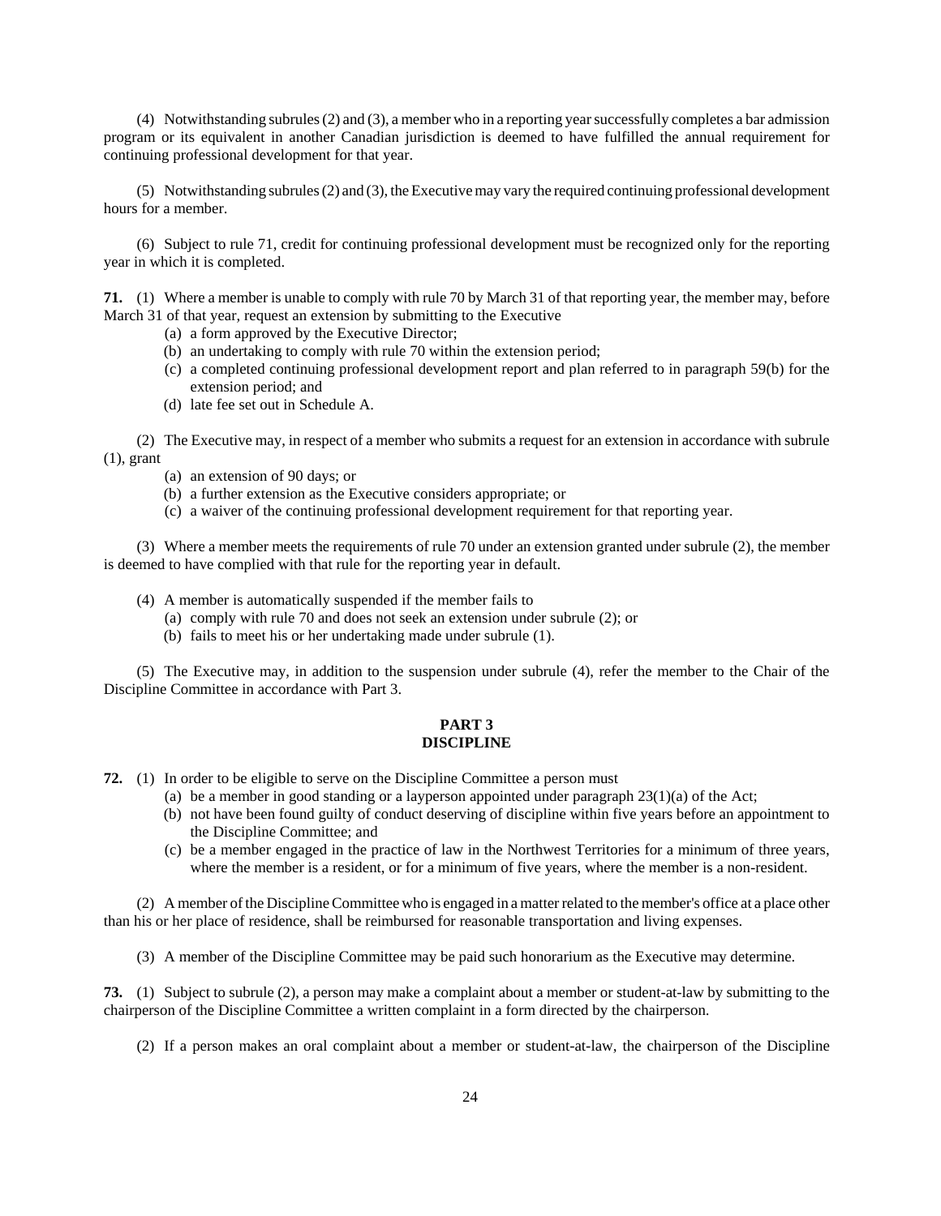(4) Notwithstanding subrules (2) and (3), a member who in a reporting year successfully completes a bar admission program or its equivalent in another Canadian jurisdiction is deemed to have fulfilled the annual requirement for continuing professional development for that year.

(5) Notwithstanding subrules (2) and (3), the Executive may vary the required continuing professional development hours for a member.

(6) Subject to rule 71, credit for continuing professional development must be recognized only for the reporting year in which it is completed.

**71.** (1) Where a member is unable to comply with rule 70 by March 31 of that reporting year, the member may, before March 31 of that year, request an extension by submitting to the Executive

- (a) a form approved by the Executive Director;
- (b) an undertaking to comply with rule 70 within the extension period;
- (c) a completed continuing professional development report and plan referred to in paragraph 59(b) for the extension period; and
- (d) late fee set out in Schedule A.

(2) The Executive may, in respect of a member who submits a request for an extension in accordance with subrule (1), grant

- (a) an extension of 90 days; or
- (b) a further extension as the Executive considers appropriate; or
- (c) a waiver of the continuing professional development requirement for that reporting year.

(3) Where a member meets the requirements of rule 70 under an extension granted under subrule (2), the member is deemed to have complied with that rule for the reporting year in default.

(4) A member is automatically suspended if the member fails to

- (a) comply with rule 70 and does not seek an extension under subrule (2); or
- (b) fails to meet his or her undertaking made under subrule (1).

(5) The Executive may, in addition to the suspension under subrule (4), refer the member to the Chair of the Discipline Committee in accordance with Part 3.

## PART 3
## DISCIPLINE

**72.** (1) In order to be eligible to serve on the Discipline Committee a person must

- (a) be a member in good standing or a layperson appointed under paragraph 23(1)(a) of the Act;
- (b) not have been found guilty of conduct deserving of discipline within five years before an appointment to the Discipline Committee; and
- (c) be a member engaged in the practice of law in the Northwest Territories for a minimum of three years, where the member is a resident, or for a minimum of five years, where the member is a non-resident.

(2) A member of the Discipline Committee who is engaged in a matter related to the member's office at a place other than his or her place of residence, shall be reimbursed for reasonable transportation and living expenses.

(3) A member of the Discipline Committee may be paid such honorarium as the Executive may determine.

**73.** (1) Subject to subrule (2), a person may make a complaint about a member or student-at-law by submitting to the chairperson of the Discipline Committee a written complaint in a form directed by the chairperson.

(2) If a person makes an oral complaint about a member or student-at-law, the chairperson of the Discipline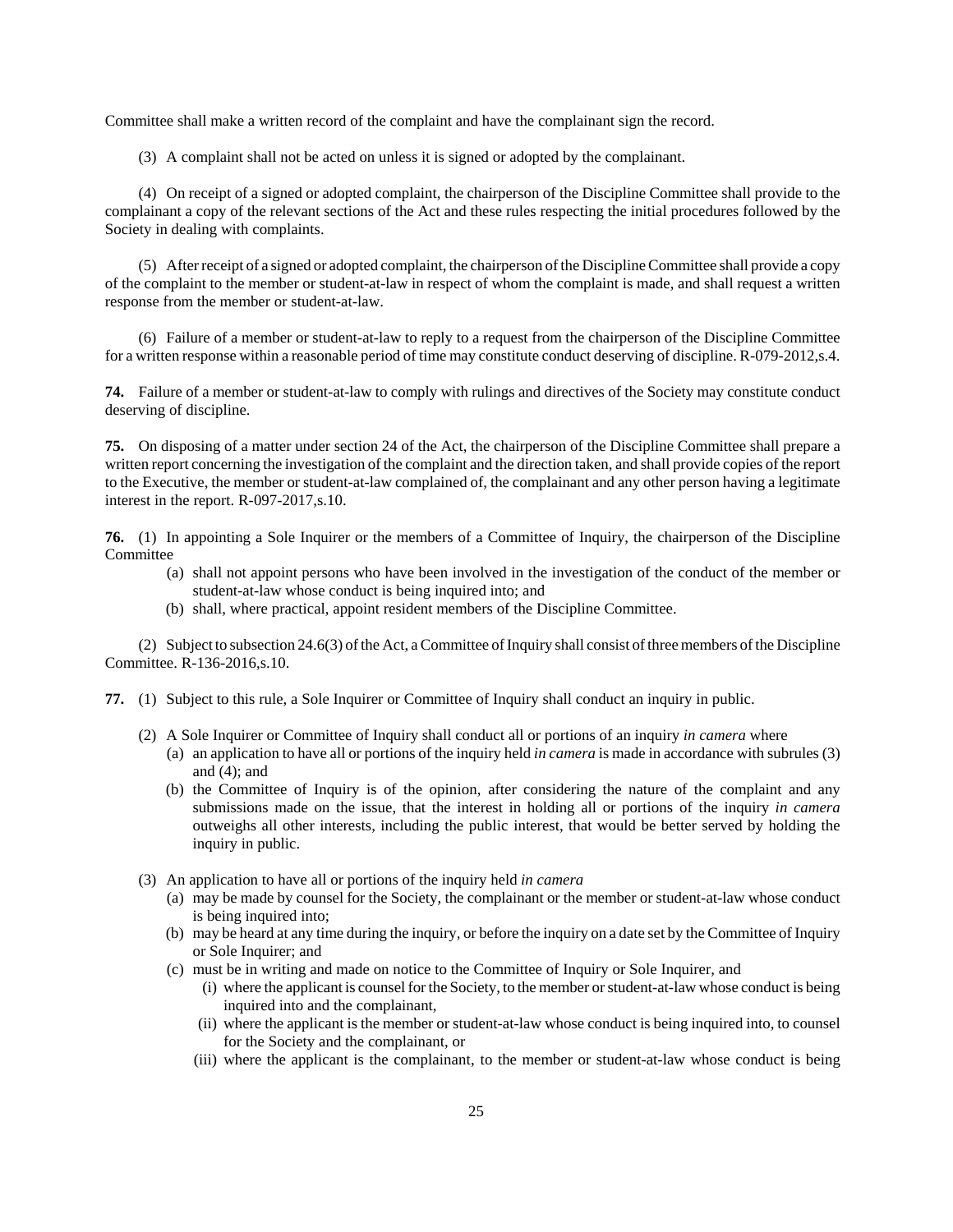Committee shall make a written record of the complaint and have the complainant sign the record.

(3) A complaint shall not be acted on unless it is signed or adopted by the complainant.

(4) On receipt of a signed or adopted complaint, the chairperson of the Discipline Committee shall provide to the complainant a copy of the relevant sections of the Act and these rules respecting the initial procedures followed by the Society in dealing with complaints.

(5) After receipt of a signed or adopted complaint, the chairperson of the Discipline Committee shall provide a copy of the complaint to the member or student-at-law in respect of whom the complaint is made, and shall request a written response from the member or student-at-law.

(6) Failure of a member or student-at-law to reply to a request from the chairperson of the Discipline Committee for a written response within a reasonable period of time may constitute conduct deserving of discipline. R-079-2012,s.4.

**74.** Failure of a member or student-at-law to comply with rulings and directives of the Society may constitute conduct deserving of discipline.

**75.** On disposing of a matter under section 24 of the Act, the chairperson of the Discipline Committee shall prepare a written report concerning the investigation of the complaint and the direction taken, and shall provide copies of the report to the Executive, the member or student-at-law complained of, the complainant and any other person having a legitimate interest in the report. R-097-2017,s.10.

**76.** (1) In appointing a Sole Inquirer or the members of a Committee of Inquiry, the chairperson of the Discipline Committee

- (a) shall not appoint persons who have been involved in the investigation of the conduct of the member or student-at-law whose conduct is being inquired into; and
- (b) shall, where practical, appoint resident members of the Discipline Committee.

(2) Subject to subsection 24.6(3) of the Act, a Committee of Inquiry shall consist of three members of the Discipline Committee. R-136-2016,s.10.

**77.** (1) Subject to this rule, a Sole Inquirer or Committee of Inquiry shall conduct an inquiry in public.

(2) A Sole Inquirer or Committee of Inquiry shall conduct all or portions of an inquiry *in camera* where

- (a) an application to have all or portions of the inquiry held *in camera* is made in accordance with subrules (3) and (4); and
- (b) the Committee of Inquiry is of the opinion, after considering the nature of the complaint and any submissions made on the issue, that the interest in holding all or portions of the inquiry *in camera* outweighs all other interests, including the public interest, that would be better served by holding the inquiry in public.

(3) An application to have all or portions of the inquiry held *in camera*

- (a) may be made by counsel for the Society, the complainant or the member or student-at-law whose conduct is being inquired into;
- (b) may be heard at any time during the inquiry, or before the inquiry on a date set by the Committee of Inquiry or Sole Inquirer; and
- (c) must be in writing and made on notice to the Committee of Inquiry or Sole Inquirer, and
  - (i) where the applicant is counsel for the Society, to the member or student-at-law whose conduct is being inquired into and the complainant,
  - (ii) where the applicant is the member or student-at-law whose conduct is being inquired into, to counsel for the Society and the complainant, or
  - (iii) where the applicant is the complainant, to the member or student-at-law whose conduct is being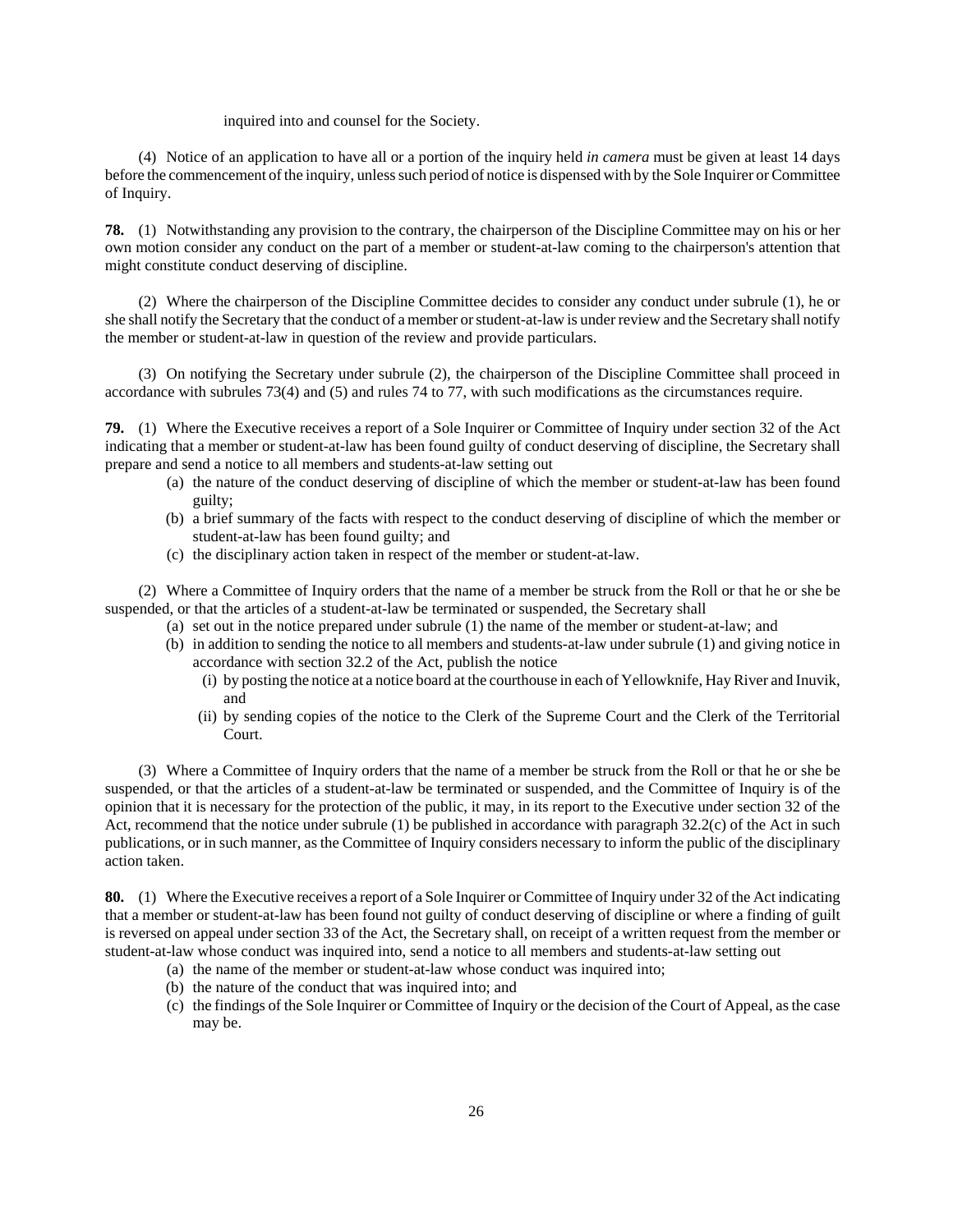inquired into and counsel for the Society.

(4) Notice of an application to have all or a portion of the inquiry held *in camera* must be given at least 14 days before the commencement of the inquiry, unless such period of notice is dispensed with by the Sole Inquirer or Committee of Inquiry.

**78.** (1) Notwithstanding any provision to the contrary, the chairperson of the Discipline Committee may on his or her own motion consider any conduct on the part of a member or student-at-law coming to the chairperson's attention that might constitute conduct deserving of discipline.

(2) Where the chairperson of the Discipline Committee decides to consider any conduct under subrule (1), he or she shall notify the Secretary that the conduct of a member or student-at-law is under review and the Secretary shall notify the member or student-at-law in question of the review and provide particulars.

(3) On notifying the Secretary under subrule (2), the chairperson of the Discipline Committee shall proceed in accordance with subrules 73(4) and (5) and rules 74 to 77, with such modifications as the circumstances require.

**79.** (1) Where the Executive receives a report of a Sole Inquirer or Committee of Inquiry under section 32 of the Act indicating that a member or student-at-law has been found guilty of conduct deserving of discipline, the Secretary shall prepare and send a notice to all members and students-at-law setting out

- (a) the nature of the conduct deserving of discipline of which the member or student-at-law has been found guilty;
- (b) a brief summary of the facts with respect to the conduct deserving of discipline of which the member or student-at-law has been found guilty; and
- (c) the disciplinary action taken in respect of the member or student-at-law.

(2) Where a Committee of Inquiry orders that the name of a member be struck from the Roll or that he or she be suspended, or that the articles of a student-at-law be terminated or suspended, the Secretary shall

- (a) set out in the notice prepared under subrule (1) the name of the member or student-at-law; and
- (b) in addition to sending the notice to all members and students-at-law under subrule (1) and giving notice in accordance with section 32.2 of the Act, publish the notice
  - (i) by posting the notice at a notice board at the courthouse in each of Yellowknife, Hay River and Inuvik, and
  - (ii) by sending copies of the notice to the Clerk of the Supreme Court and the Clerk of the Territorial Court.

(3) Where a Committee of Inquiry orders that the name of a member be struck from the Roll or that he or she be suspended, or that the articles of a student-at-law be terminated or suspended, and the Committee of Inquiry is of the opinion that it is necessary for the protection of the public, it may, in its report to the Executive under section 32 of the Act, recommend that the notice under subrule (1) be published in accordance with paragraph 32.2(c) of the Act in such publications, or in such manner, as the Committee of Inquiry considers necessary to inform the public of the disciplinary action taken.

**80.** (1) Where the Executive receives a report of a Sole Inquirer or Committee of Inquiry under 32 of the Act indicating that a member or student-at-law has been found not guilty of conduct deserving of discipline or where a finding of guilt is reversed on appeal under section 33 of the Act, the Secretary shall, on receipt of a written request from the member or student-at-law whose conduct was inquired into, send a notice to all members and students-at-law setting out

- (a) the name of the member or student-at-law whose conduct was inquired into;
- (b) the nature of the conduct that was inquired into; and
- (c) the findings of the Sole Inquirer or Committee of Inquiry or the decision of the Court of Appeal, as the case may be.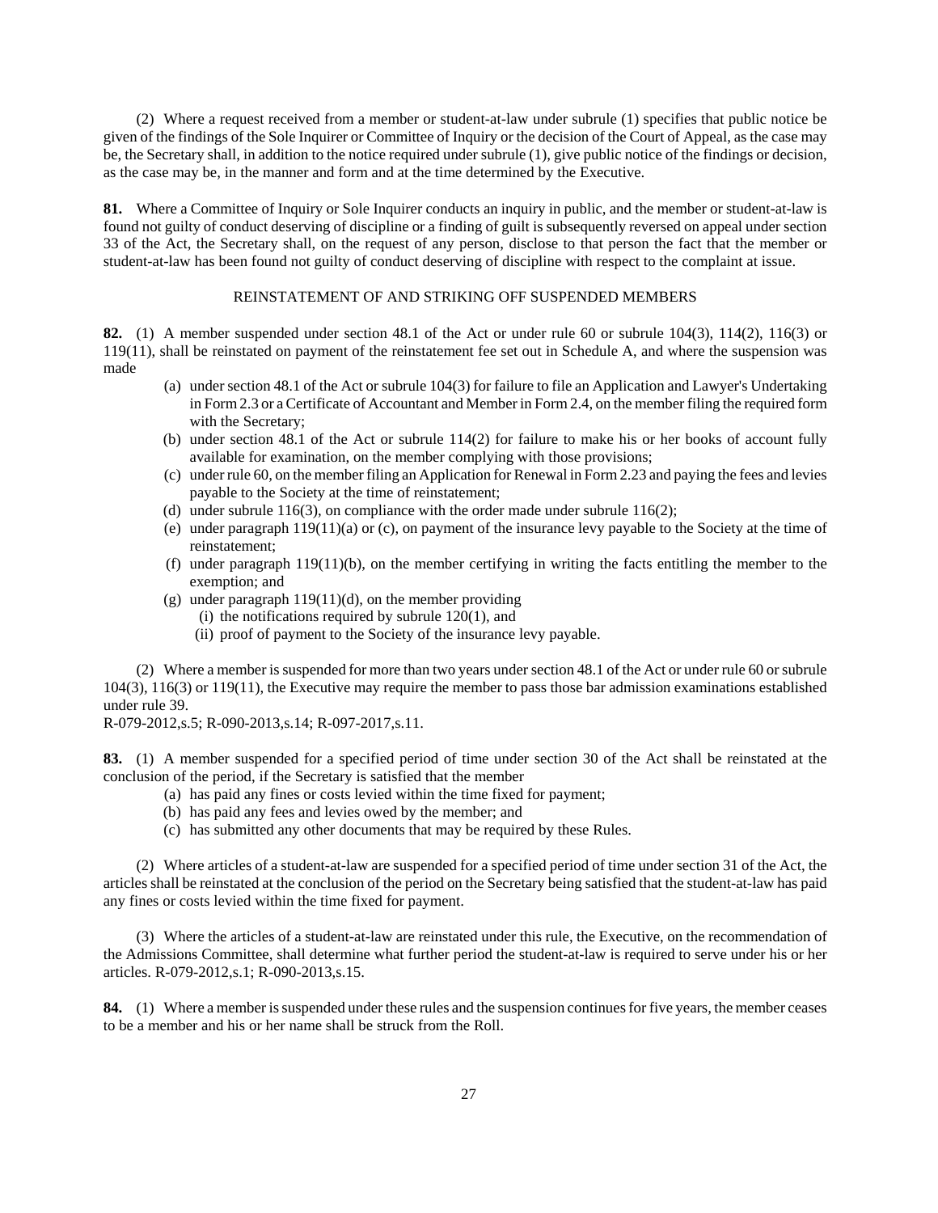(2) Where a request received from a member or student-at-law under subrule (1) specifies that public notice be given of the findings of the Sole Inquirer or Committee of Inquiry or the decision of the Court of Appeal, as the case may be, the Secretary shall, in addition to the notice required under subrule (1), give public notice of the findings or decision, as the case may be, in the manner and form and at the time determined by the Executive.

**81.** Where a Committee of Inquiry or Sole Inquirer conducts an inquiry in public, and the member or student-at-law is found not guilty of conduct deserving of discipline or a finding of guilt is subsequently reversed on appeal under section 33 of the Act, the Secretary shall, on the request of any person, disclose to that person the fact that the member or student-at-law has been found not guilty of conduct deserving of discipline with respect to the complaint at issue.

## REINSTATEMENT OF AND STRIKING OFF SUSPENDED MEMBERS

**82.** (1) A member suspended under section 48.1 of the Act or under rule 60 or subrule 104(3), 114(2), 116(3) or 119(11), shall be reinstated on payment of the reinstatement fee set out in Schedule A, and where the suspension was made

- (a) under section 48.1 of the Act or subrule 104(3) for failure to file an Application and Lawyer's Undertaking in Form 2.3 or a Certificate of Accountant and Member in Form 2.4, on the member filing the required form with the Secretary;
- (b) under section 48.1 of the Act or subrule 114(2) for failure to make his or her books of account fully available for examination, on the member complying with those provisions;
- (c) under rule 60, on the member filing an Application for Renewal in Form 2.23 and paying the fees and levies payable to the Society at the time of reinstatement;
- (d) under subrule 116(3), on compliance with the order made under subrule 116(2);
- (e) under paragraph 119(11)(a) or (c), on payment of the insurance levy payable to the Society at the time of reinstatement;
- (f) under paragraph 119(11)(b), on the member certifying in writing the facts entitling the member to the exemption; and
- (g) under paragraph 119(11)(d), on the member providing
  - (i) the notifications required by subrule 120(1), and
  - (ii) proof of payment to the Society of the insurance levy payable.

(2) Where a member is suspended for more than two years under section 48.1 of the Act or under rule 60 or subrule 104(3), 116(3) or 119(11), the Executive may require the member to pass those bar admission examinations established under rule 39.

R-079-2012,s.5; R-090-2013,s.14; R-097-2017,s.11.

**83.** (1) A member suspended for a specified period of time under section 30 of the Act shall be reinstated at the conclusion of the period, if the Secretary is satisfied that the member

- (a) has paid any fines or costs levied within the time fixed for payment;
- (b) has paid any fees and levies owed by the member; and
- (c) has submitted any other documents that may be required by these Rules.

(2) Where articles of a student-at-law are suspended for a specified period of time under section 31 of the Act, the articles shall be reinstated at the conclusion of the period on the Secretary being satisfied that the student-at-law has paid any fines or costs levied within the time fixed for payment.

(3) Where the articles of a student-at-law are reinstated under this rule, the Executive, on the recommendation of the Admissions Committee, shall determine what further period the student-at-law is required to serve under his or her articles. R-079-2012,s.1; R-090-2013,s.15.

**84.** (1) Where a member is suspended under these rules and the suspension continues for five years, the member ceases to be a member and his or her name shall be struck from the Roll.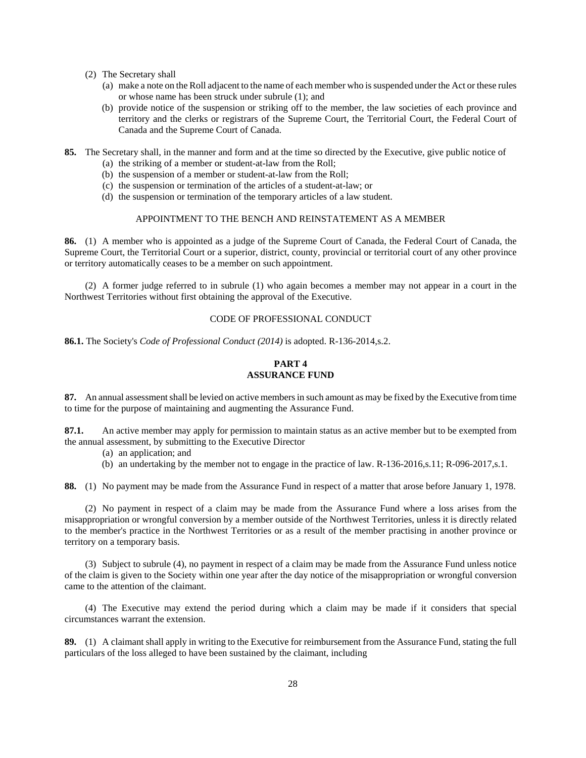(2) The Secretary shall

(a) make a note on the Roll adjacent to the name of each member who is suspended under the Act or these rules or whose name has been struck under subrule (1); and

(b) provide notice of the suspension or striking off to the member, the law societies of each province and territory and the clerks or registrars of the Supreme Court, the Territorial Court, the Federal Court of Canada and the Supreme Court of Canada.

**85.** The Secretary shall, in the manner and form and at the time so directed by the Executive, give public notice of

(a) the striking of a member or student-at-law from the Roll;

(b) the suspension of a member or student-at-law from the Roll;

(c) the suspension or termination of the articles of a student-at-law; or

(d) the suspension or termination of the temporary articles of a law student.

APPOINTMENT TO THE BENCH AND REINSTATEMENT AS A MEMBER

**86.** (1) A member who is appointed as a judge of the Supreme Court of Canada, the Federal Court of Canada, the Supreme Court, the Territorial Court or a superior, district, county, provincial or territorial court of any other province or territory automatically ceases to be a member on such appointment.

(2) A former judge referred to in subrule (1) who again becomes a member may not appear in a court in the Northwest Territories without first obtaining the approval of the Executive.

CODE OF PROFESSIONAL CONDUCT

**86.1.** The Society's *Code of Professional Conduct (2014)* is adopted. R-136-2014,s.2.

## PART 4
## ASSURANCE FUND

**87.** An annual assessment shall be levied on active members in such amount as may be fixed by the Executive from time to time for the purpose of maintaining and augmenting the Assurance Fund.

**87.1.** An active member may apply for permission to maintain status as an active member but to be exempted from the annual assessment, by submitting to the Executive Director

(a) an application; and

(b) an undertaking by the member not to engage in the practice of law. R-136-2016,s.11; R-096-2017,s.1.

**88.** (1) No payment may be made from the Assurance Fund in respect of a matter that arose before January 1, 1978.

(2) No payment in respect of a claim may be made from the Assurance Fund where a loss arises from the misappropriation or wrongful conversion by a member outside of the Northwest Territories, unless it is directly related to the member's practice in the Northwest Territories or as a result of the member practising in another province or territory on a temporary basis.

(3) Subject to subrule (4), no payment in respect of a claim may be made from the Assurance Fund unless notice of the claim is given to the Society within one year after the day notice of the misappropriation or wrongful conversion came to the attention of the claimant.

(4) The Executive may extend the period during which a claim may be made if it considers that special circumstances warrant the extension.

**89.** (1) A claimant shall apply in writing to the Executive for reimbursement from the Assurance Fund, stating the full particulars of the loss alleged to have been sustained by the claimant, including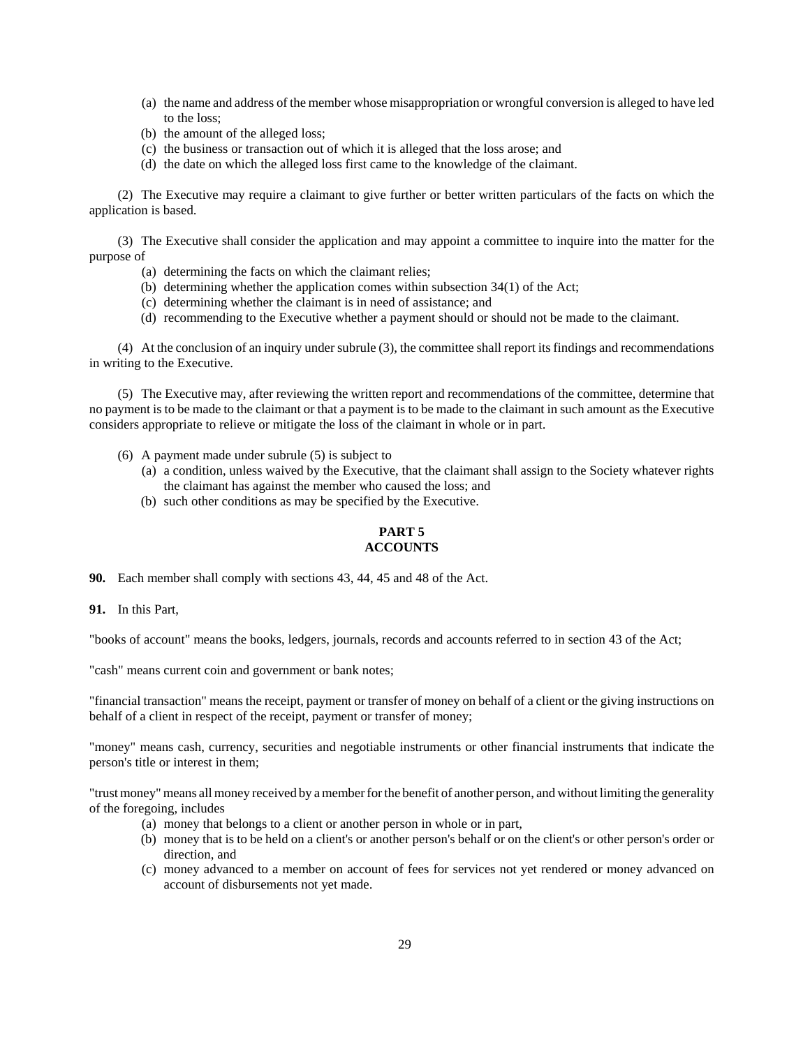(a) the name and address of the member whose misappropriation or wrongful conversion is alleged to have led to the loss;
(b) the amount of the alleged loss;
(c) the business or transaction out of which it is alleged that the loss arose; and
(d) the date on which the alleged loss first came to the knowledge of the claimant.

(2) The Executive may require a claimant to give further or better written particulars of the facts on which the application is based.

(3) The Executive shall consider the application and may appoint a committee to inquire into the matter for the purpose of

(a) determining the facts on which the claimant relies;
(b) determining whether the application comes within subsection 34(1) of the Act;
(c) determining whether the claimant is in need of assistance; and
(d) recommending to the Executive whether a payment should or should not be made to the claimant.

(4) At the conclusion of an inquiry under subrule (3), the committee shall report its findings and recommendations in writing to the Executive.

(5) The Executive may, after reviewing the written report and recommendations of the committee, determine that no payment is to be made to the claimant or that a payment is to be made to the claimant in such amount as the Executive considers appropriate to relieve or mitigate the loss of the claimant in whole or in part.

(6) A payment made under subrule (5) is subject to

(a) a condition, unless waived by the Executive, that the claimant shall assign to the Society whatever rights the claimant has against the member who caused the loss; and
(b) such other conditions as may be specified by the Executive.

## PART 5
## ACCOUNTS

**90.** Each member shall comply with sections 43, 44, 45 and 48 of the Act.

**91.** In this Part,

"books of account" means the books, ledgers, journals, records and accounts referred to in section 43 of the Act;

"cash" means current coin and government or bank notes;

"financial transaction" means the receipt, payment or transfer of money on behalf of a client or the giving instructions on behalf of a client in respect of the receipt, payment or transfer of money;

"money" means cash, currency, securities and negotiable instruments or other financial instruments that indicate the person's title or interest in them;

"trust money" means all money received by a member for the benefit of another person, and without limiting the generality of the foregoing, includes

(a) money that belongs to a client or another person in whole or in part,
(b) money that is to be held on a client's or another person's behalf or on the client's or other person's order or direction, and
(c) money advanced to a member on account of fees for services not yet rendered or money advanced on account of disbursements not yet made.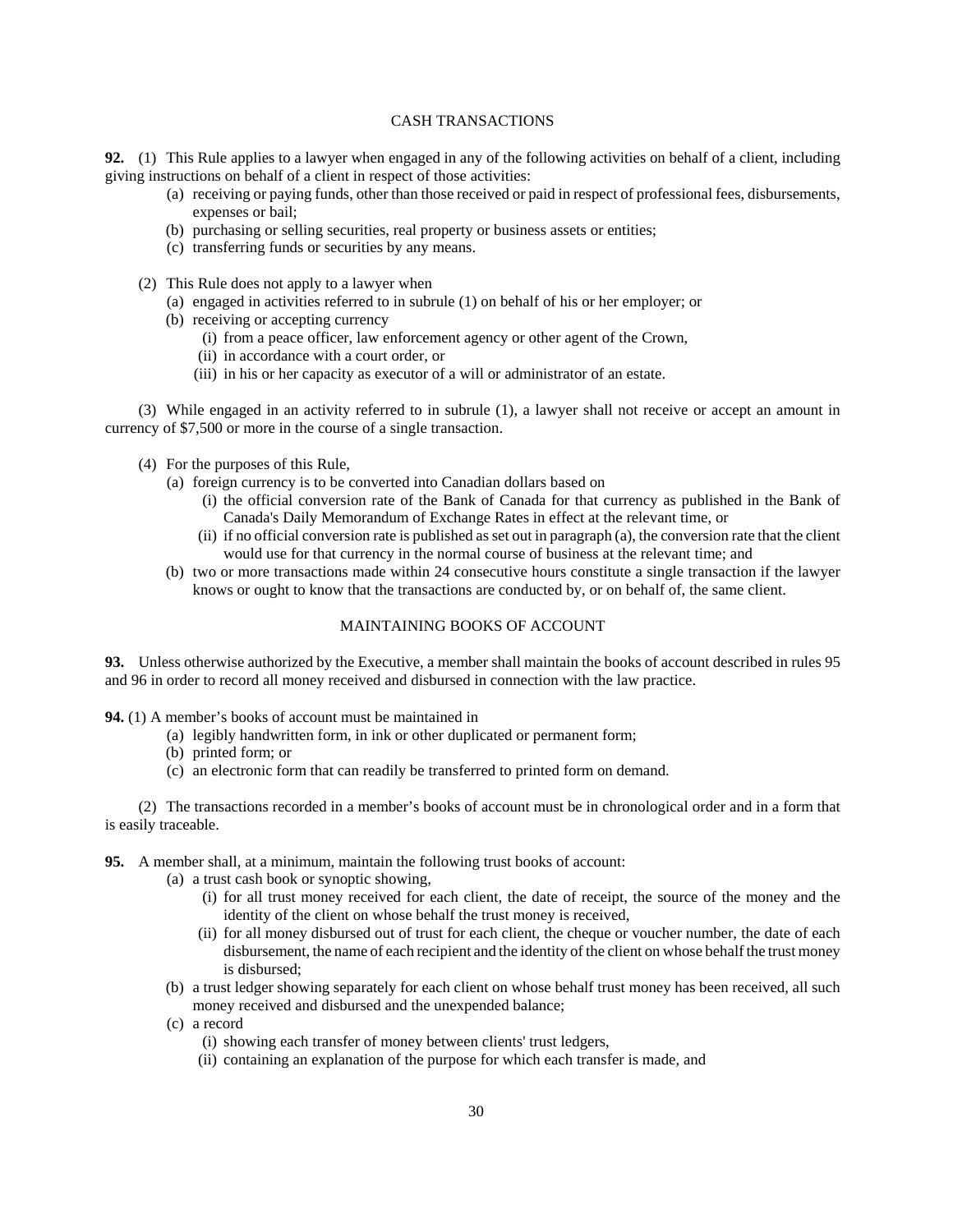## CASH TRANSACTIONS

**92.** (1) This Rule applies to a lawyer when engaged in any of the following activities on behalf of a client, including giving instructions on behalf of a client in respect of those activities:

- (a) receiving or paying funds, other than those received or paid in respect of professional fees, disbursements, expenses or bail;
- (b) purchasing or selling securities, real property or business assets or entities;
- (c) transferring funds or securities by any means.

(2) This Rule does not apply to a lawyer when

- (a) engaged in activities referred to in subrule (1) on behalf of his or her employer; or
- (b) receiving or accepting currency
  - (i) from a peace officer, law enforcement agency or other agent of the Crown,
  - (ii) in accordance with a court order, or
  - (iii) in his or her capacity as executor of a will or administrator of an estate.

(3) While engaged in an activity referred to in subrule (1), a lawyer shall not receive or accept an amount in currency of $7,500 or more in the course of a single transaction.

(4) For the purposes of this Rule,

- (a) foreign currency is to be converted into Canadian dollars based on
  - (i) the official conversion rate of the Bank of Canada for that currency as published in the Bank of Canada's Daily Memorandum of Exchange Rates in effect at the relevant time, or
  - (ii) if no official conversion rate is published as set out in paragraph (a), the conversion rate that the client would use for that currency in the normal course of business at the relevant time; and
- (b) two or more transactions made within 24 consecutive hours constitute a single transaction if the lawyer knows or ought to know that the transactions are conducted by, or on behalf of, the same client.

## MAINTAINING BOOKS OF ACCOUNT

**93.** Unless otherwise authorized by the Executive, a member shall maintain the books of account described in rules 95 and 96 in order to record all money received and disbursed in connection with the law practice.

**94.** (1) A member's books of account must be maintained in

- (a) legibly handwritten form, in ink or other duplicated or permanent form;
- (b) printed form; or
- (c) an electronic form that can readily be transferred to printed form on demand.

(2) The transactions recorded in a member's books of account must be in chronological order and in a form that is easily traceable.

**95.** A member shall, at a minimum, maintain the following trust books of account:

- (a) a trust cash book or synoptic showing,
  - (i) for all trust money received for each client, the date of receipt, the source of the money and the identity of the client on whose behalf the trust money is received,
  - (ii) for all money disbursed out of trust for each client, the cheque or voucher number, the date of each disbursement, the name of each recipient and the identity of the client on whose behalf the trust money is disbursed;
- (b) a trust ledger showing separately for each client on whose behalf trust money has been received, all such money received and disbursed and the unexpended balance;
- (c) a record
  - (i) showing each transfer of money between clients' trust ledgers,
  - (ii) containing an explanation of the purpose for which each transfer is made, and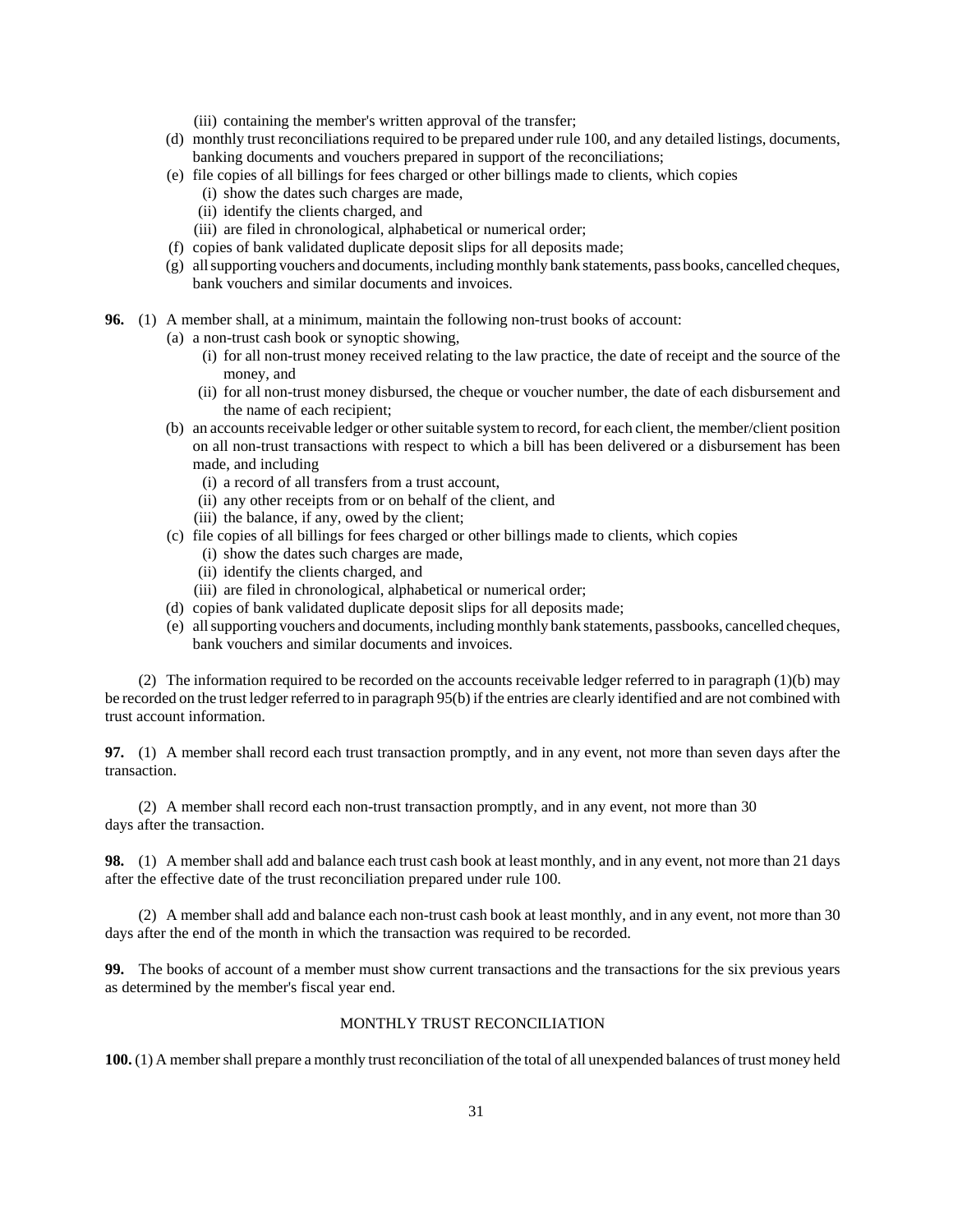(iii) containing the member's written approval of the transfer;

(d) monthly trust reconciliations required to be prepared under rule 100, and any detailed listings, documents, banking documents and vouchers prepared in support of the reconciliations;

(e) file copies of all billings for fees charged or other billings made to clients, which copies

(i) show the dates such charges are made,

(ii) identify the clients charged, and

(iii) are filed in chronological, alphabetical or numerical order;

(f) copies of bank validated duplicate deposit slips for all deposits made;

(g) all supporting vouchers and documents, including monthly bank statements, pass books, cancelled cheques, bank vouchers and similar documents and invoices.

**96.** (1) A member shall, at a minimum, maintain the following non-trust books of account:

(a) a non-trust cash book or synoptic showing,

(i) for all non-trust money received relating to the law practice, the date of receipt and the source of the money, and

(ii) for all non-trust money disbursed, the cheque or voucher number, the date of each disbursement and the name of each recipient;

(b) an accounts receivable ledger or other suitable system to record, for each client, the member/client position on all non-trust transactions with respect to which a bill has been delivered or a disbursement has been made, and including

(i) a record of all transfers from a trust account,

(ii) any other receipts from or on behalf of the client, and

(iii) the balance, if any, owed by the client;

(c) file copies of all billings for fees charged or other billings made to clients, which copies

(i) show the dates such charges are made,

(ii) identify the clients charged, and

(iii) are filed in chronological, alphabetical or numerical order;

(d) copies of bank validated duplicate deposit slips for all deposits made;

(e) all supporting vouchers and documents, including monthly bank statements, passbooks, cancelled cheques, bank vouchers and similar documents and invoices.

(2) The information required to be recorded on the accounts receivable ledger referred to in paragraph (1)(b) may be recorded on the trust ledger referred to in paragraph 95(b) if the entries are clearly identified and are not combined with trust account information.

**97.** (1) A member shall record each trust transaction promptly, and in any event, not more than seven days after the transaction.

(2) A member shall record each non-trust transaction promptly, and in any event, not more than 30 days after the transaction.

**98.** (1) A member shall add and balance each trust cash book at least monthly, and in any event, not more than 21 days after the effective date of the trust reconciliation prepared under rule 100.

(2) A member shall add and balance each non-trust cash book at least monthly, and in any event, not more than 30 days after the end of the month in which the transaction was required to be recorded.

**99.** The books of account of a member must show current transactions and the transactions for the six previous years as determined by the member's fiscal year end.

## MONTHLY TRUST RECONCILIATION

**100.** (1) A member shall prepare a monthly trust reconciliation of the total of all unexpended balances of trust money held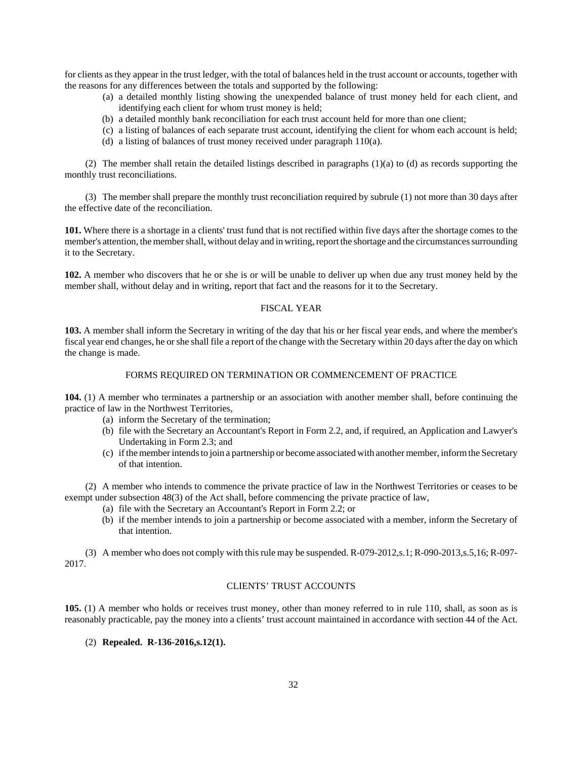for clients as they appear in the trust ledger, with the total of balances held in the trust account or accounts, together with the reasons for any differences between the totals and supported by the following:

- (a) a detailed monthly listing showing the unexpended balance of trust money held for each client, and identifying each client for whom trust money is held;
- (b) a detailed monthly bank reconciliation for each trust account held for more than one client;
- (c) a listing of balances of each separate trust account, identifying the client for whom each account is held;
- (d) a listing of balances of trust money received under paragraph 110(a).

(2) The member shall retain the detailed listings described in paragraphs (1)(a) to (d) as records supporting the monthly trust reconciliations.

(3) The member shall prepare the monthly trust reconciliation required by subrule (1) not more than 30 days after the effective date of the reconciliation.

**101.** Where there is a shortage in a clients' trust fund that is not rectified within five days after the shortage comes to the member's attention, the member shall, without delay and in writing, report the shortage and the circumstances surrounding it to the Secretary.

**102.** A member who discovers that he or she is or will be unable to deliver up when due any trust money held by the member shall, without delay and in writing, report that fact and the reasons for it to the Secretary.

## FISCAL YEAR

**103.** A member shall inform the Secretary in writing of the day that his or her fiscal year ends, and where the member's fiscal year end changes, he or she shall file a report of the change with the Secretary within 20 days after the day on which the change is made.

## FORMS REQUIRED ON TERMINATION OR COMMENCEMENT OF PRACTICE

**104.** (1) A member who terminates a partnership or an association with another member shall, before continuing the practice of law in the Northwest Territories,

- (a) inform the Secretary of the termination;
- (b) file with the Secretary an Accountant's Report in Form 2.2, and, if required, an Application and Lawyer's Undertaking in Form 2.3; and
- (c) if the member intends to join a partnership or become associated with another member, inform the Secretary of that intention.

(2) A member who intends to commence the private practice of law in the Northwest Territories or ceases to be exempt under subsection 48(3) of the Act shall, before commencing the private practice of law,

- (a) file with the Secretary an Accountant's Report in Form 2.2; or
- (b) if the member intends to join a partnership or become associated with a member, inform the Secretary of that intention.

(3) A member who does not comply with this rule may be suspended. R-079-2012,s.1; R-090-2013,s.5,16; R-097-2017.

## CLIENTS' TRUST ACCOUNTS

**105.** (1) A member who holds or receives trust money, other than money referred to in rule 110, shall, as soon as is reasonably practicable, pay the money into a clients' trust account maintained in accordance with section 44 of the Act.

(2) **Repealed. R-136-2016,s.12(1).**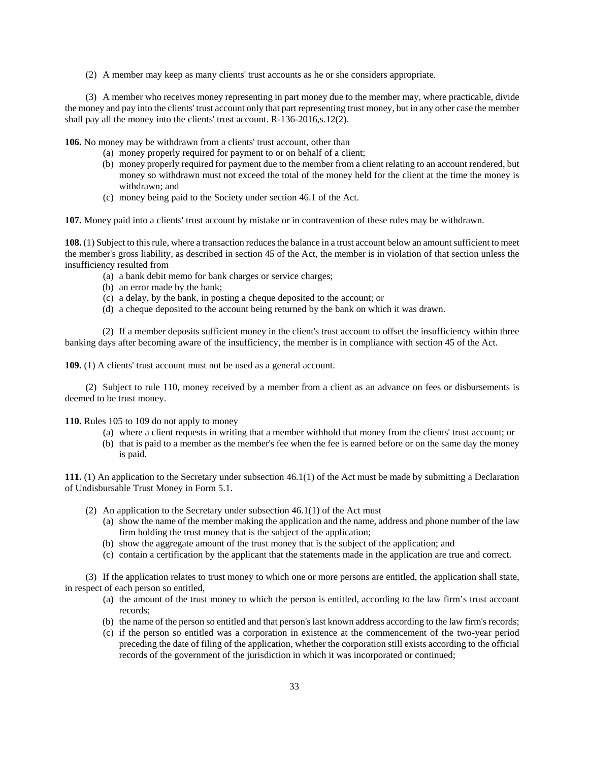(2) A member may keep as many clients' trust accounts as he or she considers appropriate.

(3) A member who receives money representing in part money due to the member may, where practicable, divide the money and pay into the clients' trust account only that part representing trust money, but in any other case the member shall pay all the money into the clients' trust account. R-136-2016,s.12(2).

**106.** No money may be withdrawn from a clients' trust account, other than

- (a) money properly required for payment to or on behalf of a client;
- (b) money properly required for payment due to the member from a client relating to an account rendered, but money so withdrawn must not exceed the total of the money held for the client at the time the money is withdrawn; and
- (c) money being paid to the Society under section 46.1 of the Act.

**107.** Money paid into a clients' trust account by mistake or in contravention of these rules may be withdrawn.

**108.** (1) Subject to this rule, where a transaction reduces the balance in a trust account below an amount sufficient to meet the member's gross liability, as described in section 45 of the Act, the member is in violation of that section unless the insufficiency resulted from

- (a) a bank debit memo for bank charges or service charges;
- (b) an error made by the bank;
- (c) a delay, by the bank, in posting a cheque deposited to the account; or
- (d) a cheque deposited to the account being returned by the bank on which it was drawn.

(2) If a member deposits sufficient money in the client's trust account to offset the insufficiency within three banking days after becoming aware of the insufficiency, the member is in compliance with section 45 of the Act.

**109.** (1) A clients' trust account must not be used as a general account.

(2) Subject to rule 110, money received by a member from a client as an advance on fees or disbursements is deemed to be trust money.

**110.** Rules 105 to 109 do not apply to money

- (a) where a client requests in writing that a member withhold that money from the clients' trust account; or
- (b) that is paid to a member as the member's fee when the fee is earned before or on the same day the money is paid.

**111.** (1) An application to the Secretary under subsection 46.1(1) of the Act must be made by submitting a Declaration of Undisbursable Trust Money in Form 5.1.

(2) An application to the Secretary under subsection 46.1(1) of the Act must

- (a) show the name of the member making the application and the name, address and phone number of the law firm holding the trust money that is the subject of the application;
- (b) show the aggregate amount of the trust money that is the subject of the application; and
- (c) contain a certification by the applicant that the statements made in the application are true and correct.

(3) If the application relates to trust money to which one or more persons are entitled, the application shall state, in respect of each person so entitled,

- (a) the amount of the trust money to which the person is entitled, according to the law firm's trust account records;
- (b) the name of the person so entitled and that person's last known address according to the law firm's records;
- (c) if the person so entitled was a corporation in existence at the commencement of the two-year period preceding the date of filing of the application, whether the corporation still exists according to the official records of the government of the jurisdiction in which it was incorporated or continued;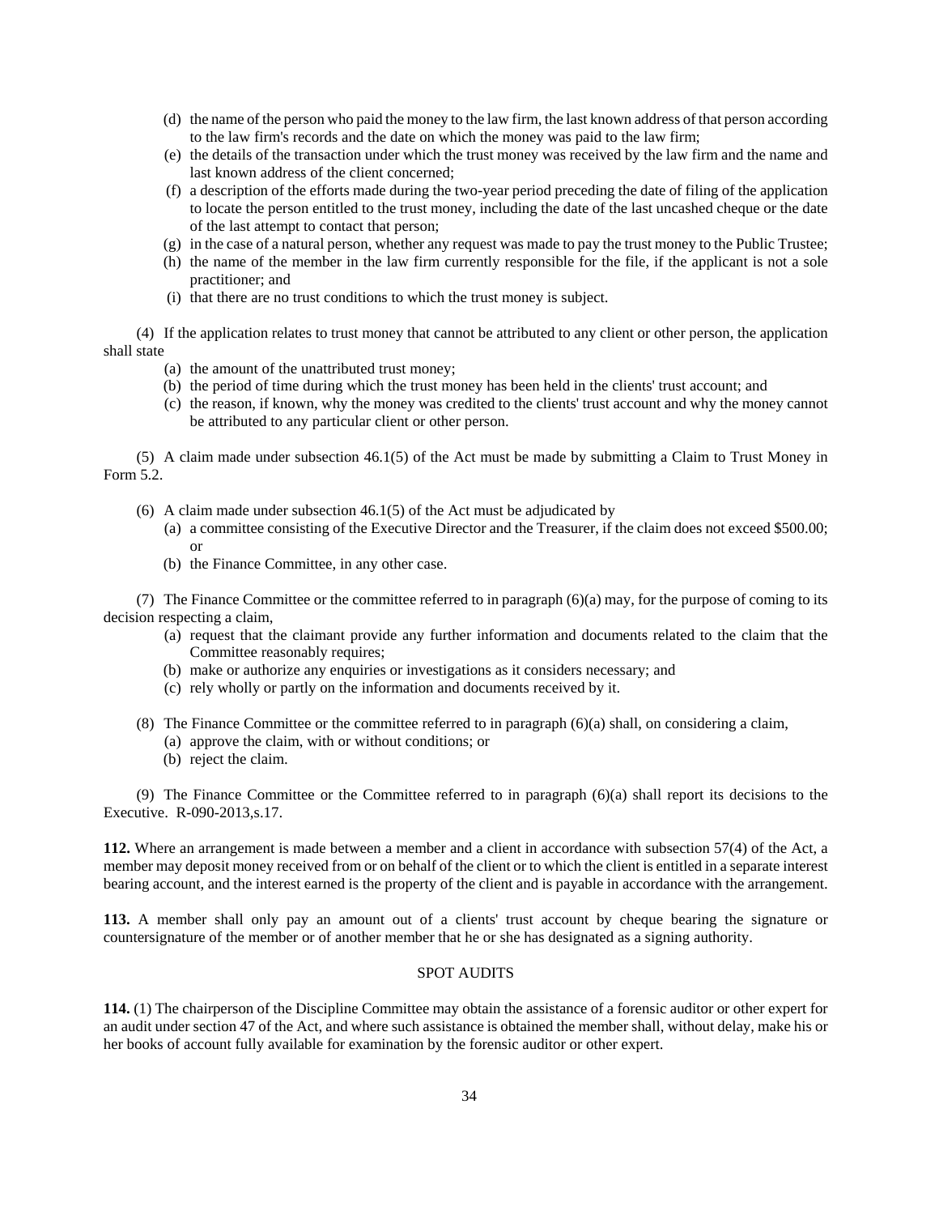(d) the name of the person who paid the money to the law firm, the last known address of that person according to the law firm's records and the date on which the money was paid to the law firm;

(e) the details of the transaction under which the trust money was received by the law firm and the name and last known address of the client concerned;

(f) a description of the efforts made during the two-year period preceding the date of filing of the application to locate the person entitled to the trust money, including the date of the last uncashed cheque or the date of the last attempt to contact that person;

(g) in the case of a natural person, whether any request was made to pay the trust money to the Public Trustee;

(h) the name of the member in the law firm currently responsible for the file, if the applicant is not a sole practitioner; and

(i) that there are no trust conditions to which the trust money is subject.

(4) If the application relates to trust money that cannot be attributed to any client or other person, the application shall state

(a) the amount of the unattributed trust money;

(b) the period of time during which the trust money has been held in the clients' trust account; and

(c) the reason, if known, why the money was credited to the clients' trust account and why the money cannot be attributed to any particular client or other person.

(5) A claim made under subsection 46.1(5) of the Act must be made by submitting a Claim to Trust Money in Form 5.2.

(6) A claim made under subsection 46.1(5) of the Act must be adjudicated by

(a) a committee consisting of the Executive Director and the Treasurer, if the claim does not exceed $500.00; or

(b) the Finance Committee, in any other case.

(7) The Finance Committee or the committee referred to in paragraph (6)(a) may, for the purpose of coming to its decision respecting a claim,

(a) request that the claimant provide any further information and documents related to the claim that the Committee reasonably requires;

(b) make or authorize any enquiries or investigations as it considers necessary; and

(c) rely wholly or partly on the information and documents received by it.

(8) The Finance Committee or the committee referred to in paragraph (6)(a) shall, on considering a claim,

(a) approve the claim, with or without conditions; or

(b) reject the claim.

(9) The Finance Committee or the Committee referred to in paragraph (6)(a) shall report its decisions to the Executive. R-090-2013,s.17.

**112.** Where an arrangement is made between a member and a client in accordance with subsection 57(4) of the Act, a member may deposit money received from or on behalf of the client or to which the client is entitled in a separate interest bearing account, and the interest earned is the property of the client and is payable in accordance with the arrangement.

**113.** A member shall only pay an amount out of a clients' trust account by cheque bearing the signature or countersignature of the member or of another member that he or she has designated as a signing authority.

## SPOT AUDITS

**114.** (1) The chairperson of the Discipline Committee may obtain the assistance of a forensic auditor or other expert for an audit under section 47 of the Act, and where such assistance is obtained the member shall, without delay, make his or her books of account fully available for examination by the forensic auditor or other expert.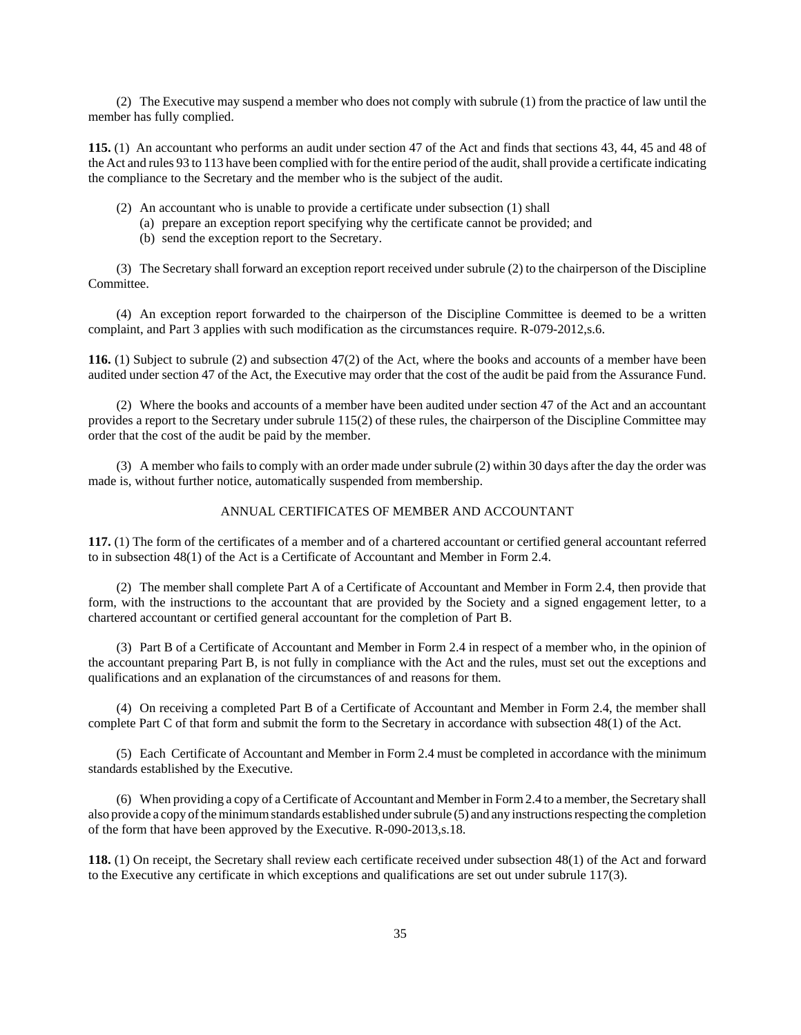(2) The Executive may suspend a member who does not comply with subrule (1) from the practice of law until the member has fully complied.

**115.** (1) An accountant who performs an audit under section 47 of the Act and finds that sections 43, 44, 45 and 48 of the Act and rules 93 to 113 have been complied with for the entire period of the audit, shall provide a certificate indicating the compliance to the Secretary and the member who is the subject of the audit.

(2) An accountant who is unable to provide a certificate under subsection (1) shall

(a) prepare an exception report specifying why the certificate cannot be provided; and

(b) send the exception report to the Secretary.

(3) The Secretary shall forward an exception report received under subrule (2) to the chairperson of the Discipline Committee.

(4) An exception report forwarded to the chairperson of the Discipline Committee is deemed to be a written complaint, and Part 3 applies with such modification as the circumstances require. R-079-2012,s.6.

**116.** (1) Subject to subrule (2) and subsection 47(2) of the Act, where the books and accounts of a member have been audited under section 47 of the Act, the Executive may order that the cost of the audit be paid from the Assurance Fund.

(2) Where the books and accounts of a member have been audited under section 47 of the Act and an accountant provides a report to the Secretary under subrule 115(2) of these rules, the chairperson of the Discipline Committee may order that the cost of the audit be paid by the member.

(3) A member who fails to comply with an order made under subrule (2) within 30 days after the day the order was made is, without further notice, automatically suspended from membership.

## ANNUAL CERTIFICATES OF MEMBER AND ACCOUNTANT

**117.** (1) The form of the certificates of a member and of a chartered accountant or certified general accountant referred to in subsection 48(1) of the Act is a Certificate of Accountant and Member in Form 2.4.

(2) The member shall complete Part A of a Certificate of Accountant and Member in Form 2.4, then provide that form, with the instructions to the accountant that are provided by the Society and a signed engagement letter, to a chartered accountant or certified general accountant for the completion of Part B.

(3) Part B of a Certificate of Accountant and Member in Form 2.4 in respect of a member who, in the opinion of the accountant preparing Part B, is not fully in compliance with the Act and the rules, must set out the exceptions and qualifications and an explanation of the circumstances of and reasons for them.

(4) On receiving a completed Part B of a Certificate of Accountant and Member in Form 2.4, the member shall complete Part C of that form and submit the form to the Secretary in accordance with subsection 48(1) of the Act.

(5) Each Certificate of Accountant and Member in Form 2.4 must be completed in accordance with the minimum standards established by the Executive.

(6) When providing a copy of a Certificate of Accountant and Member in Form 2.4 to a member, the Secretary shall also provide a copy of the minimum standards established under subrule (5) and any instructions respecting the completion of the form that have been approved by the Executive. R-090-2013,s.18.

**118.** (1) On receipt, the Secretary shall review each certificate received under subsection 48(1) of the Act and forward to the Executive any certificate in which exceptions and qualifications are set out under subrule 117(3).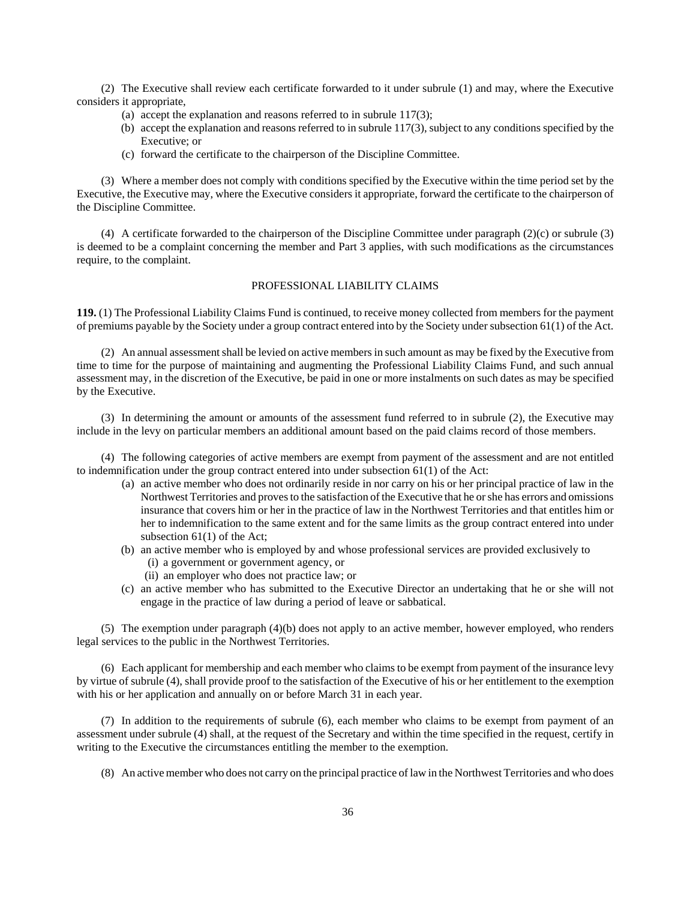(2) The Executive shall review each certificate forwarded to it under subrule (1) and may, where the Executive considers it appropriate,

(a) accept the explanation and reasons referred to in subrule 117(3);

(b) accept the explanation and reasons referred to in subrule 117(3), subject to any conditions specified by the Executive; or

(c) forward the certificate to the chairperson of the Discipline Committee.

(3) Where a member does not comply with conditions specified by the Executive within the time period set by the Executive, the Executive may, where the Executive considers it appropriate, forward the certificate to the chairperson of the Discipline Committee.

(4) A certificate forwarded to the chairperson of the Discipline Committee under paragraph (2)(c) or subrule (3) is deemed to be a complaint concerning the member and Part 3 applies, with such modifications as the circumstances require, to the complaint.

## PROFESSIONAL LIABILITY CLAIMS

**119.** (1) The Professional Liability Claims Fund is continued, to receive money collected from members for the payment of premiums payable by the Society under a group contract entered into by the Society under subsection 61(1) of the Act.

(2) An annual assessment shall be levied on active members in such amount as may be fixed by the Executive from time to time for the purpose of maintaining and augmenting the Professional Liability Claims Fund, and such annual assessment may, in the discretion of the Executive, be paid in one or more instalments on such dates as may be specified by the Executive.

(3) In determining the amount or amounts of the assessment fund referred to in subrule (2), the Executive may include in the levy on particular members an additional amount based on the paid claims record of those members.

(4) The following categories of active members are exempt from payment of the assessment and are not entitled to indemnification under the group contract entered into under subsection 61(1) of the Act:

(a) an active member who does not ordinarily reside in nor carry on his or her principal practice of law in the Northwest Territories and proves to the satisfaction of the Executive that he or she has errors and omissions insurance that covers him or her in the practice of law in the Northwest Territories and that entitles him or her to indemnification to the same extent and for the same limits as the group contract entered into under subsection 61(1) of the Act;

(b) an active member who is employed by and whose professional services are provided exclusively to

  (i) a government or government agency, or

  (ii) an employer who does not practice law; or

(c) an active member who has submitted to the Executive Director an undertaking that he or she will not engage in the practice of law during a period of leave or sabbatical.

(5) The exemption under paragraph (4)(b) does not apply to an active member, however employed, who renders legal services to the public in the Northwest Territories.

(6) Each applicant for membership and each member who claims to be exempt from payment of the insurance levy by virtue of subrule (4), shall provide proof to the satisfaction of the Executive of his or her entitlement to the exemption with his or her application and annually on or before March 31 in each year.

(7) In addition to the requirements of subrule (6), each member who claims to be exempt from payment of an assessment under subrule (4) shall, at the request of the Secretary and within the time specified in the request, certify in writing to the Executive the circumstances entitling the member to the exemption.

(8) An active member who does not carry on the principal practice of law in the Northwest Territories and who does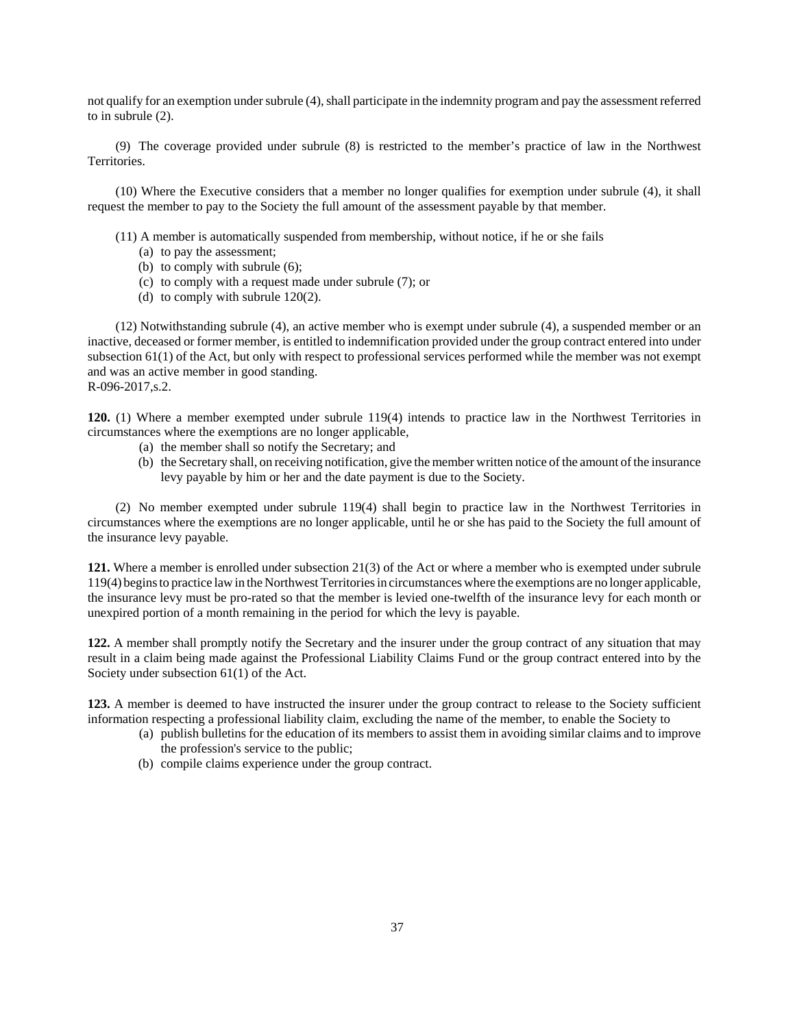not qualify for an exemption under subrule (4), shall participate in the indemnity program and pay the assessment referred to in subrule (2).

(9) The coverage provided under subrule (8) is restricted to the member's practice of law in the Northwest Territories.

(10) Where the Executive considers that a member no longer qualifies for exemption under subrule (4), it shall request the member to pay to the Society the full amount of the assessment payable by that member.

(11) A member is automatically suspended from membership, without notice, if he or she fails

- (a) to pay the assessment;
- (b) to comply with subrule (6);
- (c) to comply with a request made under subrule (7); or
- (d) to comply with subrule 120(2).

(12) Notwithstanding subrule (4), an active member who is exempt under subrule (4), a suspended member or an inactive, deceased or former member, is entitled to indemnification provided under the group contract entered into under subsection 61(1) of the Act, but only with respect to professional services performed while the member was not exempt and was an active member in good standing.
R-096-2017,s.2.

**120.** (1) Where a member exempted under subrule 119(4) intends to practice law in the Northwest Territories in circumstances where the exemptions are no longer applicable,

- (a) the member shall so notify the Secretary; and
- (b) the Secretary shall, on receiving notification, give the member written notice of the amount of the insurance levy payable by him or her and the date payment is due to the Society.

(2) No member exempted under subrule 119(4) shall begin to practice law in the Northwest Territories in circumstances where the exemptions are no longer applicable, until he or she has paid to the Society the full amount of the insurance levy payable.

**121.** Where a member is enrolled under subsection 21(3) of the Act or where a member who is exempted under subrule 119(4) begins to practice law in the Northwest Territories in circumstances where the exemptions are no longer applicable, the insurance levy must be pro-rated so that the member is levied one-twelfth of the insurance levy for each month or unexpired portion of a month remaining in the period for which the levy is payable.

**122.** A member shall promptly notify the Secretary and the insurer under the group contract of any situation that may result in a claim being made against the Professional Liability Claims Fund or the group contract entered into by the Society under subsection 61(1) of the Act.

**123.** A member is deemed to have instructed the insurer under the group contract to release to the Society sufficient information respecting a professional liability claim, excluding the name of the member, to enable the Society to

- (a) publish bulletins for the education of its members to assist them in avoiding similar claims and to improve the profession's service to the public;
- (b) compile claims experience under the group contract.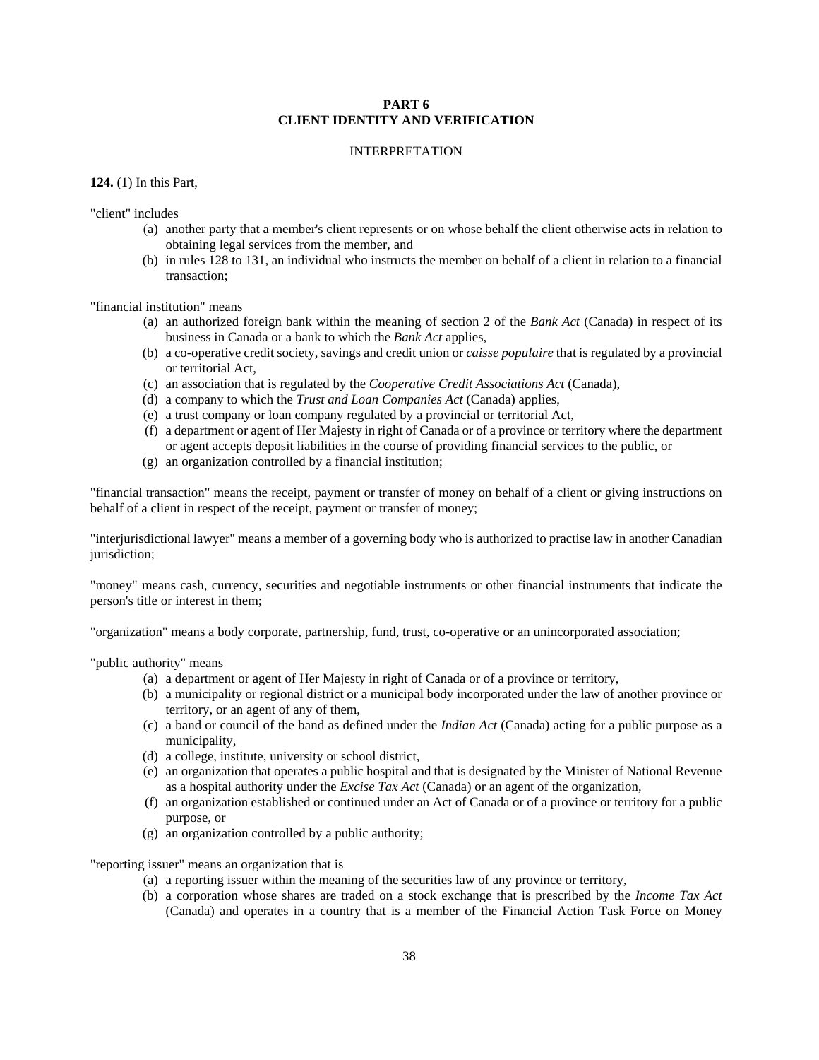# PART 6
# CLIENT IDENTITY AND VERIFICATION

## INTERPRETATION

**124.** (1) In this Part,

"client" includes

(a) another party that a member's client represents or on whose behalf the client otherwise acts in relation to obtaining legal services from the member, and

(b) in rules 128 to 131, an individual who instructs the member on behalf of a client in relation to a financial transaction;

"financial institution" means

(a) an authorized foreign bank within the meaning of section 2 of the *Bank Act* (Canada) in respect of its business in Canada or a bank to which the *Bank Act* applies,

(b) a co-operative credit society, savings and credit union or *caisse populaire* that is regulated by a provincial or territorial Act,

(c) an association that is regulated by the *Cooperative Credit Associations Act* (Canada),

(d) a company to which the *Trust and Loan Companies Act* (Canada) applies,

(e) a trust company or loan company regulated by a provincial or territorial Act,

(f) a department or agent of Her Majesty in right of Canada or of a province or territory where the department or agent accepts deposit liabilities in the course of providing financial services to the public, or

(g) an organization controlled by a financial institution;

"financial transaction" means the receipt, payment or transfer of money on behalf of a client or giving instructions on behalf of a client in respect of the receipt, payment or transfer of money;

"interjurisdictional lawyer" means a member of a governing body who is authorized to practise law in another Canadian jurisdiction;

"money" means cash, currency, securities and negotiable instruments or other financial instruments that indicate the person's title or interest in them;

"organization" means a body corporate, partnership, fund, trust, co-operative or an unincorporated association;

"public authority" means

(a) a department or agent of Her Majesty in right of Canada or of a province or territory,

(b) a municipality or regional district or a municipal body incorporated under the law of another province or territory, or an agent of any of them,

(c) a band or council of the band as defined under the *Indian Act* (Canada) acting for a public purpose as a municipality,

(d) a college, institute, university or school district,

(e) an organization that operates a public hospital and that is designated by the Minister of National Revenue as a hospital authority under the *Excise Tax Act* (Canada) or an agent of the organization,

(f) an organization established or continued under an Act of Canada or of a province or territory for a public purpose, or

(g) an organization controlled by a public authority;

"reporting issuer" means an organization that is

(a) a reporting issuer within the meaning of the securities law of any province or territory,

(b) a corporation whose shares are traded on a stock exchange that is prescribed by the *Income Tax Act* (Canada) and operates in a country that is a member of the Financial Action Task Force on Money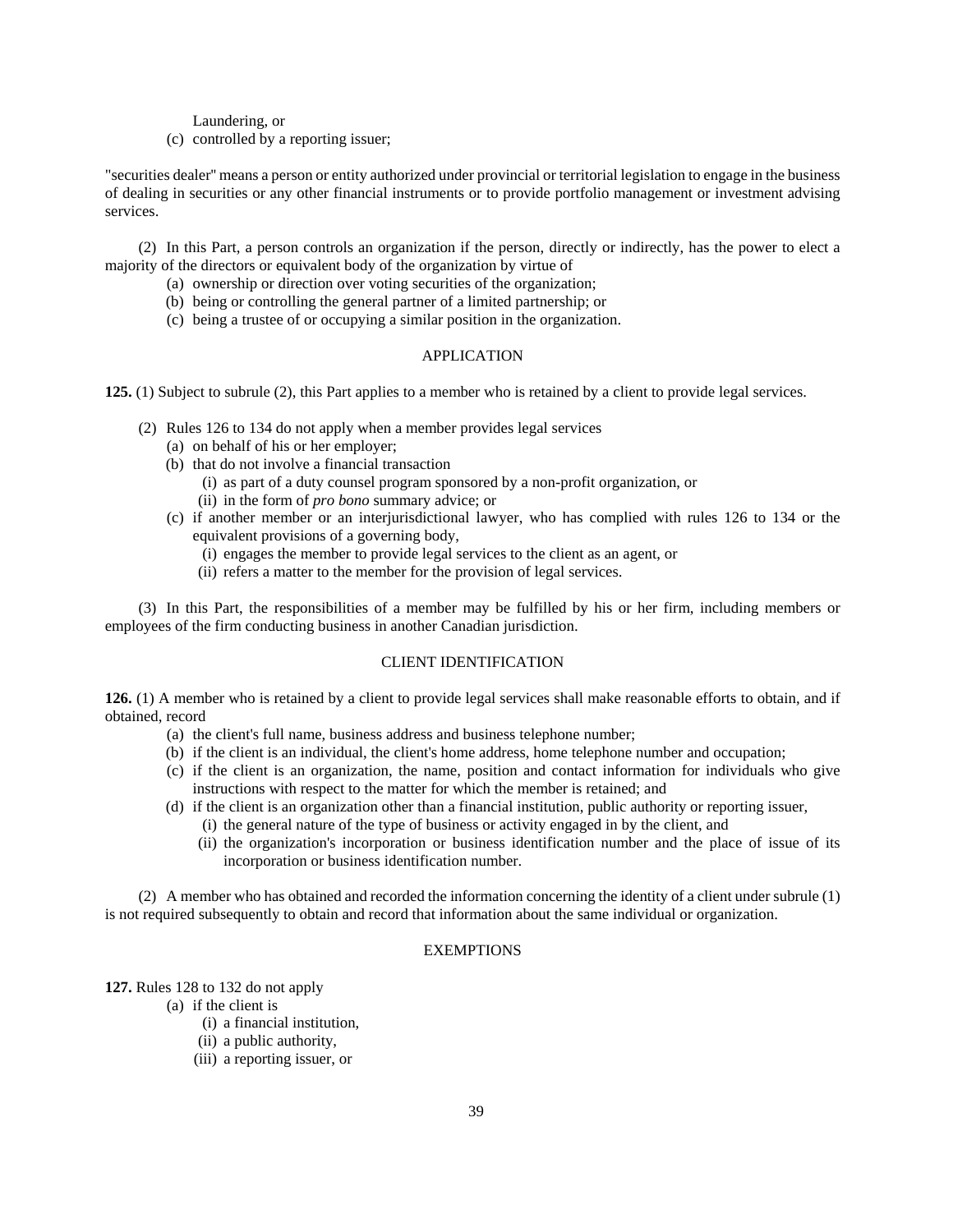Laundering, or

(c) controlled by a reporting issuer;

"securities dealer" means a person or entity authorized under provincial or territorial legislation to engage in the business of dealing in securities or any other financial instruments or to provide portfolio management or investment advising services.

(2) In this Part, a person controls an organization if the person, directly or indirectly, has the power to elect a majority of the directors or equivalent body of the organization by virtue of

- (a) ownership or direction over voting securities of the organization;
- (b) being or controlling the general partner of a limited partnership; or
- (c) being a trustee of or occupying a similar position in the organization.

## APPLICATION

**125.** (1) Subject to subrule (2), this Part applies to a member who is retained by a client to provide legal services.

(2) Rules 126 to 134 do not apply when a member provides legal services

- (a) on behalf of his or her employer;
- (b) that do not involve a financial transaction
  - (i) as part of a duty counsel program sponsored by a non-profit organization, or
  - (ii) in the form of *pro bono* summary advice; or
- (c) if another member or an interjurisdictional lawyer, who has complied with rules 126 to 134 or the equivalent provisions of a governing body,
  - (i) engages the member to provide legal services to the client as an agent, or
  - (ii) refers a matter to the member for the provision of legal services.

(3) In this Part, the responsibilities of a member may be fulfilled by his or her firm, including members or employees of the firm conducting business in another Canadian jurisdiction.

## CLIENT IDENTIFICATION

**126.** (1) A member who is retained by a client to provide legal services shall make reasonable efforts to obtain, and if obtained, record

- (a) the client's full name, business address and business telephone number;
- (b) if the client is an individual, the client's home address, home telephone number and occupation;
- (c) if the client is an organization, the name, position and contact information for individuals who give instructions with respect to the matter for which the member is retained; and
- (d) if the client is an organization other than a financial institution, public authority or reporting issuer,
  - (i) the general nature of the type of business or activity engaged in by the client, and
  - (ii) the organization's incorporation or business identification number and the place of issue of its incorporation or business identification number.

(2) A member who has obtained and recorded the information concerning the identity of a client under subrule (1) is not required subsequently to obtain and record that information about the same individual or organization.

## EXEMPTIONS

**127.** Rules 128 to 132 do not apply

- (a) if the client is
  - (i) a financial institution,
  - (ii) a public authority,
  - (iii) a reporting issuer, or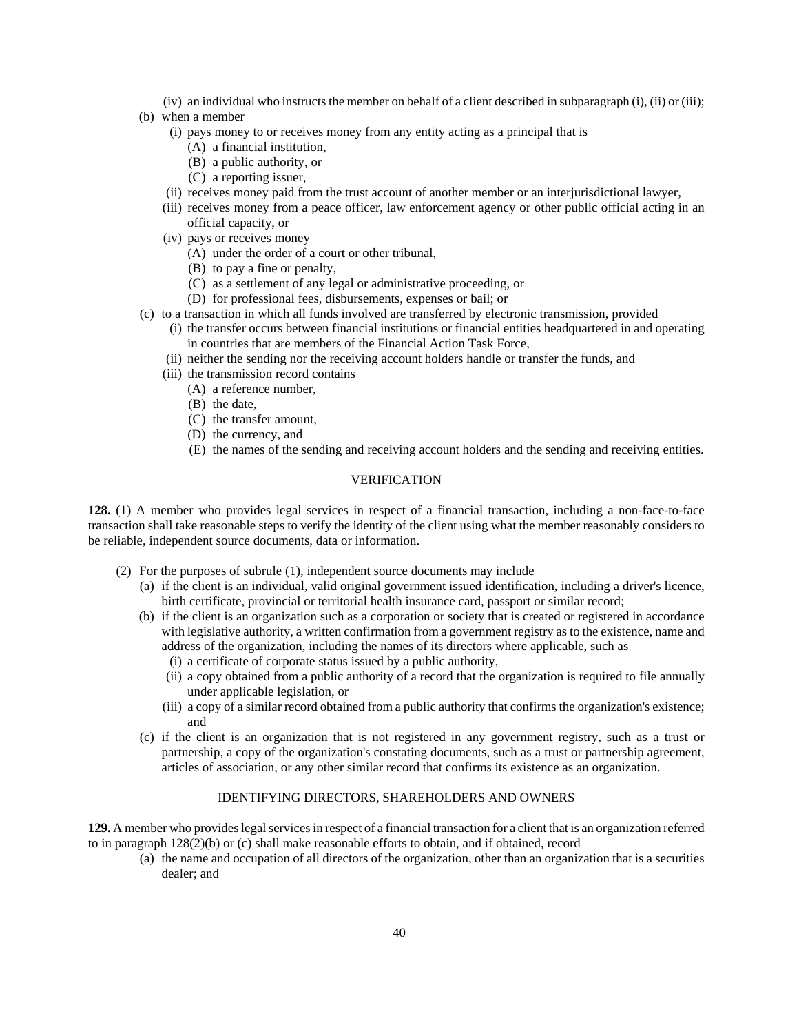(iv) an individual who instructs the member on behalf of a client described in subparagraph (i), (ii) or (iii);

(b) when a member

(i) pays money to or receives money from any entity acting as a principal that is

(A) a financial institution,

(B) a public authority, or

(C) a reporting issuer,

(ii) receives money paid from the trust account of another member or an interjurisdictional lawyer,

(iii) receives money from a peace officer, law enforcement agency or other public official acting in an official capacity, or

(iv) pays or receives money

(A) under the order of a court or other tribunal,

(B) to pay a fine or penalty,

(C) as a settlement of any legal or administrative proceeding, or

(D) for professional fees, disbursements, expenses or bail; or

(c) to a transaction in which all funds involved are transferred by electronic transmission, provided

(i) the transfer occurs between financial institutions or financial entities headquartered in and operating in countries that are members of the Financial Action Task Force,

(ii) neither the sending nor the receiving account holders handle or transfer the funds, and

(iii) the transmission record contains

(A) a reference number,

(B) the date,

(C) the transfer amount,

(D) the currency, and

(E) the names of the sending and receiving account holders and the sending and receiving entities.

VERIFICATION

**128.** (1) A member who provides legal services in respect of a financial transaction, including a non-face-to-face transaction shall take reasonable steps to verify the identity of the client using what the member reasonably considers to be reliable, independent source documents, data or information.

(2) For the purposes of subrule (1), independent source documents may include

(a) if the client is an individual, valid original government issued identification, including a driver's licence, birth certificate, provincial or territorial health insurance card, passport or similar record;

(b) if the client is an organization such as a corporation or society that is created or registered in accordance with legislative authority, a written confirmation from a government registry as to the existence, name and address of the organization, including the names of its directors where applicable, such as

(i) a certificate of corporate status issued by a public authority,

(ii) a copy obtained from a public authority of a record that the organization is required to file annually under applicable legislation, or

(iii) a copy of a similar record obtained from a public authority that confirms the organization's existence; and

(c) if the client is an organization that is not registered in any government registry, such as a trust or partnership, a copy of the organization's constating documents, such as a trust or partnership agreement, articles of association, or any other similar record that confirms its existence as an organization.

IDENTIFYING DIRECTORS, SHAREHOLDERS AND OWNERS

**129.** A member who provides legal services in respect of a financial transaction for a client that is an organization referred to in paragraph 128(2)(b) or (c) shall make reasonable efforts to obtain, and if obtained, record

(a) the name and occupation of all directors of the organization, other than an organization that is a securities dealer; and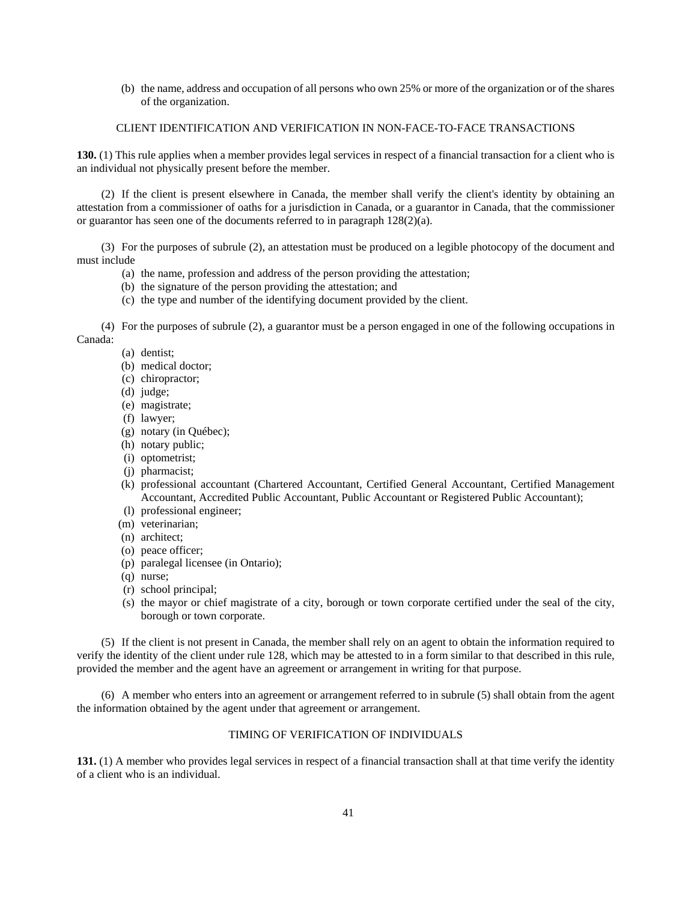(b) the name, address and occupation of all persons who own 25% or more of the organization or of the shares of the organization.

## CLIENT IDENTIFICATION AND VERIFICATION IN NON-FACE-TO-FACE TRANSACTIONS

**130.** (1) This rule applies when a member provides legal services in respect of a financial transaction for a client who is an individual not physically present before the member.

(2) If the client is present elsewhere in Canada, the member shall verify the client's identity by obtaining an attestation from a commissioner of oaths for a jurisdiction in Canada, or a guarantor in Canada, that the commissioner or guarantor has seen one of the documents referred to in paragraph 128(2)(a).

(3) For the purposes of subrule (2), an attestation must be produced on a legible photocopy of the document and must include

- (a) the name, profession and address of the person providing the attestation;
- (b) the signature of the person providing the attestation; and
- (c) the type and number of the identifying document provided by the client.

(4) For the purposes of subrule (2), a guarantor must be a person engaged in one of the following occupations in Canada:

- (a) dentist;
- (b) medical doctor;
- (c) chiropractor;
- (d) judge;
- (e) magistrate;
- (f) lawyer;
- (g) notary (in Québec);
- (h) notary public;
- (i) optometrist;
- (j) pharmacist;
- (k) professional accountant (Chartered Accountant, Certified General Accountant, Certified Management Accountant, Accredited Public Accountant, Public Accountant or Registered Public Accountant);
- (l) professional engineer;
- (m) veterinarian;
- (n) architect;
- (o) peace officer;
- (p) paralegal licensee (in Ontario);
- (q) nurse;
- (r) school principal;
- (s) the mayor or chief magistrate of a city, borough or town corporate certified under the seal of the city, borough or town corporate.

(5) If the client is not present in Canada, the member shall rely on an agent to obtain the information required to verify the identity of the client under rule 128, which may be attested to in a form similar to that described in this rule, provided the member and the agent have an agreement or arrangement in writing for that purpose.

(6) A member who enters into an agreement or arrangement referred to in subrule (5) shall obtain from the agent the information obtained by the agent under that agreement or arrangement.

## TIMING OF VERIFICATION OF INDIVIDUALS

**131.** (1) A member who provides legal services in respect of a financial transaction shall at that time verify the identity of a client who is an individual.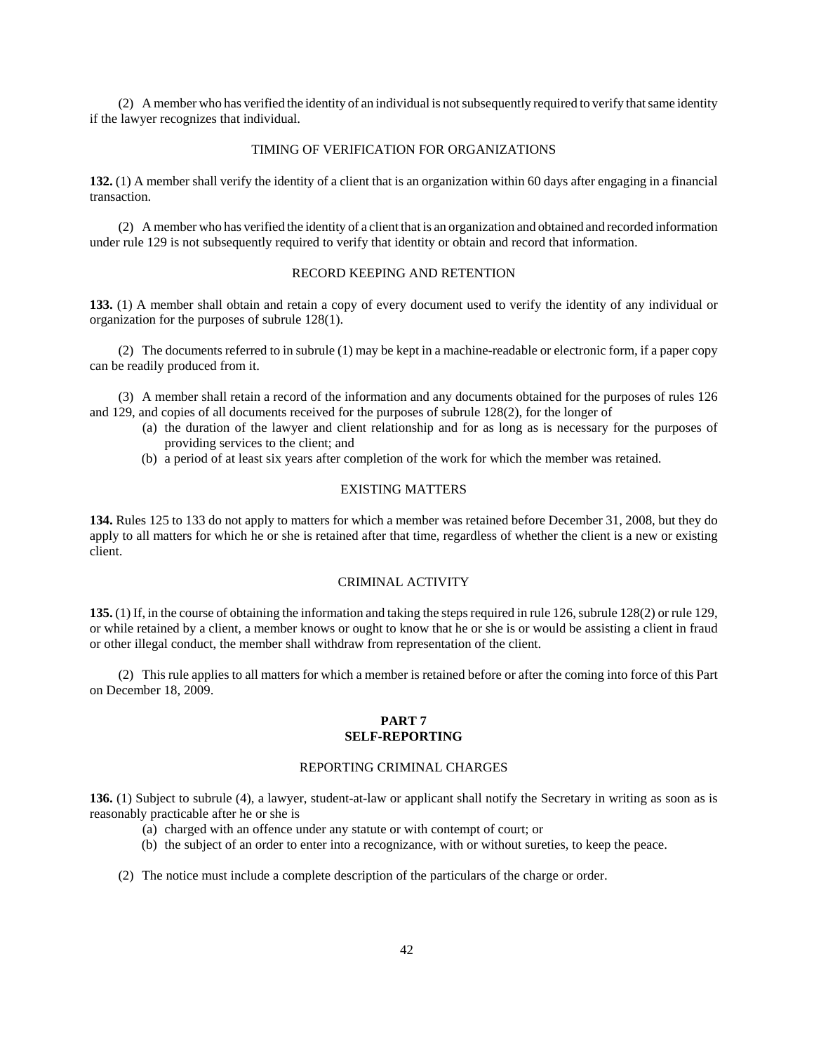(2) A member who has verified the identity of an individual is not subsequently required to verify that same identity if the lawyer recognizes that individual.

### TIMING OF VERIFICATION FOR ORGANIZATIONS

**132.** (1) A member shall verify the identity of a client that is an organization within 60 days after engaging in a financial transaction.

(2) A member who has verified the identity of a client that is an organization and obtained and recorded information under rule 129 is not subsequently required to verify that identity or obtain and record that information.

### RECORD KEEPING AND RETENTION

**133.** (1) A member shall obtain and retain a copy of every document used to verify the identity of any individual or organization for the purposes of subrule 128(1).

(2) The documents referred to in subrule (1) may be kept in a machine-readable or electronic form, if a paper copy can be readily produced from it.

(3) A member shall retain a record of the information and any documents obtained for the purposes of rules 126 and 129, and copies of all documents received for the purposes of subrule 128(2), for the longer of

- (a) the duration of the lawyer and client relationship and for as long as is necessary for the purposes of providing services to the client; and
- (b) a period of at least six years after completion of the work for which the member was retained.

### EXISTING MATTERS

**134.** Rules 125 to 133 do not apply to matters for which a member was retained before December 31, 2008, but they do apply to all matters for which he or she is retained after that time, regardless of whether the client is a new or existing client.

### CRIMINAL ACTIVITY

**135.** (1) If, in the course of obtaining the information and taking the steps required in rule 126, subrule 128(2) or rule 129, or while retained by a client, a member knows or ought to know that he or she is or would be assisting a client in fraud or other illegal conduct, the member shall withdraw from representation of the client.

(2) This rule applies to all matters for which a member is retained before or after the coming into force of this Part on December 18, 2009.

## PART 7
## SELF-REPORTING

### REPORTING CRIMINAL CHARGES

**136.** (1) Subject to subrule (4), a lawyer, student-at-law or applicant shall notify the Secretary in writing as soon as is reasonably practicable after he or she is

- (a) charged with an offence under any statute or with contempt of court; or
- (b) the subject of an order to enter into a recognizance, with or without sureties, to keep the peace.

(2) The notice must include a complete description of the particulars of the charge or order.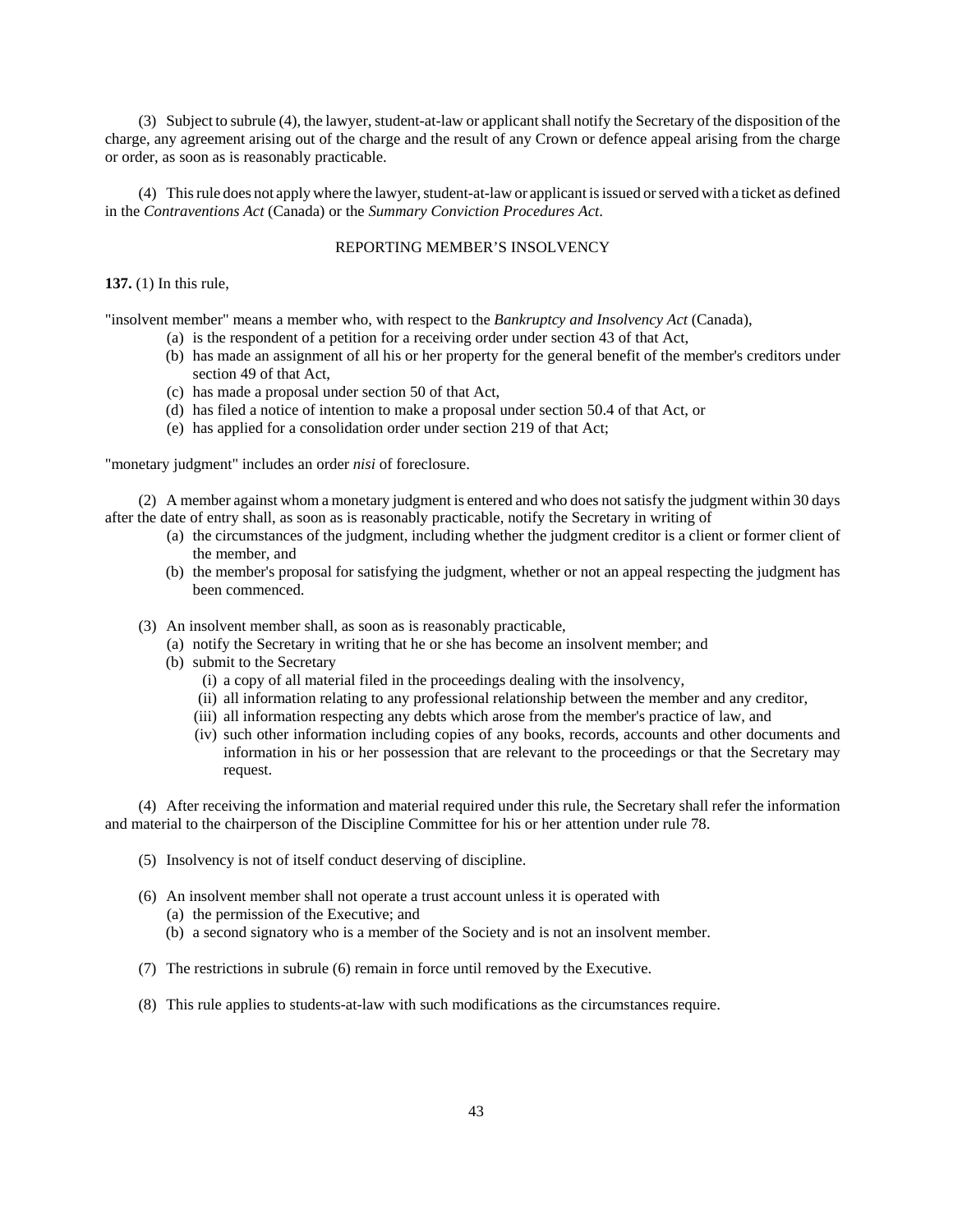(3) Subject to subrule (4), the lawyer, student-at-law or applicant shall notify the Secretary of the disposition of the charge, any agreement arising out of the charge and the result of any Crown or defence appeal arising from the charge or order, as soon as is reasonably practicable.

(4) This rule does not apply where the lawyer, student-at-law or applicant is issued or served with a ticket as defined in the *Contraventions Act* (Canada) or the *Summary Conviction Procedures Act*.

## REPORTING MEMBER'S INSOLVENCY

**137.** (1) In this rule,

"insolvent member" means a member who, with respect to the *Bankruptcy and Insolvency Act* (Canada),

- (a) is the respondent of a petition for a receiving order under section 43 of that Act,
- (b) has made an assignment of all his or her property for the general benefit of the member's creditors under section 49 of that Act,
- (c) has made a proposal under section 50 of that Act,
- (d) has filed a notice of intention to make a proposal under section 50.4 of that Act, or
- (e) has applied for a consolidation order under section 219 of that Act;

"monetary judgment" includes an order *nisi* of foreclosure.

(2) A member against whom a monetary judgment is entered and who does not satisfy the judgment within 30 days after the date of entry shall, as soon as is reasonably practicable, notify the Secretary in writing of

- (a) the circumstances of the judgment, including whether the judgment creditor is a client or former client of the member, and
- (b) the member's proposal for satisfying the judgment, whether or not an appeal respecting the judgment has been commenced.

(3) An insolvent member shall, as soon as is reasonably practicable,

- (a) notify the Secretary in writing that he or she has become an insolvent member; and
- (b) submit to the Secretary
  - (i) a copy of all material filed in the proceedings dealing with the insolvency,
  - (ii) all information relating to any professional relationship between the member and any creditor,
  - (iii) all information respecting any debts which arose from the member's practice of law, and
  - (iv) such other information including copies of any books, records, accounts and other documents and information in his or her possession that are relevant to the proceedings or that the Secretary may request.

(4) After receiving the information and material required under this rule, the Secretary shall refer the information and material to the chairperson of the Discipline Committee for his or her attention under rule 78.

(5) Insolvency is not of itself conduct deserving of discipline.

(6) An insolvent member shall not operate a trust account unless it is operated with

- (a) the permission of the Executive; and
- (b) a second signatory who is a member of the Society and is not an insolvent member.

(7) The restrictions in subrule (6) remain in force until removed by the Executive.

(8) This rule applies to students-at-law with such modifications as the circumstances require.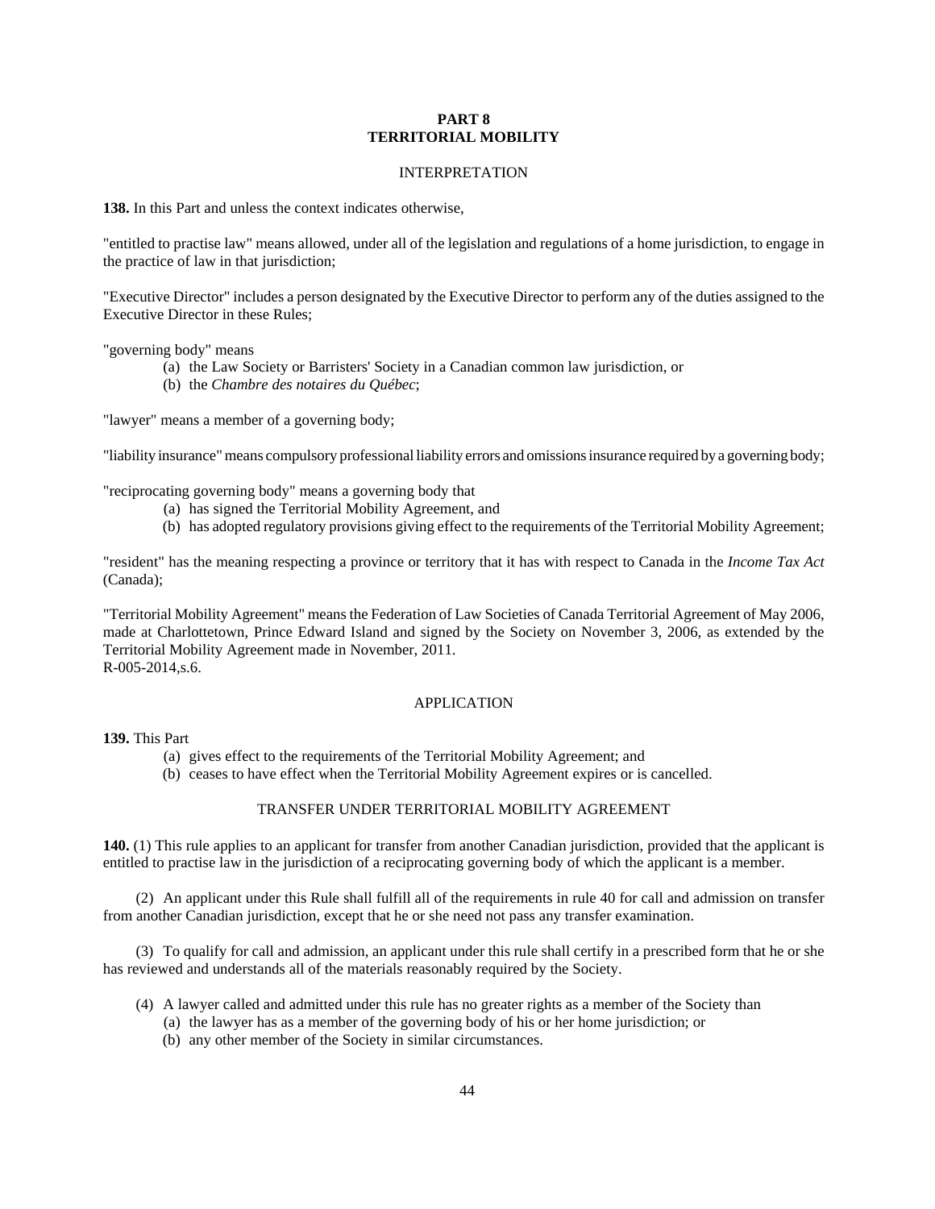## PART 8
## TERRITORIAL MOBILITY

### INTERPRETATION

**138.** In this Part and unless the context indicates otherwise,

"entitled to practise law" means allowed, under all of the legislation and regulations of a home jurisdiction, to engage in the practice of law in that jurisdiction;

"Executive Director" includes a person designated by the Executive Director to perform any of the duties assigned to the Executive Director in these Rules;

"governing body" means

- (a) the Law Society or Barristers' Society in a Canadian common law jurisdiction, or
- (b) the *Chambre des notaires du Québec*;

"lawyer" means a member of a governing body;

"liability insurance" means compulsory professional liability errors and omissions insurance required by a governing body;

"reciprocating governing body" means a governing body that

- (a) has signed the Territorial Mobility Agreement, and
- (b) has adopted regulatory provisions giving effect to the requirements of the Territorial Mobility Agreement;

"resident" has the meaning respecting a province or territory that it has with respect to Canada in the *Income Tax Act* (Canada);

"Territorial Mobility Agreement" means the Federation of Law Societies of Canada Territorial Agreement of May 2006, made at Charlottetown, Prince Edward Island and signed by the Society on November 3, 2006, as extended by the Territorial Mobility Agreement made in November, 2011.
R-005-2014,s.6.

### APPLICATION

**139.** This Part

- (a) gives effect to the requirements of the Territorial Mobility Agreement; and
- (b) ceases to have effect when the Territorial Mobility Agreement expires or is cancelled.

### TRANSFER UNDER TERRITORIAL MOBILITY AGREEMENT

**140.** (1) This rule applies to an applicant for transfer from another Canadian jurisdiction, provided that the applicant is entitled to practise law in the jurisdiction of a reciprocating governing body of which the applicant is a member.

(2) An applicant under this Rule shall fulfill all of the requirements in rule 40 for call and admission on transfer from another Canadian jurisdiction, except that he or she need not pass any transfer examination.

(3) To qualify for call and admission, an applicant under this rule shall certify in a prescribed form that he or she has reviewed and understands all of the materials reasonably required by the Society.

(4) A lawyer called and admitted under this rule has no greater rights as a member of the Society than

- (a) the lawyer has as a member of the governing body of his or her home jurisdiction; or
- (b) any other member of the Society in similar circumstances.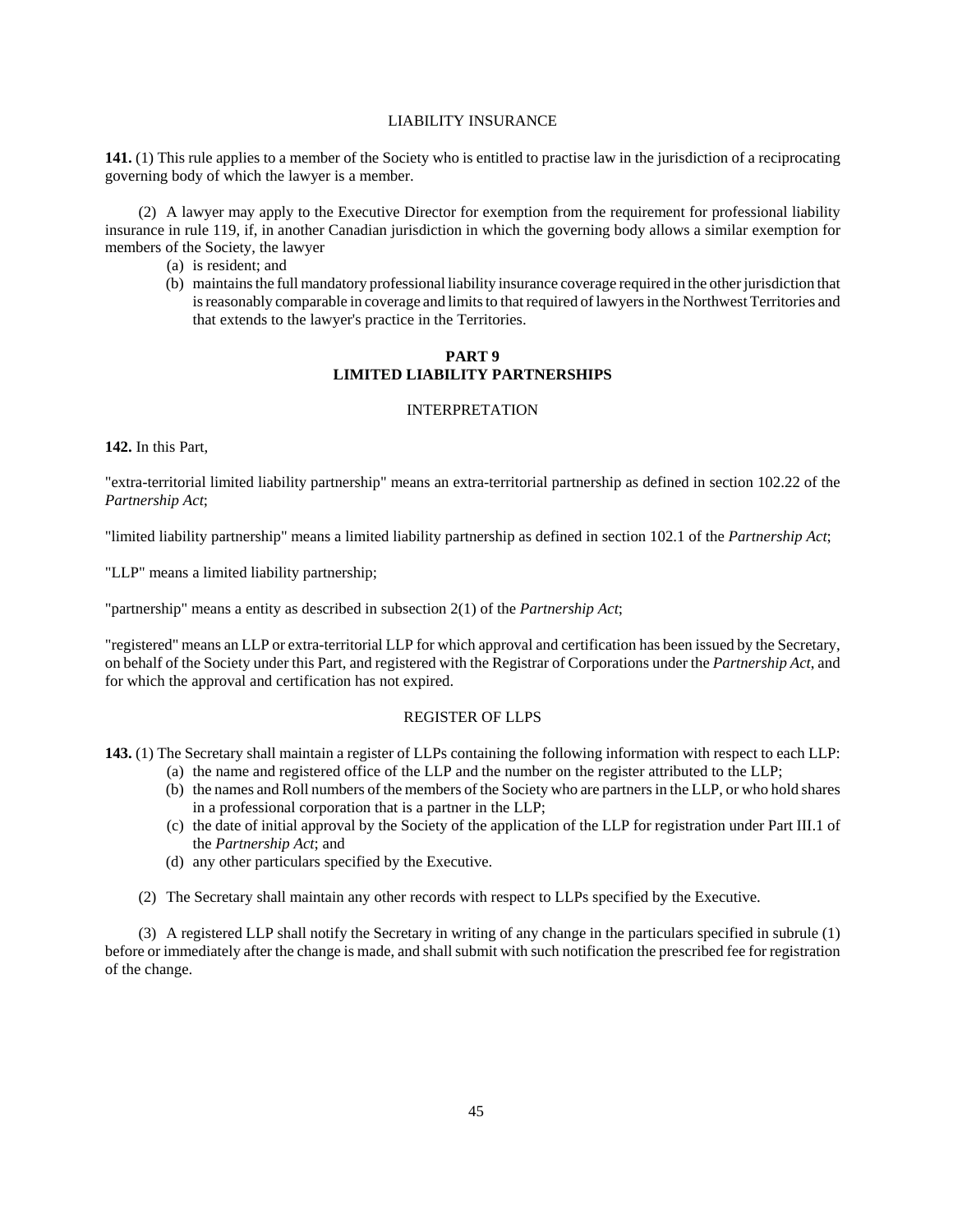### LIABILITY INSURANCE

**141.** (1) This rule applies to a member of the Society who is entitled to practise law in the jurisdiction of a reciprocating governing body of which the lawyer is a member.

(2) A lawyer may apply to the Executive Director for exemption from the requirement for professional liability insurance in rule 119, if, in another Canadian jurisdiction in which the governing body allows a similar exemption for members of the Society, the lawyer

- (a) is resident; and
- (b) maintains the full mandatory professional liability insurance coverage required in the other jurisdiction that is reasonably comparable in coverage and limits to that required of lawyers in the Northwest Territories and that extends to the lawyer's practice in the Territories.

## PART 9
## LIMITED LIABILITY PARTNERSHIPS

### INTERPRETATION

**142.** In this Part,

"extra-territorial limited liability partnership" means an extra-territorial partnership as defined in section 102.22 of the *Partnership Act*;

"limited liability partnership" means a limited liability partnership as defined in section 102.1 of the *Partnership Act*;

"LLP" means a limited liability partnership;

"partnership" means a entity as described in subsection 2(1) of the *Partnership Act*;

"registered" means an LLP or extra-territorial LLP for which approval and certification has been issued by the Secretary, on behalf of the Society under this Part, and registered with the Registrar of Corporations under the *Partnership Act*, and for which the approval and certification has not expired.

### REGISTER OF LLPS

**143.** (1) The Secretary shall maintain a register of LLPs containing the following information with respect to each LLP:

- (a) the name and registered office of the LLP and the number on the register attributed to the LLP;
- (b) the names and Roll numbers of the members of the Society who are partners in the LLP, or who hold shares in a professional corporation that is a partner in the LLP;
- (c) the date of initial approval by the Society of the application of the LLP for registration under Part III.1 of the *Partnership Act*; and
- (d) any other particulars specified by the Executive.

(2) The Secretary shall maintain any other records with respect to LLPs specified by the Executive.

(3) A registered LLP shall notify the Secretary in writing of any change in the particulars specified in subrule (1) before or immediately after the change is made, and shall submit with such notification the prescribed fee for registration of the change.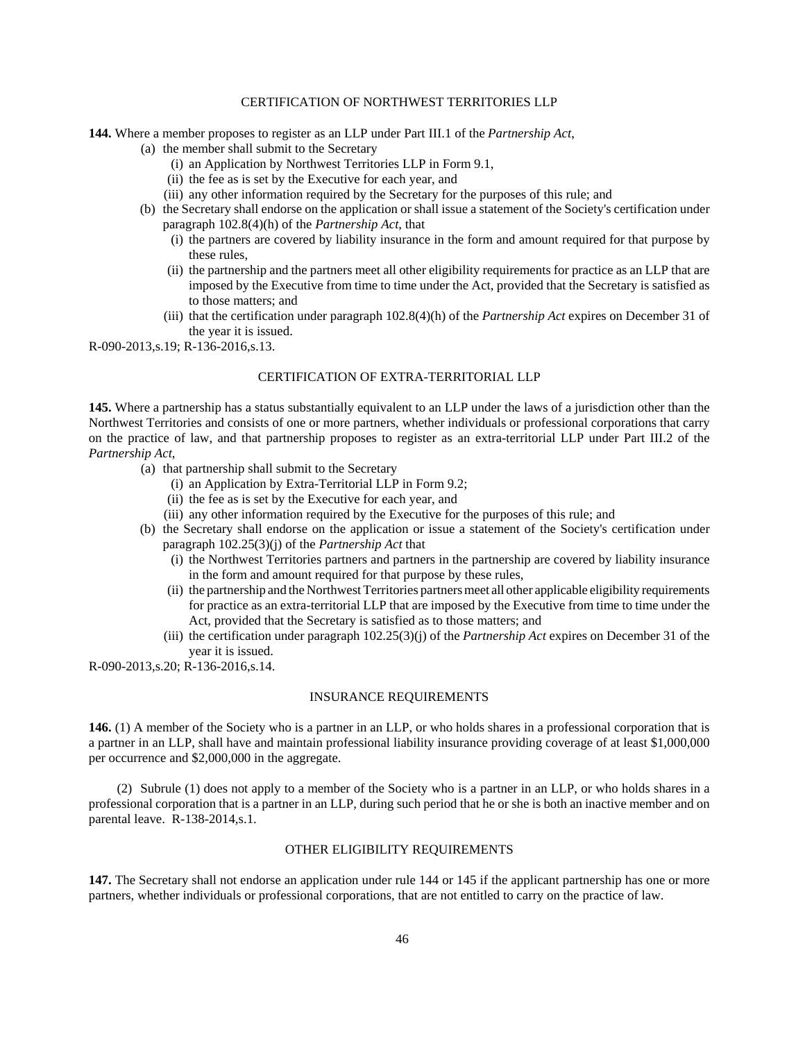## CERTIFICATION OF NORTHWEST TERRITORIES LLP

**144.** Where a member proposes to register as an LLP under Part III.1 of the *Partnership Act*,

- (a) the member shall submit to the Secretary
  - (i) an Application by Northwest Territories LLP in Form 9.1,
  - (ii) the fee as is set by the Executive for each year, and
  - (iii) any other information required by the Secretary for the purposes of this rule; and
- (b) the Secretary shall endorse on the application or shall issue a statement of the Society's certification under paragraph 102.8(4)(h) of the *Partnership Act*, that
  - (i) the partners are covered by liability insurance in the form and amount required for that purpose by these rules,
  - (ii) the partnership and the partners meet all other eligibility requirements for practice as an LLP that are imposed by the Executive from time to time under the Act, provided that the Secretary is satisfied as to those matters; and
  - (iii) that the certification under paragraph 102.8(4)(h) of the *Partnership Act* expires on December 31 of the year it is issued.

R-090-2013,s.19; R-136-2016,s.13.

## CERTIFICATION OF EXTRA-TERRITORIAL LLP

**145.** Where a partnership has a status substantially equivalent to an LLP under the laws of a jurisdiction other than the Northwest Territories and consists of one or more partners, whether individuals or professional corporations that carry on the practice of law, and that partnership proposes to register as an extra-territorial LLP under Part III.2 of the *Partnership Act*,

- (a) that partnership shall submit to the Secretary
  - (i) an Application by Extra-Territorial LLP in Form 9.2;
  - (ii) the fee as is set by the Executive for each year, and
  - (iii) any other information required by the Executive for the purposes of this rule; and
- (b) the Secretary shall endorse on the application or issue a statement of the Society's certification under paragraph 102.25(3)(j) of the *Partnership Act* that
  - (i) the Northwest Territories partners and partners in the partnership are covered by liability insurance in the form and amount required for that purpose by these rules,
  - (ii) the partnership and the Northwest Territories partners meet all other applicable eligibility requirements for practice as an extra-territorial LLP that are imposed by the Executive from time to time under the Act, provided that the Secretary is satisfied as to those matters; and
  - (iii) the certification under paragraph 102.25(3)(j) of the *Partnership Act* expires on December 31 of the year it is issued.

R-090-2013,s.20; R-136-2016,s.14.

## INSURANCE REQUIREMENTS

**146.** (1) A member of the Society who is a partner in an LLP, or who holds shares in a professional corporation that is a partner in an LLP, shall have and maintain professional liability insurance providing coverage of at least $1,000,000 per occurrence and $2,000,000 in the aggregate.

(2) Subrule (1) does not apply to a member of the Society who is a partner in an LLP, or who holds shares in a professional corporation that is a partner in an LLP, during such period that he or she is both an inactive member and on parental leave. R-138-2014,s.1.

## OTHER ELIGIBILITY REQUIREMENTS

**147.** The Secretary shall not endorse an application under rule 144 or 145 if the applicant partnership has one or more partners, whether individuals or professional corporations, that are not entitled to carry on the practice of law.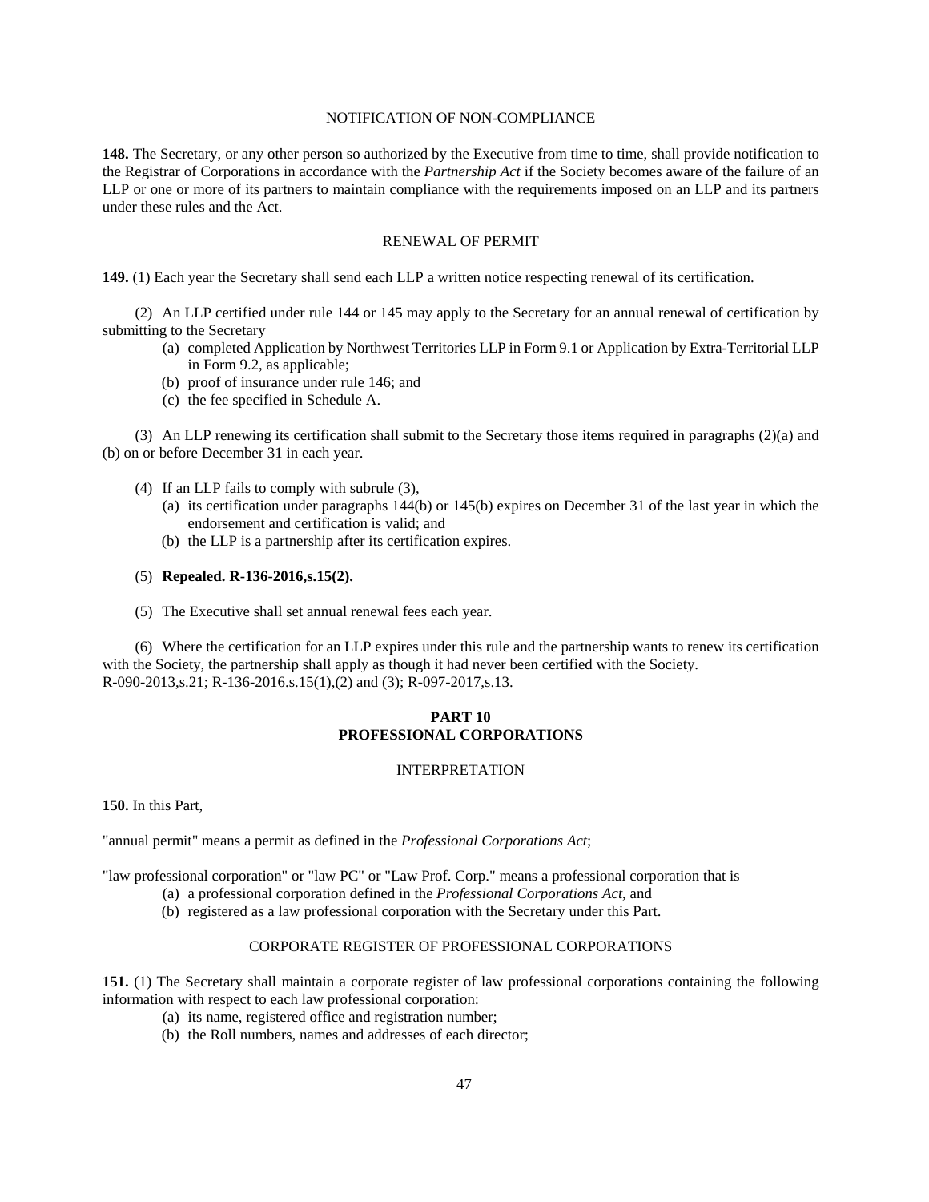### NOTIFICATION OF NON-COMPLIANCE

**148.** The Secretary, or any other person so authorized by the Executive from time to time, shall provide notification to the Registrar of Corporations in accordance with the *Partnership Act* if the Society becomes aware of the failure of an LLP or one or more of its partners to maintain compliance with the requirements imposed on an LLP and its partners under these rules and the Act.

### RENEWAL OF PERMIT

**149.** (1) Each year the Secretary shall send each LLP a written notice respecting renewal of its certification.

(2) An LLP certified under rule 144 or 145 may apply to the Secretary for an annual renewal of certification by submitting to the Secretary

- (a) completed Application by Northwest Territories LLP in Form 9.1 or Application by Extra-Territorial LLP in Form 9.2, as applicable;
- (b) proof of insurance under rule 146; and
- (c) the fee specified in Schedule A.

(3) An LLP renewing its certification shall submit to the Secretary those items required in paragraphs (2)(a) and (b) on or before December 31 in each year.

(4) If an LLP fails to comply with subrule (3),

- (a) its certification under paragraphs 144(b) or 145(b) expires on December 31 of the last year in which the endorsement and certification is valid; and
- (b) the LLP is a partnership after its certification expires.

(5) **Repealed. R-136-2016,s.15(2).**

(5) The Executive shall set annual renewal fees each year.

(6) Where the certification for an LLP expires under this rule and the partnership wants to renew its certification with the Society, the partnership shall apply as though it had never been certified with the Society.
R-090-2013,s.21; R-136-2016.s.15(1),(2) and (3); R-097-2017,s.13.

## PART 10
## PROFESSIONAL CORPORATIONS

### INTERPRETATION

**150.** In this Part,

"annual permit" means a permit as defined in the *Professional Corporations Act*;

"law professional corporation" or "law PC" or "Law Prof. Corp." means a professional corporation that is

- (a) a professional corporation defined in the *Professional Corporations Act*, and
- (b) registered as a law professional corporation with the Secretary under this Part.

### CORPORATE REGISTER OF PROFESSIONAL CORPORATIONS

**151.** (1) The Secretary shall maintain a corporate register of law professional corporations containing the following information with respect to each law professional corporation:

- (a) its name, registered office and registration number;
- (b) the Roll numbers, names and addresses of each director;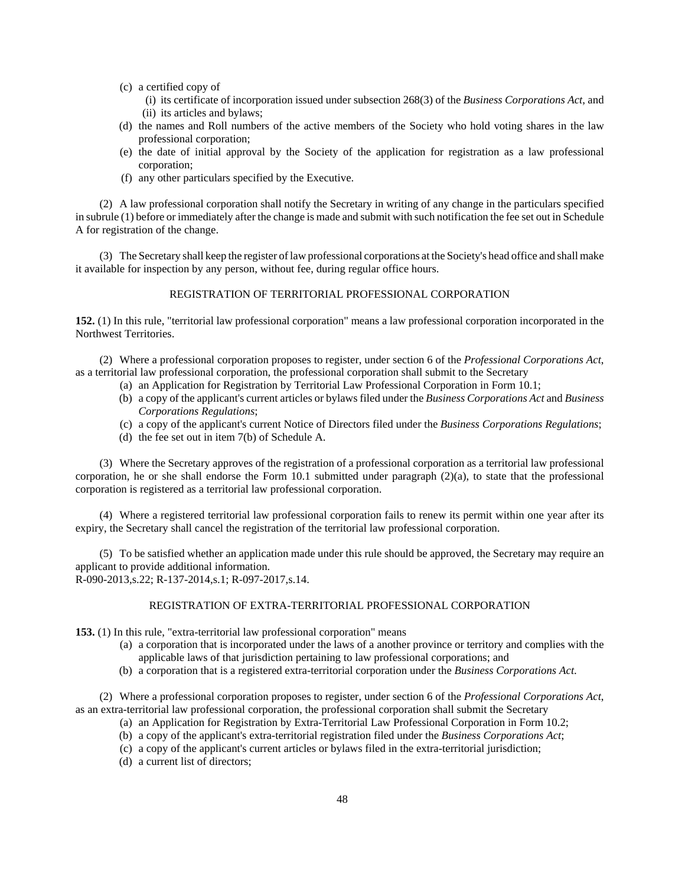(c) a certified copy of
   (i) its certificate of incorporation issued under subsection 268(3) of the *Business Corporations Act*, and
   (ii) its articles and bylaws;
(d) the names and Roll numbers of the active members of the Society who hold voting shares in the law professional corporation;
(e) the date of initial approval by the Society of the application for registration as a law professional corporation;
(f) any other particulars specified by the Executive.

(2) A law professional corporation shall notify the Secretary in writing of any change in the particulars specified in subrule (1) before or immediately after the change is made and submit with such notification the fee set out in Schedule A for registration of the change.

(3) The Secretary shall keep the register of law professional corporations at the Society's head office and shall make it available for inspection by any person, without fee, during regular office hours.

REGISTRATION OF TERRITORIAL PROFESSIONAL CORPORATION

**152.** (1) In this rule, "territorial law professional corporation" means a law professional corporation incorporated in the Northwest Territories.

(2) Where a professional corporation proposes to register, under section 6 of the *Professional Corporations Act*, as a territorial law professional corporation, the professional corporation shall submit to the Secretary
(a) an Application for Registration by Territorial Law Professional Corporation in Form 10.1;
(b) a copy of the applicant's current articles or bylaws filed under the *Business Corporations Act* and *Business Corporations Regulations*;
(c) a copy of the applicant's current Notice of Directors filed under the *Business Corporations Regulations*;
(d) the fee set out in item 7(b) of Schedule A.

(3) Where the Secretary approves of the registration of a professional corporation as a territorial law professional corporation, he or she shall endorse the Form 10.1 submitted under paragraph (2)(a), to state that the professional corporation is registered as a territorial law professional corporation.

(4) Where a registered territorial law professional corporation fails to renew its permit within one year after its expiry, the Secretary shall cancel the registration of the territorial law professional corporation.

(5) To be satisfied whether an application made under this rule should be approved, the Secretary may require an applicant to provide additional information.
R-090-2013,s.22; R-137-2014,s.1; R-097-2017,s.14.

REGISTRATION OF EXTRA-TERRITORIAL PROFESSIONAL CORPORATION

**153.** (1) In this rule, "extra-territorial law professional corporation" means
(a) a corporation that is incorporated under the laws of a another province or territory and complies with the applicable laws of that jurisdiction pertaining to law professional corporations; and
(b) a corporation that is a registered extra-territorial corporation under the *Business Corporations Act*.

(2) Where a professional corporation proposes to register, under section 6 of the *Professional Corporations Act*, as an extra-territorial law professional corporation, the professional corporation shall submit the Secretary
(a) an Application for Registration by Extra-Territorial Law Professional Corporation in Form 10.2;
(b) a copy of the applicant's extra-territorial registration filed under the *Business Corporations Act*;
(c) a copy of the applicant's current articles or bylaws filed in the extra-territorial jurisdiction;
(d) a current list of directors;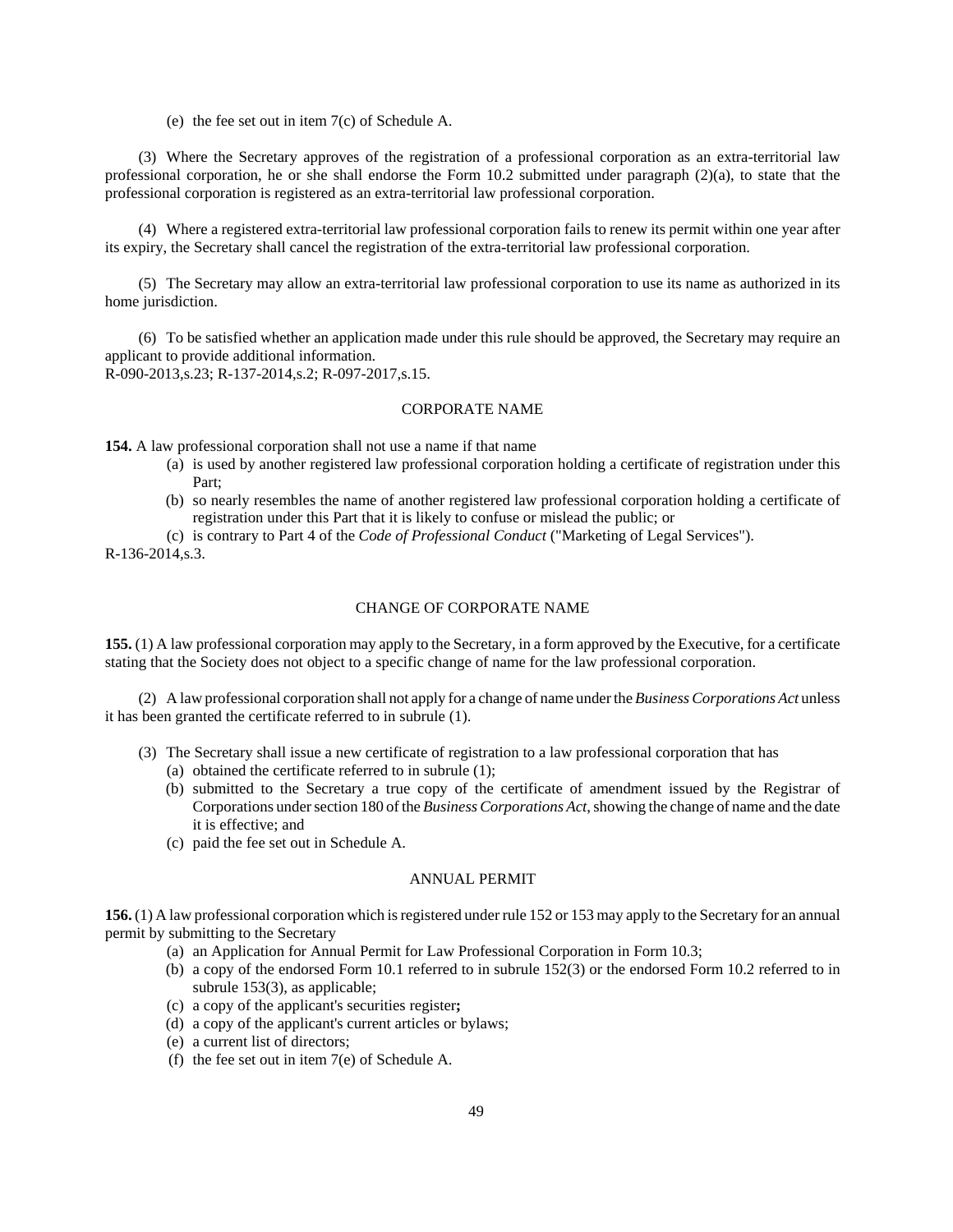(e) the fee set out in item 7(c) of Schedule A.

(3) Where the Secretary approves of the registration of a professional corporation as an extra-territorial law professional corporation, he or she shall endorse the Form 10.2 submitted under paragraph (2)(a), to state that the professional corporation is registered as an extra-territorial law professional corporation.

(4) Where a registered extra-territorial law professional corporation fails to renew its permit within one year after its expiry, the Secretary shall cancel the registration of the extra-territorial law professional corporation.

(5) The Secretary may allow an extra-territorial law professional corporation to use its name as authorized in its home jurisdiction.

(6) To be satisfied whether an application made under this rule should be approved, the Secretary may require an applicant to provide additional information.
R-090-2013,s.23; R-137-2014,s.2; R-097-2017,s.15.

CORPORATE NAME

**154.** A law professional corporation shall not use a name if that name

(a) is used by another registered law professional corporation holding a certificate of registration under this Part;
(b) so nearly resembles the name of another registered law professional corporation holding a certificate of registration under this Part that it is likely to confuse or mislead the public; or
(c) is contrary to Part 4 of the *Code of Professional Conduct* ("Marketing of Legal Services").

R-136-2014,s.3.

CHANGE OF CORPORATE NAME

**155.** (1) A law professional corporation may apply to the Secretary, in a form approved by the Executive, for a certificate stating that the Society does not object to a specific change of name for the law professional corporation.

(2) A law professional corporation shall not apply for a change of name under the *Business Corporations Act* unless it has been granted the certificate referred to in subrule (1).

(3) The Secretary shall issue a new certificate of registration to a law professional corporation that has

(a) obtained the certificate referred to in subrule (1);
(b) submitted to the Secretary a true copy of the certificate of amendment issued by the Registrar of Corporations under section 180 of the *Business Corporations Act*, showing the change of name and the date it is effective; and
(c) paid the fee set out in Schedule A.

ANNUAL PERMIT

**156.** (1) A law professional corporation which is registered under rule 152 or 153 may apply to the Secretary for an annual permit by submitting to the Secretary

(a) an Application for Annual Permit for Law Professional Corporation in Form 10.3;
(b) a copy of the endorsed Form 10.1 referred to in subrule 152(3) or the endorsed Form 10.2 referred to in subrule 153(3), as applicable;
(c) a copy of the applicant's securities register**;**
(d) a copy of the applicant's current articles or bylaws;
(e) a current list of directors;
(f) the fee set out in item 7(e) of Schedule A.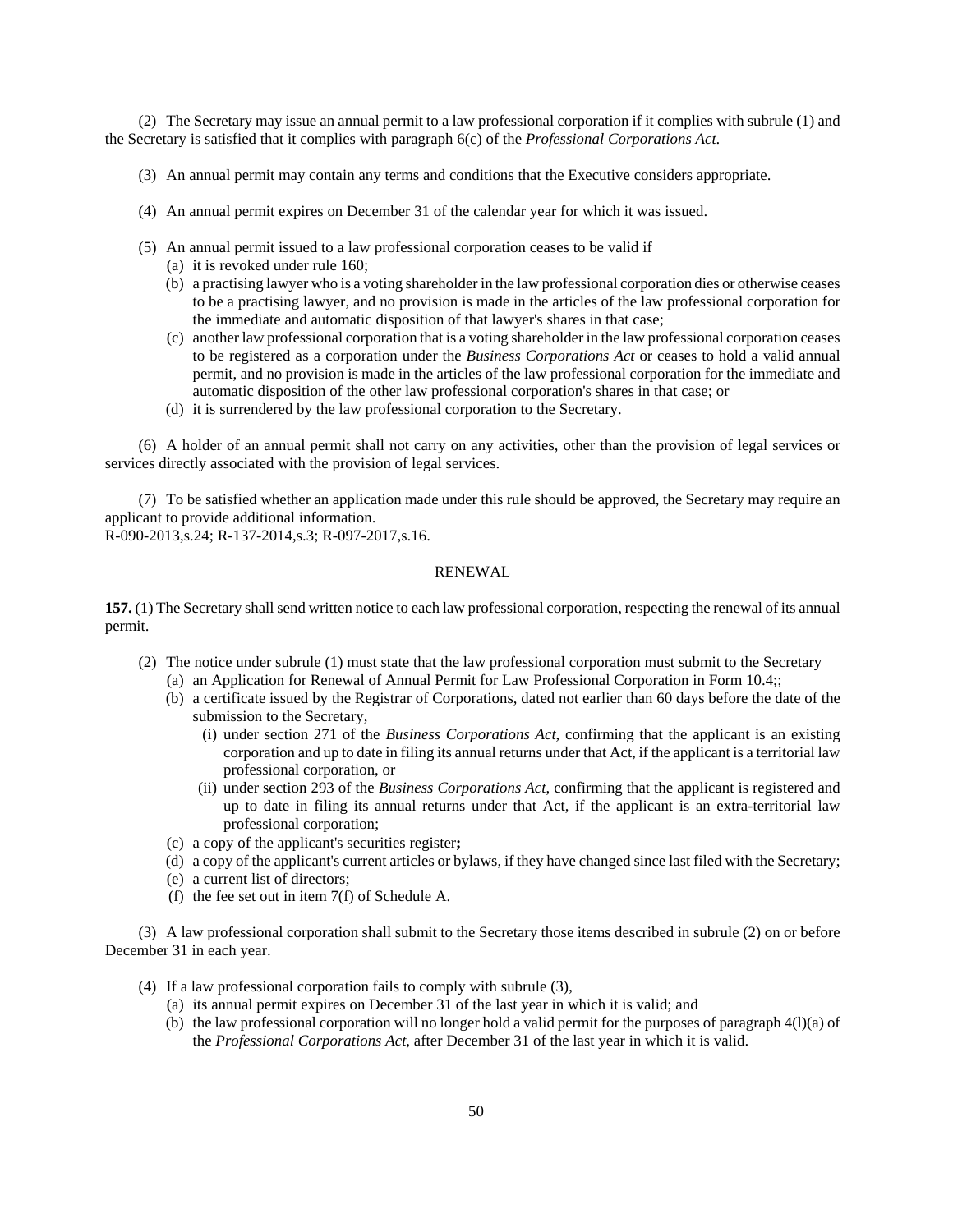(2) The Secretary may issue an annual permit to a law professional corporation if it complies with subrule (1) and the Secretary is satisfied that it complies with paragraph 6(c) of the *Professional Corporations Act*.

(3) An annual permit may contain any terms and conditions that the Executive considers appropriate.

(4) An annual permit expires on December 31 of the calendar year for which it was issued.

(5) An annual permit issued to a law professional corporation ceases to be valid if

(a) it is revoked under rule 160;

(b) a practising lawyer who is a voting shareholder in the law professional corporation dies or otherwise ceases to be a practising lawyer, and no provision is made in the articles of the law professional corporation for the immediate and automatic disposition of that lawyer's shares in that case;

(c) another law professional corporation that is a voting shareholder in the law professional corporation ceases to be registered as a corporation under the *Business Corporations Act* or ceases to hold a valid annual permit, and no provision is made in the articles of the law professional corporation for the immediate and automatic disposition of the other law professional corporation's shares in that case; or

(d) it is surrendered by the law professional corporation to the Secretary.

(6) A holder of an annual permit shall not carry on any activities, other than the provision of legal services or services directly associated with the provision of legal services.

(7) To be satisfied whether an application made under this rule should be approved, the Secretary may require an applicant to provide additional information.
R-090-2013,s.24; R-137-2014,s.3; R-097-2017,s.16.

RENEWAL

**157.** (1) The Secretary shall send written notice to each law professional corporation, respecting the renewal of its annual permit.

(2) The notice under subrule (1) must state that the law professional corporation must submit to the Secretary

(a) an Application for Renewal of Annual Permit for Law Professional Corporation in Form 10.4;;

(b) a certificate issued by the Registrar of Corporations, dated not earlier than 60 days before the date of the submission to the Secretary,

(i) under section 271 of the *Business Corporations Act*, confirming that the applicant is an existing corporation and up to date in filing its annual returns under that Act, if the applicant is a territorial law professional corporation, or

(ii) under section 293 of the *Business Corporations Act*, confirming that the applicant is registered and up to date in filing its annual returns under that Act, if the applicant is an extra-territorial law professional corporation;

(c) a copy of the applicant's securities register**;**

(d) a copy of the applicant's current articles or bylaws, if they have changed since last filed with the Secretary;

(e) a current list of directors;

(f) the fee set out in item 7(f) of Schedule A.

(3) A law professional corporation shall submit to the Secretary those items described in subrule (2) on or before December 31 in each year.

(4) If a law professional corporation fails to comply with subrule (3),

(a) its annual permit expires on December 31 of the last year in which it is valid; and

(b) the law professional corporation will no longer hold a valid permit for the purposes of paragraph 4(l)(a) of the *Professional Corporations Act*, after December 31 of the last year in which it is valid.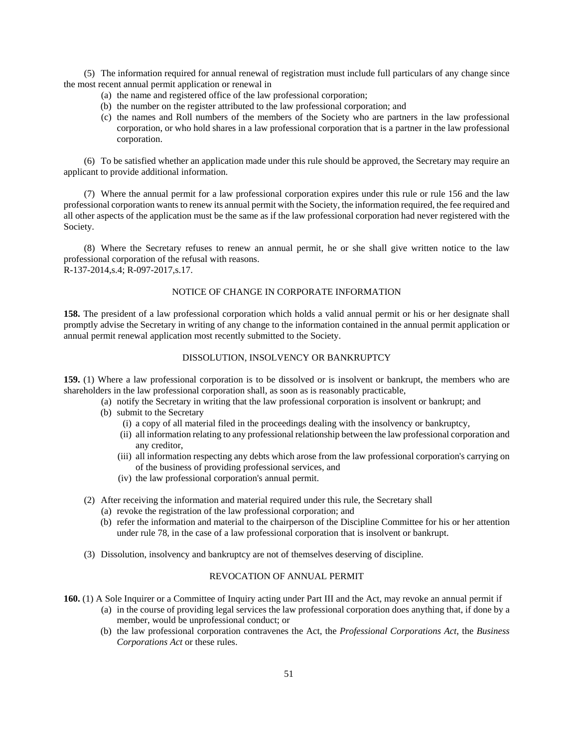(5) The information required for annual renewal of registration must include full particulars of any change since the most recent annual permit application or renewal in

(a) the name and registered office of the law professional corporation;
(b) the number on the register attributed to the law professional corporation; and
(c) the names and Roll numbers of the members of the Society who are partners in the law professional corporation, or who hold shares in a law professional corporation that is a partner in the law professional corporation.

(6) To be satisfied whether an application made under this rule should be approved, the Secretary may require an applicant to provide additional information.

(7) Where the annual permit for a law professional corporation expires under this rule or rule 156 and the law professional corporation wants to renew its annual permit with the Society, the information required, the fee required and all other aspects of the application must be the same as if the law professional corporation had never registered with the Society.

(8) Where the Secretary refuses to renew an annual permit, he or she shall give written notice to the law professional corporation of the refusal with reasons.
R-137-2014,s.4; R-097-2017,s.17.

### NOTICE OF CHANGE IN CORPORATE INFORMATION

**158.** The president of a law professional corporation which holds a valid annual permit or his or her designate shall promptly advise the Secretary in writing of any change to the information contained in the annual permit application or annual permit renewal application most recently submitted to the Society.

### DISSOLUTION, INSOLVENCY OR BANKRUPTCY

**159.** (1) Where a law professional corporation is to be dissolved or is insolvent or bankrupt, the members who are shareholders in the law professional corporation shall, as soon as is reasonably practicable,

(a) notify the Secretary in writing that the law professional corporation is insolvent or bankrupt; and
(b) submit to the Secretary
  (i) a copy of all material filed in the proceedings dealing with the insolvency or bankruptcy,
  (ii) all information relating to any professional relationship between the law professional corporation and any creditor,
  (iii) all information respecting any debts which arose from the law professional corporation's carrying on of the business of providing professional services, and
  (iv) the law professional corporation's annual permit.

(2) After receiving the information and material required under this rule, the Secretary shall

(a) revoke the registration of the law professional corporation; and
(b) refer the information and material to the chairperson of the Discipline Committee for his or her attention under rule 78, in the case of a law professional corporation that is insolvent or bankrupt.

(3) Dissolution, insolvency and bankruptcy are not of themselves deserving of discipline.

### REVOCATION OF ANNUAL PERMIT

**160.** (1) A Sole Inquirer or a Committee of Inquiry acting under Part III and the Act, may revoke an annual permit if

(a) in the course of providing legal services the law professional corporation does anything that, if done by a member, would be unprofessional conduct; or
(b) the law professional corporation contravenes the Act, the *Professional Corporations Act*, the *Business Corporations Act* or these rules.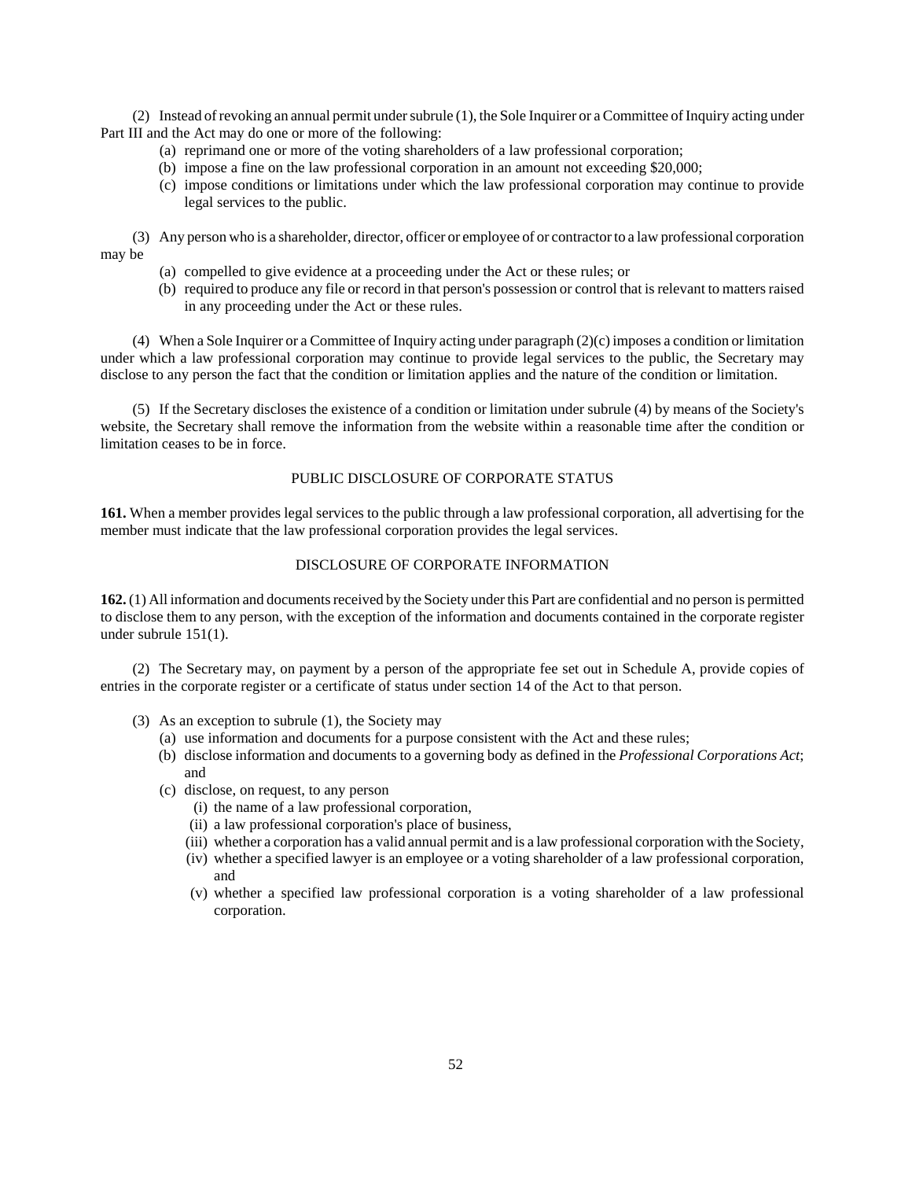(2) Instead of revoking an annual permit under subrule (1), the Sole Inquirer or a Committee of Inquiry acting under Part III and the Act may do one or more of the following:

- (a) reprimand one or more of the voting shareholders of a law professional corporation;
- (b) impose a fine on the law professional corporation in an amount not exceeding $20,000;
- (c) impose conditions or limitations under which the law professional corporation may continue to provide legal services to the public.

(3) Any person who is a shareholder, director, officer or employee of or contractor to a law professional corporation may be

- (a) compelled to give evidence at a proceeding under the Act or these rules; or
- (b) required to produce any file or record in that person's possession or control that is relevant to matters raised in any proceeding under the Act or these rules.

(4) When a Sole Inquirer or a Committee of Inquiry acting under paragraph (2)(c) imposes a condition or limitation under which a law professional corporation may continue to provide legal services to the public, the Secretary may disclose to any person the fact that the condition or limitation applies and the nature of the condition or limitation.

(5) If the Secretary discloses the existence of a condition or limitation under subrule (4) by means of the Society's website, the Secretary shall remove the information from the website within a reasonable time after the condition or limitation ceases to be in force.

## PUBLIC DISCLOSURE OF CORPORATE STATUS

**161.** When a member provides legal services to the public through a law professional corporation, all advertising for the member must indicate that the law professional corporation provides the legal services.

## DISCLOSURE OF CORPORATE INFORMATION

**162.** (1) All information and documents received by the Society under this Part are confidential and no person is permitted to disclose them to any person, with the exception of the information and documents contained in the corporate register under subrule 151(1).

(2) The Secretary may, on payment by a person of the appropriate fee set out in Schedule A, provide copies of entries in the corporate register or a certificate of status under section 14 of the Act to that person.

(3) As an exception to subrule (1), the Society may

- (a) use information and documents for a purpose consistent with the Act and these rules;
- (b) disclose information and documents to a governing body as defined in the *Professional Corporations Act*; and
- (c) disclose, on request, to any person
  - (i) the name of a law professional corporation,
  - (ii) a law professional corporation's place of business,
  - (iii) whether a corporation has a valid annual permit and is a law professional corporation with the Society,
  - (iv) whether a specified lawyer is an employee or a voting shareholder of a law professional corporation, and
  - (v) whether a specified law professional corporation is a voting shareholder of a law professional corporation.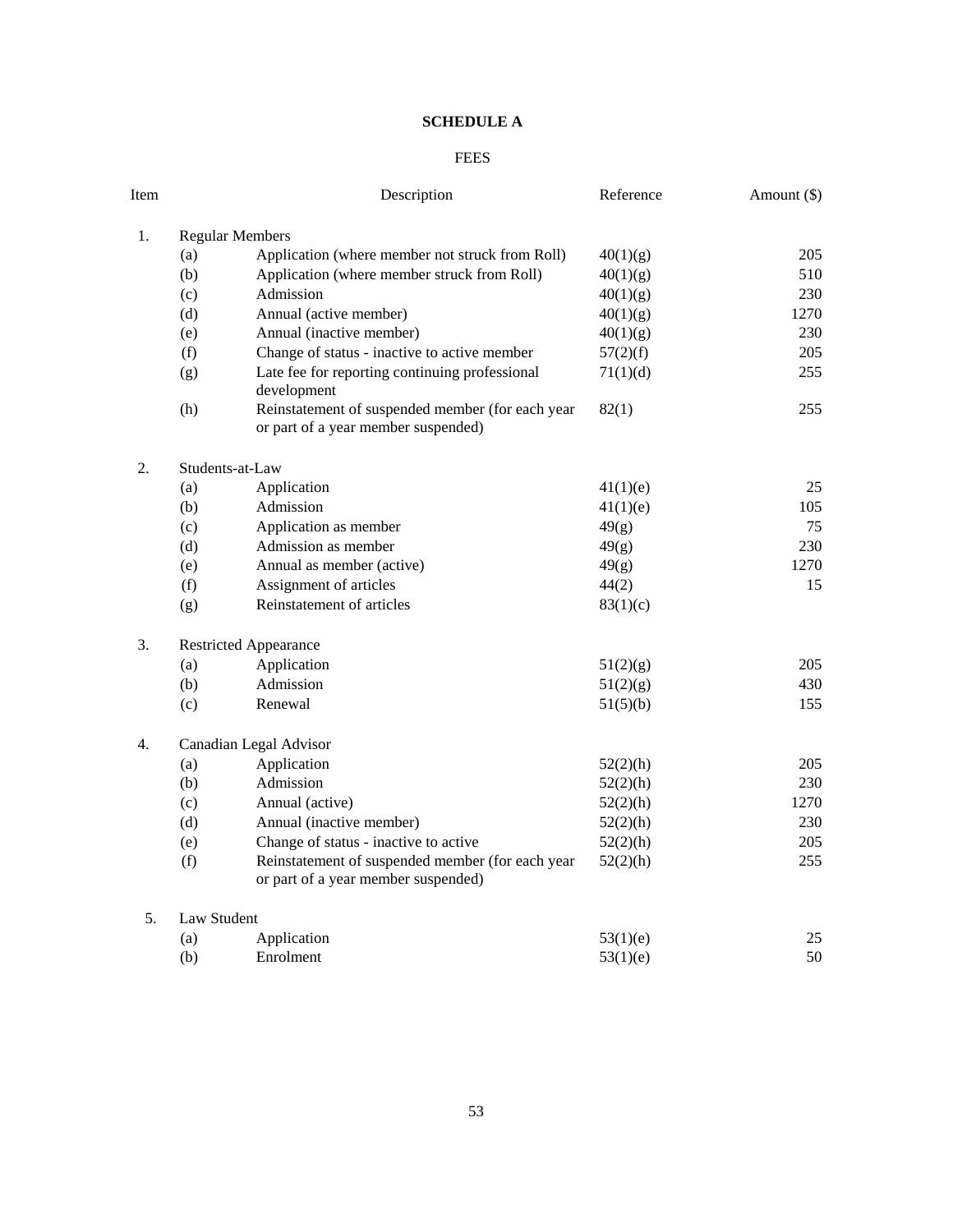**SCHEDULE A**

FEES

| Item | | Description | Reference | Amount ($) |
|---|---|---|---|---|
| 1. | Regular Members | | | |
| | (a) | Application (where member not struck from Roll) | 40(1)(g) | 205 |
| | (b) | Application (where member struck from Roll) | 40(1)(g) | 510 |
| | (c) | Admission | 40(1)(g) | 230 |
| | (d) | Annual (active member) | 40(1)(g) | 1270 |
| | (e) | Annual (inactive member) | 40(1)(g) | 230 |
| | (f) | Change of status - inactive to active member | 57(2)(f) | 205 |
| | (g) | Late fee for reporting continuing professional development | 71(1)(d) | 255 |
| | (h) | Reinstatement of suspended member (for each year or part of a year member suspended) | 82(1) | 255 |
| 2. | Students-at-Law | | | |
| | (a) | Application | 41(1)(e) | 25 |
| | (b) | Admission | 41(1)(e) | 105 |
| | (c) | Application as member | 49(g) | 75 |
| | (d) | Admission as member | 49(g) | 230 |
| | (e) | Annual as member (active) | 49(g) | 1270 |
| | (f) | Assignment of articles | 44(2) | 15 |
| | (g) | Reinstatement of articles | 83(1)(c) | |
| 3. | Restricted Appearance | | | |
| | (a) | Application | 51(2)(g) | 205 |
| | (b) | Admission | 51(2)(g) | 430 |
| | (c) | Renewal | 51(5)(b) | 155 |
| 4. | Canadian Legal Advisor | | | |
| | (a) | Application | 52(2)(h) | 205 |
| | (b) | Admission | 52(2)(h) | 230 |
| | (c) | Annual (active) | 52(2)(h) | 1270 |
| | (d) | Annual (inactive member) | 52(2)(h) | 230 |
| | (e) | Change of status - inactive to active | 52(2)(h) | 205 |
| | (f) | Reinstatement of suspended member (for each year or part of a year member suspended) | 52(2)(h) | 255 |
| 5. | Law Student | | | |
| | (a) | Application | 53(1)(e) | 25 |
| | (b) | Enrolment | 53(1)(e) | 50 |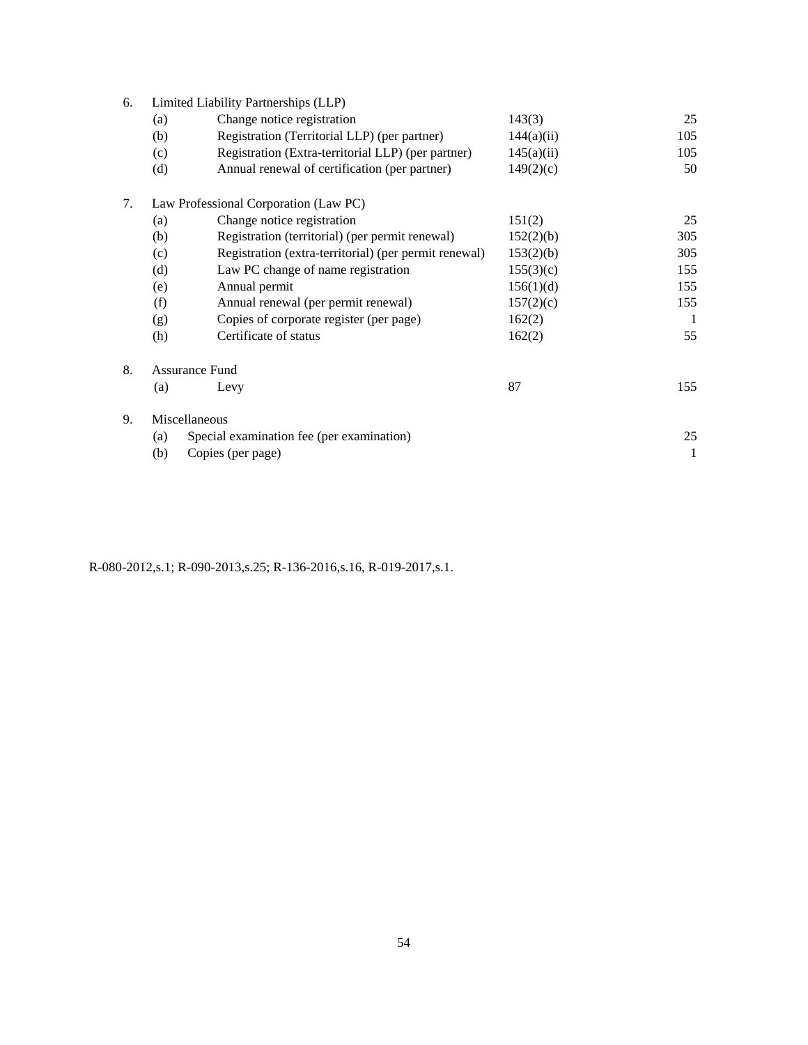| | | | | |
|---|---|---|---|---|
| 6. | Limited Liability Partnerships (LLP) | | | |
| | (a) | Change notice registration | 143(3) | 25 |
| | (b) | Registration (Territorial LLP) (per partner) | 144(a)(ii) | 105 |
| | (c) | Registration (Extra-territorial LLP) (per partner) | 145(a)(ii) | 105 |
| | (d) | Annual renewal of certification (per partner) | 149(2)(c) | 50 |
| 7. | Law Professional Corporation (Law PC) | | | |
| | (a) | Change notice registration | 151(2) | 25 |
| | (b) | Registration (territorial) (per permit renewal) | 152(2)(b) | 305 |
| | (c) | Registration (extra-territorial) (per permit renewal) | 153(2)(b) | 305 |
| | (d) | Law PC change of name registration | 155(3)(c) | 155 |
| | (e) | Annual permit | 156(1)(d) | 155 |
| | (f) | Annual renewal (per permit renewal) | 157(2)(c) | 155 |
| | (g) | Copies of corporate register (per page) | 162(2) | 1 |
| | (h) | Certificate of status | 162(2) | 55 |
| 8. | Assurance Fund | | | |
| | (a) | Levy | 87 | 155 |
| 9. | Miscellaneous | | | |
| | (a) | Special examination fee (per examination) | | 25 |
| | (b) | Copies (per page) | | 1 |

R-080-2012,s.1; R-090-2013,s.25; R-136-2016,s.16, R-019-2017,s.1.